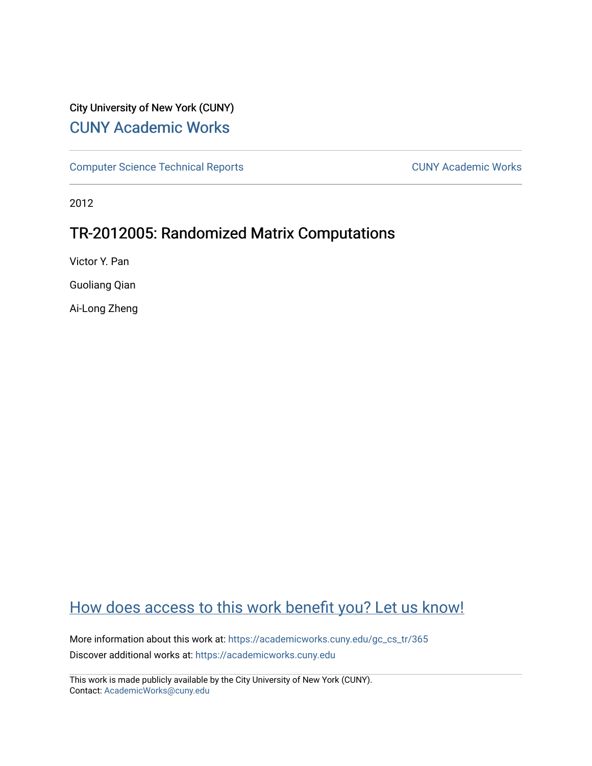City University of New York (CUNY)

CUNY Academic Works

Computer Science Technical Reports

CUNY Academic Works

2012

# TR-2012005: Randomized Matrix Computations

Victor Y. Pan

Guoliang Qian

Ai-Long Zheng

How does access to this work benefit you? Let us know!

More information about this work at: https://academicworks.cuny.edu/gc_cs_tr/365

Discover additional works at: https://academicworks.cuny.edu

This work is made publicly available by the City University of New York (CUNY).
Contact: AcademicWorks@cuny.edu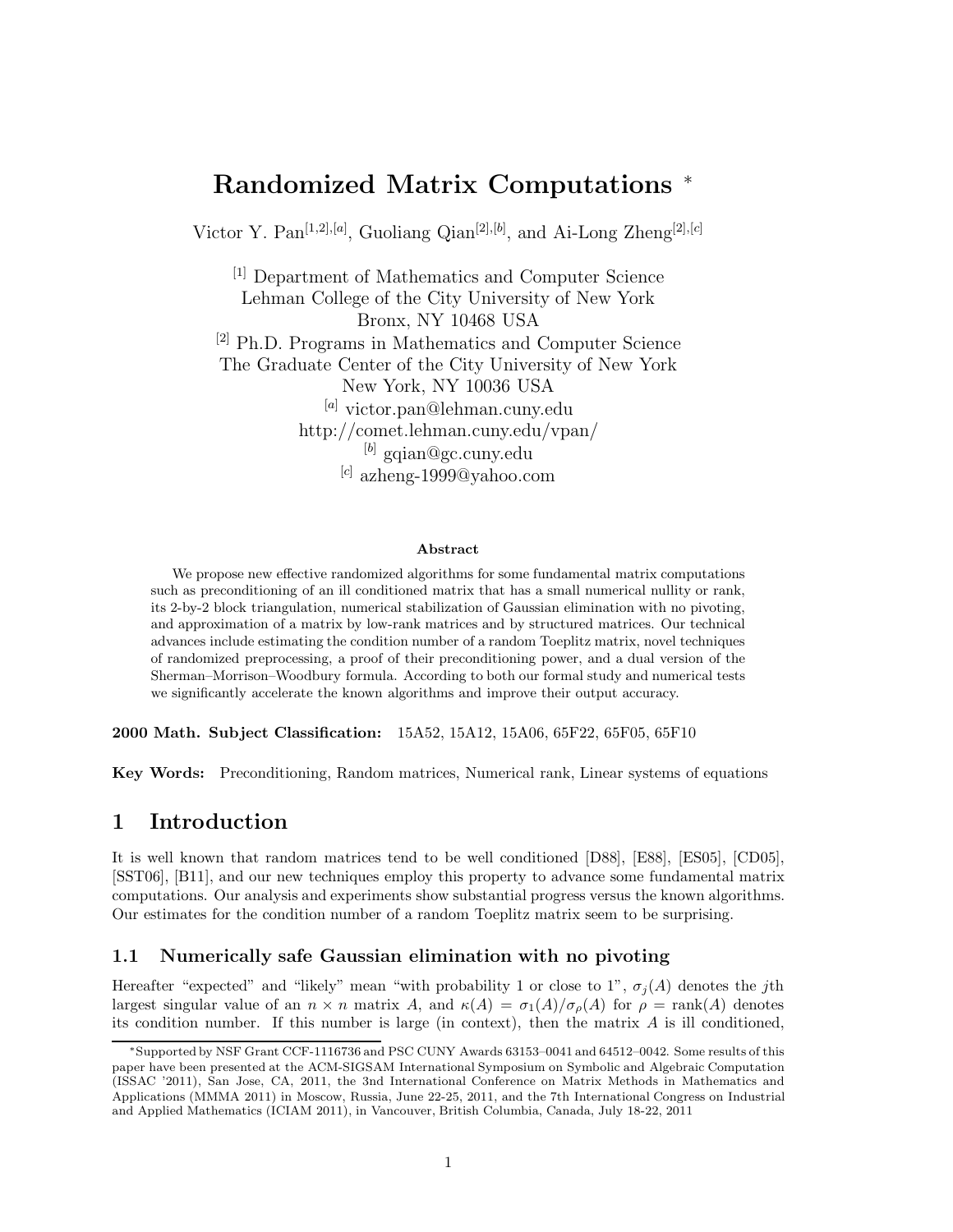# Randomized Matrix Computations *

Victor Y. Pan[1,2],[a], Guoliang Qian[2],[b], and Ai-Long Zheng[2],[c]

[1] Department of Mathematics and Computer Science
Lehman College of the City University of New York
Bronx, NY 10468 USA

[2] Ph.D. Programs in Mathematics and Computer Science
The Graduate Center of the City University of New York
New York, NY 10036 USA

[a] victor.pan@lehman.cuny.edu
http://comet.lehman.cuny.edu/vpan/

[b] gqian@gc.cuny.edu

[c] azheng-1999@yahoo.com

**Abstract**

We propose new effective randomized algorithms for some fundamental matrix computations such as preconditioning of an ill conditioned matrix that has a small numerical nullity or rank, its 2-by-2 block triangulation, numerical stabilization of Gaussian elimination with no pivoting, and approximation of a matrix by low-rank matrices and by structured matrices. Our technical advances include estimating the condition number of a random Toeplitz matrix, novel techniques of randomized preprocessing, a proof of their preconditioning power, and a dual version of the Sherman–Morrison–Woodbury formula. According to both our formal study and numerical tests we significantly accelerate the known algorithms and improve their output accuracy.

**2000 Math. Subject Classification:** 15A52, 15A12, 15A06, 65F22, 65F05, 65F10

**Key Words:** Preconditioning, Random matrices, Numerical rank, Linear systems of equations

## 1 Introduction

It is well known that random matrices tend to be well conditioned [D88], [E88], [ES05], [CD05], [SST06], [B11], and our new techniques employ this property to advance some fundamental matrix computations. Our analysis and experiments show substantial progress versus the known algorithms. Our estimates for the condition number of a random Toeplitz matrix seem to be surprising.

### 1.1 Numerically safe Gaussian elimination with no pivoting

Hereafter "expected" and "likely" mean "with probability 1 or close to 1", $\sigma_j(A)$ denotes the $j$th largest singular value of an $n \times n$ matrix $A$, and $\kappa(A) = \sigma_1(A)/\sigma_\rho(A)$ for $\rho = \text{rank}(A)$ denotes its condition number. If this number is large (in context), then the matrix $A$ is ill conditioned,

*Supported by NSF Grant CCF-1116736 and PSC CUNY Awards 63153–0041 and 64512–0042. Some results of this paper have been presented at the ACM-SIGSAM International Symposium on Symbolic and Algebraic Computation (ISSAC '2011), San Jose, CA, 2011, the 3nd International Conference on Matrix Methods in Mathematics and Applications (MMMA 2011) in Moscow, Russia, June 22-25, 2011, and the 7th International Congress on Industrial and Applied Mathematics (ICIAM 2011), in Vancouver, British Columbia, Canada, July 18-22, 2011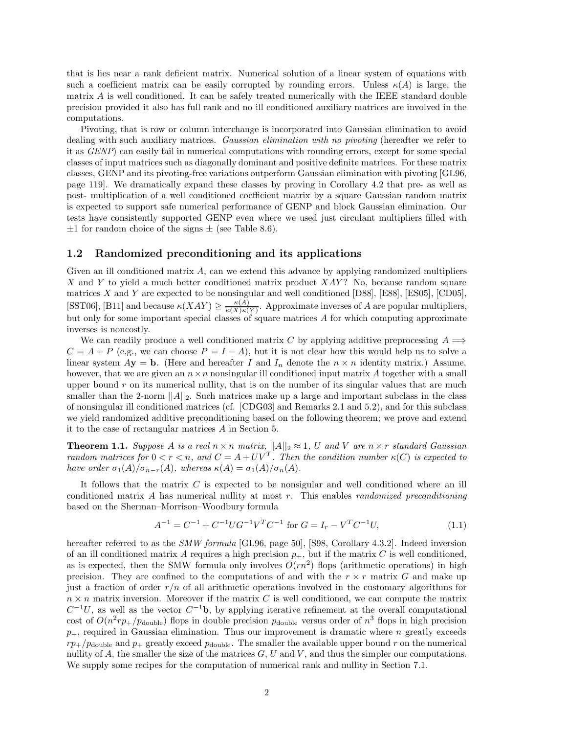that is lies near a rank deficient matrix. Numerical solution of a linear system of equations with such a coefficient matrix can be easily corrupted by rounding errors. Unless $\kappa(A)$ is large, the matrix $A$ is well conditioned. It can be safely treated numerically with the IEEE standard double precision provided it also has full rank and no ill conditioned auxiliary matrices are involved in the computations.

Pivoting, that is row or column interchange is incorporated into Gaussian elimination to avoid dealing with such auxiliary matrices. *Gaussian elimination with no pivoting* (hereafter we refer to it as *GENP*) can easily fail in numerical computations with rounding errors, except for some special classes of input matrices such as diagonally dominant and positive definite matrices. For these matrix classes, GENP and its pivoting-free variations outperform Gaussian elimination with pivoting [GL96, page 119]. We dramatically expand these classes by proving in Corollary 4.2 that pre- as well as post- multiplication of a well conditioned coefficient matrix by a square Gaussian random matrix is expected to support safe numerical performance of GENP and block Gaussian elimination. Our tests have consistently supported GENP even where we used just circulant multipliers filled with $\pm 1$ for random choice of the signs $\pm$ (see Table 8.6).

## 1.2 Randomized preconditioning and its applications

Given an ill conditioned matrix $A$, can we extend this advance by applying randomized multipliers $X$ and $Y$ to yield a much better conditioned matrix product $XAY$? No, because random square matrices $X$ and $Y$ are expected to be nonsingular and well conditioned [D88], [E88], [ES05], [CD05], [SST06], [B11] and because $\kappa(XAY) \geq \frac{\kappa(A)}{\kappa(X)\kappa(Y)}$. Approximate inverses of $A$ are popular multipliers, but only for some important special classes of square matrices $A$ for which computing approximate inverses is noncostly.

We can readily produce a well conditioned matrix $C$ by applying additive preprocessing $A \Longrightarrow C = A + P$ (e.g., we can choose $P = I - A$), but it is not clear how this would help us to solve a linear system $A\mathbf{y} = \mathbf{b}$. (Here and hereafter $I$ and $I_n$ denote the $n \times n$ identity matrix.) Assume, however, that we are given an $n \times n$ nonsingular ill conditioned input matrix $A$ together with a small upper bound $r$ on its numerical nullity, that is on the number of its singular values that are much smaller than the 2-norm $||A||_2$. Such matrices make up a large and important subclass in the class of nonsingular ill conditioned matrices (cf. [CDG03] and Remarks 2.1 and 5.2), and for this subclass we yield randomized additive preconditioning based on the following theorem; we prove and extend it to the case of rectangular matrices $A$ in Section 5.

**Theorem 1.1.** *Suppose $A$ is a real $n \times n$ matrix, $||A||_2 \approx 1$, $U$ and $V$ are $n \times r$ standard Gaussian random matrices for $0 < r < n$, and $C = A + UV^T$. Then the condition number $\kappa(C)$ is expected to have order $\sigma_1(A)/\sigma_{n-r}(A)$, whereas $\kappa(A) = \sigma_1(A)/\sigma_n(A)$.*

It follows that the matrix $C$ is expected to be nonsingular and well conditioned where an ill conditioned matrix $A$ has numerical nullity at most $r$. This enables *randomized preconditioning* based on the Sherman–Morrison–Woodbury formula

$$A^{-1} = C^{-1} + C^{-1}UG^{-1}V^TC^{-1} \text{ for } G = I_r - V^TC^{-1}U, \tag{1.1}$$

hereafter referred to as the *SMW formula* [GL96, page 50], [S98, Corollary 4.3.2]. Indeed inversion of an ill conditioned matrix $A$ requires a high precision $p_+$, but if the matrix $C$ is well conditioned, as is expected, then the SMW formula only involves $O(rn^2)$ flops (arithmetic operations) in high precision. They are confined to the computations of and with the $r \times r$ matrix $G$ and make up just a fraction of order $r/n$ of all arithmetic operations involved in the customary algorithms for $n \times n$ matrix inversion. Moreover if the matrix $C$ is well conditioned, we can compute the matrix $C^{-1}U$, as well as the vector $C^{-1}\mathbf{b}$, by applying iterative refinement at the overall computational cost of $O(n^2rp_+/p_{\text{double}})$ flops in double precision $p_{\text{double}}$ versus order of $n^3$ flops in high precision $p_+$, required in Gaussian elimination. Thus our improvement is dramatic where $n$ greatly exceeds $rp_+/p_{\text{double}}$ and $p_+$ greatly exceed $p_{\text{double}}$. The smaller the available upper bound $r$ on the numerical nullity of $A$, the smaller the size of the matrices $G$, $U$ and $V$, and thus the simpler our computations. We supply some recipes for the computation of numerical rank and nullity in Section 7.1.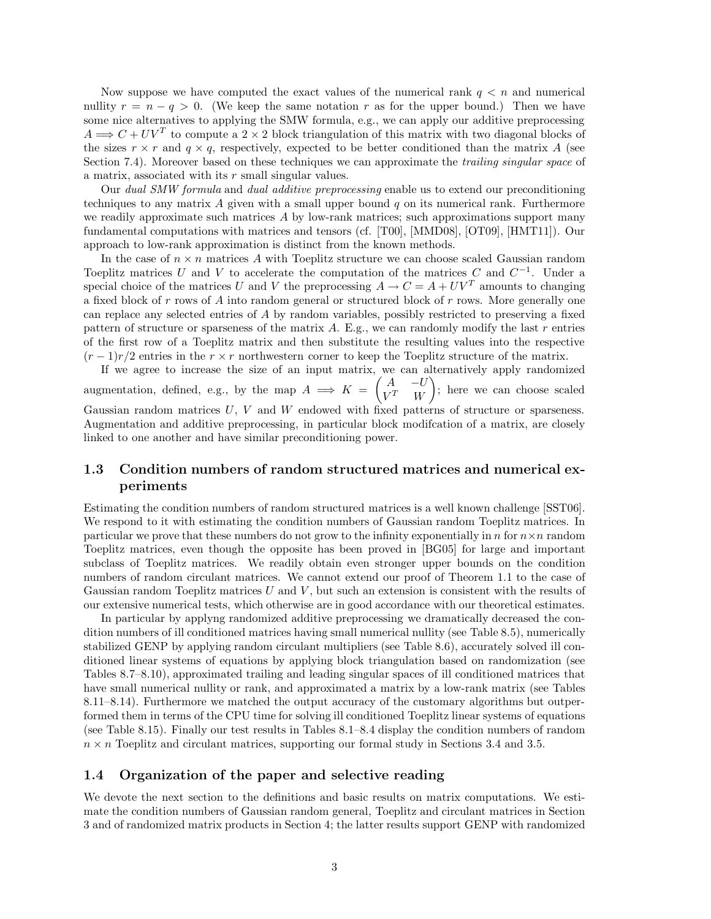Now suppose we have computed the exact values of the numerical rank $q < n$ and numerical nullity $r = n - q > 0$. (We keep the same notation $r$ as for the upper bound.) Then we have some nice alternatives to applying the SMW formula, e.g., we can apply our additive preprocessing $A \Longrightarrow C + UV^T$ to compute a $2 \times 2$ block triangulation of this matrix with two diagonal blocks of the sizes $r \times r$ and $q \times q$, respectively, expected to be better conditioned than the matrix $A$ (see Section 7.4). Moreover based on these techniques we can approximate the *trailing singular space* of a matrix, associated with its $r$ small singular values.

Our *dual SMW formula* and *dual additive preprocessing* enable us to extend our preconditioning techniques to any matrix $A$ given with a small upper bound $q$ on its numerical rank. Furthermore we readily approximate such matrices $A$ by low-rank matrices; such approximations support many fundamental computations with matrices and tensors (cf. [T00], [MMD08], [OT09], [HMT11]). Our approach to low-rank approximation is distinct from the known methods.

In the case of $n \times n$ matrices $A$ with Toeplitz structure we can choose scaled Gaussian random Toeplitz matrices $U$ and $V$ to accelerate the computation of the matrices $C$ and $C^{-1}$. Under a special choice of the matrices $U$ and $V$ the preprocessing $A \rightarrow C = A + UV^T$ amounts to changing a fixed block of $r$ rows of $A$ into random general or structured block of $r$ rows. More generally one can replace any selected entries of $A$ by random variables, possibly restricted to preserving a fixed pattern of structure or sparseness of the matrix $A$. E.g., we can randomly modify the last $r$ entries of the first row of a Toeplitz matrix and then substitute the resulting values into the respective $(r-1)r/2$ entries in the $r \times r$ northwestern corner to keep the Toeplitz structure of the matrix.

If we agree to increase the size of an input matrix, we can alternatively apply randomized augmentation, defined, e.g., by the map $A \Longrightarrow K = \begin{pmatrix} A & -U \\ V^T & W \end{pmatrix}$; here we can choose scaled Gaussian random matrices $U$, $V$ and $W$ endowed with fixed patterns of structure or sparseness. Augmentation and additive preprocessing, in particular block modifcation of a matrix, are closely linked to one another and have similar preconditioning power.

## 1.3 Condition numbers of random structured matrices and numerical experiments

Estimating the condition numbers of random structured matrices is a well known challenge [SST06]. We respond to it with estimating the condition numbers of Gaussian random Toeplitz matrices. In particular we prove that these numbers do not grow to the infinity exponentially in $n$ for $n \times n$ random Toeplitz matrices, even though the opposite has been proved in [BG05] for large and important subclass of Toeplitz matrices. We readily obtain even stronger upper bounds on the condition numbers of random circulant matrices. We cannot extend our proof of Theorem 1.1 to the case of Gaussian random Toeplitz matrices $U$ and $V$, but such an extension is consistent with the results of our extensive numerical tests, which otherwise are in good accordance with our theoretical estimates.

In particular by applyng randomized additive preprocessing we dramatically decreased the condition numbers of ill conditioned matrices having small numerical nullity (see Table 8.5), numerically stabilized GENP by applying random circulant multipliers (see Table 8.6), accurately solved ill conditioned linear systems of equations by applying block triangulation based on randomization (see Tables 8.7–8.10), approximated trailing and leading singular spaces of ill conditioned matrices that have small numerical nullity or rank, and approximated a matrix by a low-rank matrix (see Tables 8.11–8.14). Furthermore we matched the output accuracy of the customary algorithms but outperformed them in terms of the CPU time for solving ill conditioned Toeplitz linear systems of equations (see Table 8.15). Finally our test results in Tables 8.1–8.4 display the condition numbers of random $n \times n$ Toeplitz and circulant matrices, supporting our formal study in Sections 3.4 and 3.5.

## 1.4 Organization of the paper and selective reading

We devote the next section to the definitions and basic results on matrix computations. We estimate the condition numbers of Gaussian random general, Toeplitz and circulant matrices in Section 3 and of randomized matrix products in Section 4; the latter results support GENP with randomized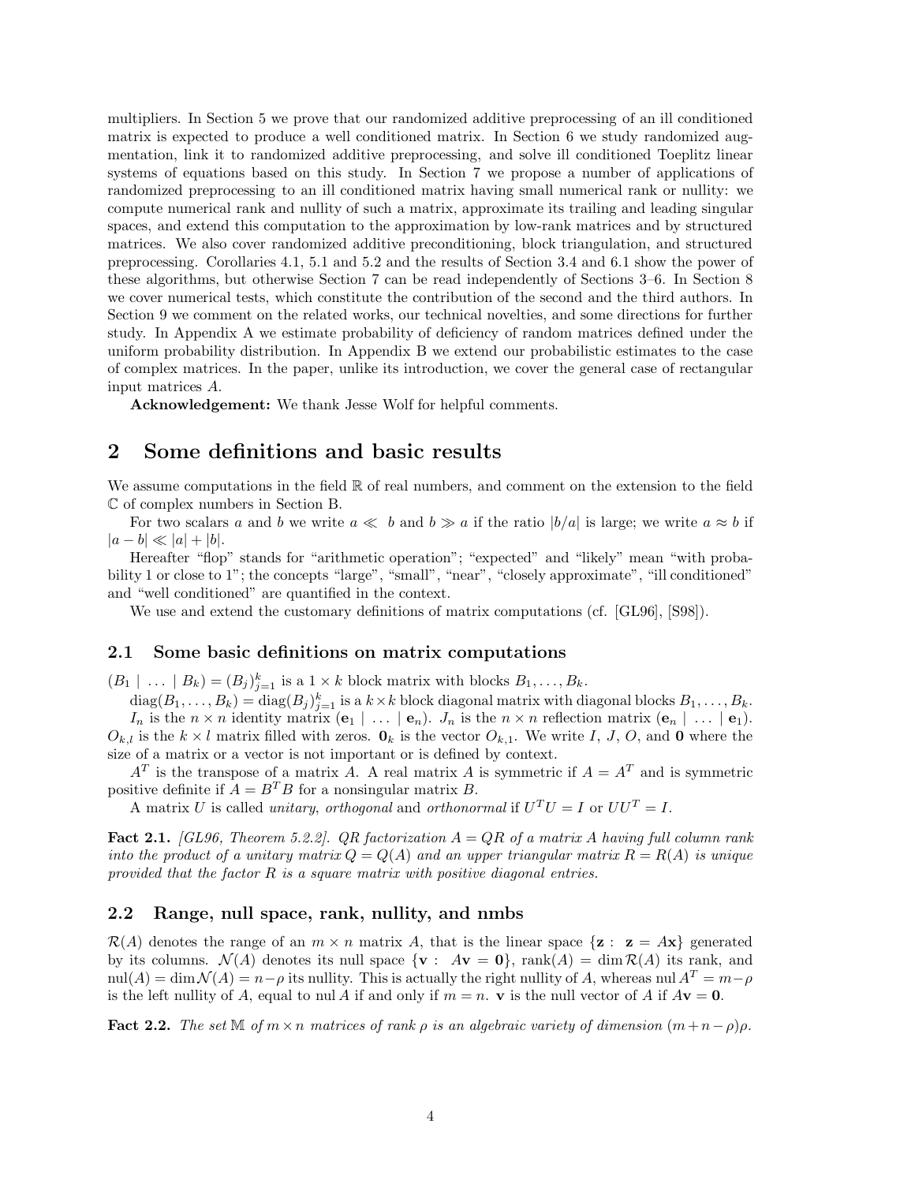multipliers. In Section 5 we prove that our randomized additive preprocessing of an ill conditioned matrix is expected to produce a well conditioned matrix. In Section 6 we study randomized augmentation, link it to randomized additive preprocessing, and solve ill conditioned Toeplitz linear systems of equations based on this study. In Section 7 we propose a number of applications of randomized preprocessing to an ill conditioned matrix having small numerical rank or nullity: we compute numerical rank and nullity of such a matrix, approximate its trailing and leading singular spaces, and extend this computation to the approximation by low-rank matrices and by structured matrices. We also cover randomized additive preconditioning, block triangulation, and structured preprocessing. Corollaries 4.1, 5.1 and 5.2 and the results of Section 3.4 and 6.1 show the power of these algorithms, but otherwise Section 7 can be read independently of Sections 3–6. In Section 8 we cover numerical tests, which constitute the contribution of the second and the third authors. In Section 9 we comment on the related works, our technical novelties, and some directions for further study. In Appendix A we estimate probability of deficiency of random matrices defined under the uniform probability distribution. In Appendix B we extend our probabilistic estimates to the case of complex matrices. In the paper, unlike its introduction, we cover the general case of rectangular input matrices $A$.

**Acknowledgement:** We thank Jesse Wolf for helpful comments.

## 2 Some definitions and basic results

We assume computations in the field $\mathbb{R}$ of real numbers, and comment on the extension to the field $\mathbb{C}$ of complex numbers in Section B.

For two scalars $a$ and $b$ we write $a \ll b$ and $b \gg a$ if the ratio $|b/a|$ is large; we write $a \approx b$ if $|a-b| \ll |a|+|b|$.

Hereafter "flop" stands for "arithmetic operation"; "expected" and "likely" mean "with probability 1 or close to 1"; the concepts "large", "small", "near", "closely approximate", "ill conditioned" and "well conditioned" are quantified in the context.

We use and extend the customary definitions of matrix computations (cf. [GL96], [S98]).

### 2.1 Some basic definitions on matrix computations

$(B_1 \mid \ldots \mid B_k) = (B_j)_{j=1}^k$ is a $1 \times k$ block matrix with blocks $B_1, \ldots, B_k$.

$\operatorname{diag}(B_1, \ldots, B_k) = \operatorname{diag}(B_j)_{j=1}^k$ is a $k \times k$ block diagonal matrix with diagonal blocks $B_1, \ldots, B_k$.

$I_n$ is the $n \times n$ identity matrix $(\mathbf{e}_1 \mid \ldots \mid \mathbf{e}_n)$. $J_n$ is the $n \times n$ reflection matrix $(\mathbf{e}_n \mid \ldots \mid \mathbf{e}_1)$. $O_{k,l}$ is the $k \times l$ matrix filled with zeros. $\mathbf{0}_k$ is the vector $O_{k,1}$. We write $I$, $J$, $O$, and $\mathbf{0}$ where the size of a matrix or a vector is not important or is defined by context.

$A^T$ is the transpose of a matrix $A$. A real matrix $A$ is symmetric if $A = A^T$ and is symmetric positive definite if $A = B^T B$ for a nonsingular matrix $B$.

A matrix $U$ is called *unitary*, *orthogonal* and *orthonormal* if $U^T U = I$ or $UU^T = I$.

**Fact 2.1.** *[GL96, Theorem 5.2.2]. QR factorization $A = QR$ of a matrix $A$ having full column rank into the product of a unitary matrix $Q = Q(A)$ and an upper triangular matrix $R = R(A)$ is unique provided that the factor $R$ is a square matrix with positive diagonal entries.*

### 2.2 Range, null space, rank, nullity, and nmbs

$\mathcal{R}(A)$ denotes the range of an $m \times n$ matrix $A$, that is the linear space $\{\mathbf{z} : \ \mathbf{z} = A\mathbf{x}\}$ generated by its columns. $\mathcal{N}(A)$ denotes its null space $\{\mathbf{v} : \ A\mathbf{v} = \mathbf{0}\}$, $\operatorname{rank}(A) = \dim \mathcal{R}(A)$ its rank, and $\operatorname{nul}(A) = \dim \mathcal{N}(A) = n - \rho$ its nullity. This is actually the right nullity of $A$, whereas $\operatorname{nul} A^T = m - \rho$ is the left nullity of $A$, equal to $\operatorname{nul} A$ if and only if $m = n$. $\mathbf{v}$ is the null vector of $A$ if $A\mathbf{v} = \mathbf{0}$.

**Fact 2.2.** *The set $\mathbb{M}$ of $m \times n$ matrices of rank $\rho$ is an algebraic variety of dimension $(m+n-\rho)\rho$.*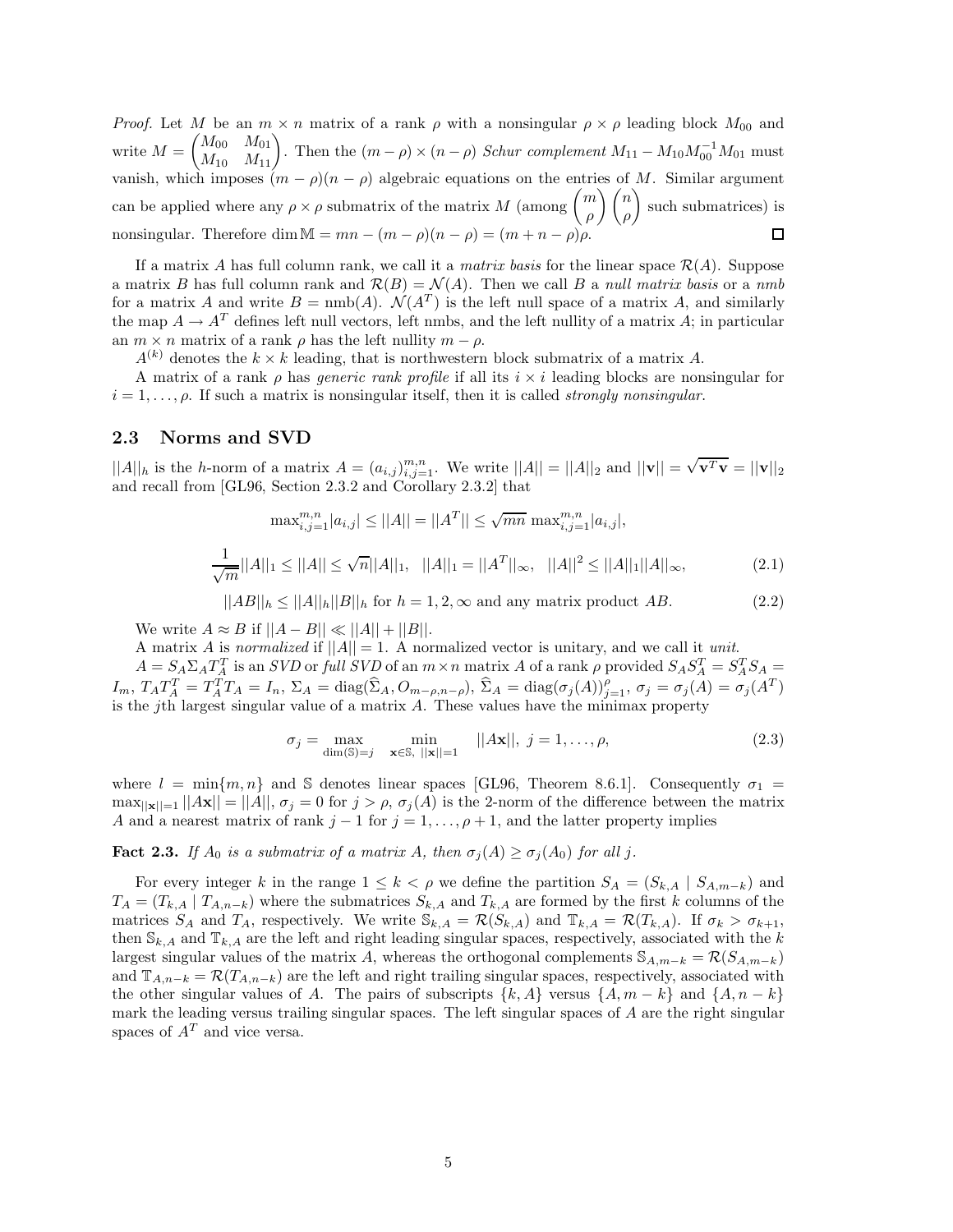*Proof.* Let $M$ be an $m \times n$ matrix of a rank $\rho$ with a nonsingular $\rho \times \rho$ leading block $M_{00}$ and write $M = \begin{pmatrix} M_{00} & M_{01} \\ M_{10} & M_{11} \end{pmatrix}$. Then the $(m-\rho) \times (n-\rho)$ *Schur complement* $M_{11} - M_{10}M_{00}^{-1}M_{01}$ must vanish, which imposes $(m-\rho)(n-\rho)$ algebraic equations on the entries of $M$. Similar argument can be applied where any $\rho \times \rho$ submatrix of the matrix $M$ (among $\binom{m}{\rho}\binom{n}{\rho}$ such submatrices) is nonsingular. Therefore $\dim \mathbb{M} = mn - (m-\rho)(n-\rho) = (m+n-\rho)\rho$. $\square$

If a matrix $A$ has full column rank, we call it a *matrix basis* for the linear space $\mathcal{R}(A)$. Suppose a matrix $B$ has full column rank and $\mathcal{R}(B) = \mathcal{N}(A)$. Then we call $B$ a *null matrix basis* or a *nmb* for a matrix $A$ and write $B = \text{nmb}(A)$. $\mathcal{N}(A^T)$ is the left null space of a matrix $A$, and similarly the map $A \to A^T$ defines left null vectors, left nmbs, and the left nullity of a matrix $A$; in particular an $m \times n$ matrix of a rank $\rho$ has the left nullity $m - \rho$.

$A^{(k)}$ denotes the $k \times k$ leading, that is northwestern block submatrix of a matrix $A$.

A matrix of a rank $\rho$ has *generic rank profile* if all its $i \times i$ leading blocks are nonsingular for $i = 1, \ldots, \rho$. If such a matrix is nonsingular itself, then it is called *strongly nonsingular*.

## 2.3 Norms and SVD

$||A||_h$ is the $h$-norm of a matrix $A = (a_{i,j})_{i,j=1}^{m,n}$. We write $||A|| = ||A||_2$ and $||\mathbf{v}|| = \sqrt{\mathbf{v}^T\mathbf{v}} = ||\mathbf{v}||_2$ and recall from [GL96, Section 2.3.2 and Corollary 2.3.2] that

$$\max_{i,j=1}^{m,n}|a_{i,j}| \le ||A|| = ||A^T|| \le \sqrt{mn}\,\max_{i,j=1}^{m,n}|a_{i,j}|,$$

$$\frac{1}{\sqrt{m}}||A||_1 \le ||A|| \le \sqrt{n}||A||_1, \quad ||A||_1 = ||A^T||_\infty, \quad ||A||^2 \le ||A||_1||A||_\infty, \tag{2.1}$$

$$||AB||_h \le ||A||_h||B||_h \text{ for } h = 1, 2, \infty \text{ and any matrix product } AB. \tag{2.2}$$

We write $A \approx B$ if $||A - B|| \ll ||A|| + ||B||$.

A matrix $A$ is *normalized* if $||A|| = 1$. A normalized vector is unitary, and we call it *unit*.

$A = S_A\Sigma_A T_A^T$ is an *SVD* or *full SVD* of an $m \times n$ matrix $A$ of a rank $\rho$ provided $S_A S_A^T = S_A^T S_A = I_m$, $T_A T_A^T = T_A^T T_A = I_n$, $\Sigma_A = \text{diag}(\widehat{\Sigma}_A, O_{m-\rho,n-\rho})$, $\widehat{\Sigma}_A = \text{diag}(\sigma_j(A))_{j=1}^{\rho}$, $\sigma_j = \sigma_j(A) = \sigma_j(A^T)$ is the $j$th largest singular value of a matrix $A$. These values have the minimax property

$$\sigma_j = \max_{\dim(\mathbb{S})=j} \; \min_{\mathbf{x}\in\mathbb{S},\ ||\mathbf{x}||=1} \; ||A\mathbf{x}||,\ j = 1, \ldots, \rho, \tag{2.3}$$

where $l = \min\{m, n\}$ and $\mathbb{S}$ denotes linear spaces [GL96, Theorem 8.6.1]. Consequently $\sigma_1 = \max_{||\mathbf{x}||=1}||A\mathbf{x}|| = ||A||$, $\sigma_j = 0$ for $j > \rho$, $\sigma_j(A)$ is the 2-norm of the difference between the matrix $A$ and a nearest matrix of rank $j-1$ for $j = 1, \ldots, \rho+1$, and the latter property implies

**Fact 2.3.** *If $A_0$ is a submatrix of a matrix $A$, then $\sigma_j(A) \ge \sigma_j(A_0)$ for all $j$.*

For every integer $k$ in the range $1 \le k < \rho$ we define the partition $S_A = (S_{k,A} \mid S_{A,m-k})$ and $T_A = (T_{k,A} \mid T_{A,n-k})$ where the submatrices $S_{k,A}$ and $T_{k,A}$ are formed by the first $k$ columns of the matrices $S_A$ and $T_A$, respectively. We write $\mathbb{S}_{k,A} = \mathcal{R}(S_{k,A})$ and $\mathbb{T}_{k,A} = \mathcal{R}(T_{k,A})$. If $\sigma_k > \sigma_{k+1}$, then $\mathbb{S}_{k,A}$ and $\mathbb{T}_{k,A}$ are the left and right leading singular spaces, respectively, associated with the $k$ largest singular values of the matrix $A$, whereas the orthogonal complements $\mathbb{S}_{A,m-k} = \mathcal{R}(S_{A,m-k})$ and $\mathbb{T}_{A,n-k} = \mathcal{R}(T_{A,n-k})$ are the left and right trailing singular spaces, respectively, associated with the other singular values of $A$. The pairs of subscripts $\{k, A\}$ versus $\{A, m-k\}$ and $\{A, n-k\}$ mark the leading versus trailing singular spaces. The left singular spaces of $A$ are the right singular spaces of $A^T$ and vice versa.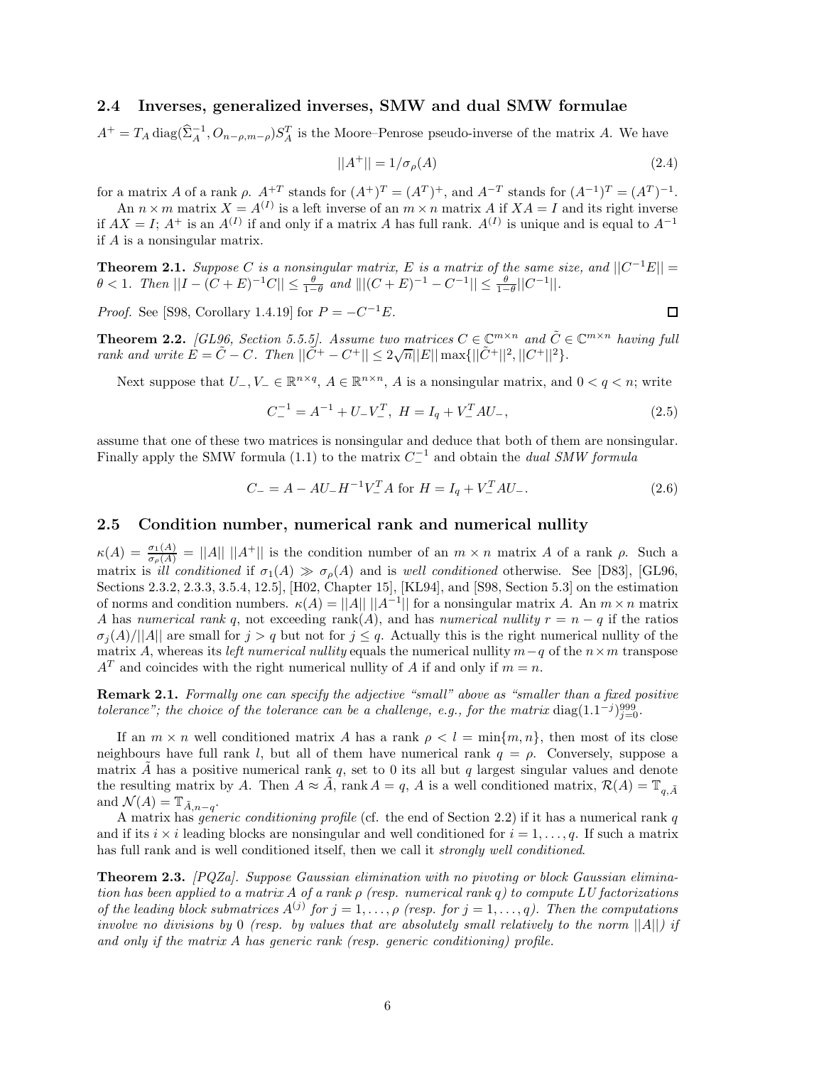### 2.4 Inverses, generalized inverses, SMW and dual SMW formulae

$A^+ = T_A \operatorname{diag}(\widehat{\Sigma}_A^{-1}, O_{n-\rho,m-\rho})S_A^T$ is the Moore–Penrose pseudo-inverse of the matrix $A$. We have

$$||A^+|| = 1/\sigma_\rho(A) \tag{2.4}$$

for a matrix $A$ of a rank $\rho$. $A^{+T}$ stands for $(A^+)^T = (A^T)^+$, and $A^{-T}$ stands for $(A^{-1})^T = (A^T)^{-1}$.

An $n \times m$ matrix $X = A^{(I)}$ is a left inverse of an $m \times n$ matrix $A$ if $XA = I$ and its right inverse if $AX = I$; $A^+$ is an $A^{(I)}$ if and only if a matrix $A$ has full rank. $A^{(I)}$ is unique and is equal to $A^{-1}$ if $A$ is a nonsingular matrix.

**Theorem 2.1.** *Suppose $C$ is a nonsingular matrix, $E$ is a matrix of the same size, and $||C^{-1}E|| = \theta < 1$. Then $||I - (C+E)^{-1}C|| \le \frac{\theta}{1-\theta}$ and $\|(C+E)^{-1} - C^{-1}|| \le \frac{\theta}{1-\theta}||C^{-1}||$.*

*Proof.* See [S98, Corollary 1.4.19] for $P = -C^{-1}E$. ☐

**Theorem 2.2.** *[GL96, Section 5.5.5]. Assume two matrices $C \in \mathbb{C}^{m\times n}$ and $\tilde{C} \in \mathbb{C}^{m\times n}$ having full rank and write $E = \tilde{C} - C$. Then $||\tilde{C}^+ - C^+|| \le 2\sqrt{n}||E|| \max\{||\tilde{C}^+||^2, ||C^+||^2\}$.*

Next suppose that $U_-, V_- \in \mathbb{R}^{n\times q}$, $A \in \mathbb{R}^{n\times n}$, $A$ is a nonsingular matrix, and $0 < q < n$; write

$$C_-^{-1} = A^{-1} + U_-V_-^T,\ H = I_q + V_-^T A U_-, \tag{2.5}$$

assume that one of these two matrices is nonsingular and deduce that both of them are nonsingular. Finally apply the SMW formula (1.1) to the matrix $C_-^{-1}$ and obtain the *dual SMW formula*

$$C_- = A - AU_-H^{-1}V_-^T A \text{ for } H = I_q + V_-^T A U_-. \tag{2.6}$$

### 2.5 Condition number, numerical rank and numerical nullity

$\kappa(A) = \frac{\sigma_1(A)}{\sigma_\rho(A)} = ||A||\ ||A^+||$ is the condition number of an $m \times n$ matrix $A$ of a rank $\rho$. Such a matrix is *ill conditioned* if $\sigma_1(A) \gg \sigma_\rho(A)$ and is *well conditioned* otherwise. See [D83], [GL96, Sections 2.3.2, 2.3.3, 3.5.4, 12.5], [H02, Chapter 15], [KL94], and [S98, Section 5.3] on the estimation of norms and condition numbers. $\kappa(A) = ||A||\ ||A^{-1}||$ for a nonsingular matrix $A$. An $m \times n$ matrix $A$ has *numerical rank* $q$, not exceeding rank$(A)$, and has *numerical nullity* $r = n - q$ if the ratios $\sigma_j(A)/||A||$ are small for $j > q$ but not for $j \le q$. Actually this is the right numerical nullity of the matrix $A$, whereas its *left numerical nullity* equals the numerical nullity $m - q$ of the $n \times m$ transpose $A^T$ and coincides with the right numerical nullity of $A$ if and only if $m = n$.

**Remark 2.1.** *Formally one can specify the adjective "small" above as "smaller than a fixed positive tolerance"; the choice of the tolerance can be a challenge, e.g., for the matrix $\operatorname{diag}(1.1^{-j})_{j=0}^{999}$.*

If an $m \times n$ well conditioned matrix $A$ has a rank $\rho < l = \min\{m, n\}$, then most of its close neighbours have full rank $l$, but all of them have numerical rank $q = \rho$. Conversely, suppose a matrix $\tilde{A}$ has a positive numerical rank $q$, set to 0 its all but $q$ largest singular values and denote the resulting matrix by $A$. Then $A \approx \tilde{A}$, rank $A = q$, $A$ is a well conditioned matrix, $\mathcal{R}(A) = \mathbb{T}_{q,\tilde{A}}$ and $\mathcal{N}(A) = \mathbb{T}_{\tilde{A},n-q}$.

A matrix has *generic conditioning profile* (cf. the end of Section 2.2) if it has a numerical rank $q$ and if its $i \times i$ leading blocks are nonsingular and well conditioned for $i = 1, \dots, q$. If such a matrix has full rank and is well conditioned itself, then we call it *strongly well conditioned*.

**Theorem 2.3.** *[PQZa]. Suppose Gaussian elimination with no pivoting or block Gaussian elimination has been applied to a matrix $A$ of a rank $\rho$ (resp. numerical rank $q$) to compute LU factorizations of the leading block submatrices $A^{(j)}$ for $j = 1, \dots, \rho$ (resp. for $j = 1, \dots, q$). Then the computations involve no divisions by 0 (resp. by values that are absolutely small relatively to the norm $||A||$) if and only if the matrix $A$ has generic rank (resp. generic conditioning) profile.*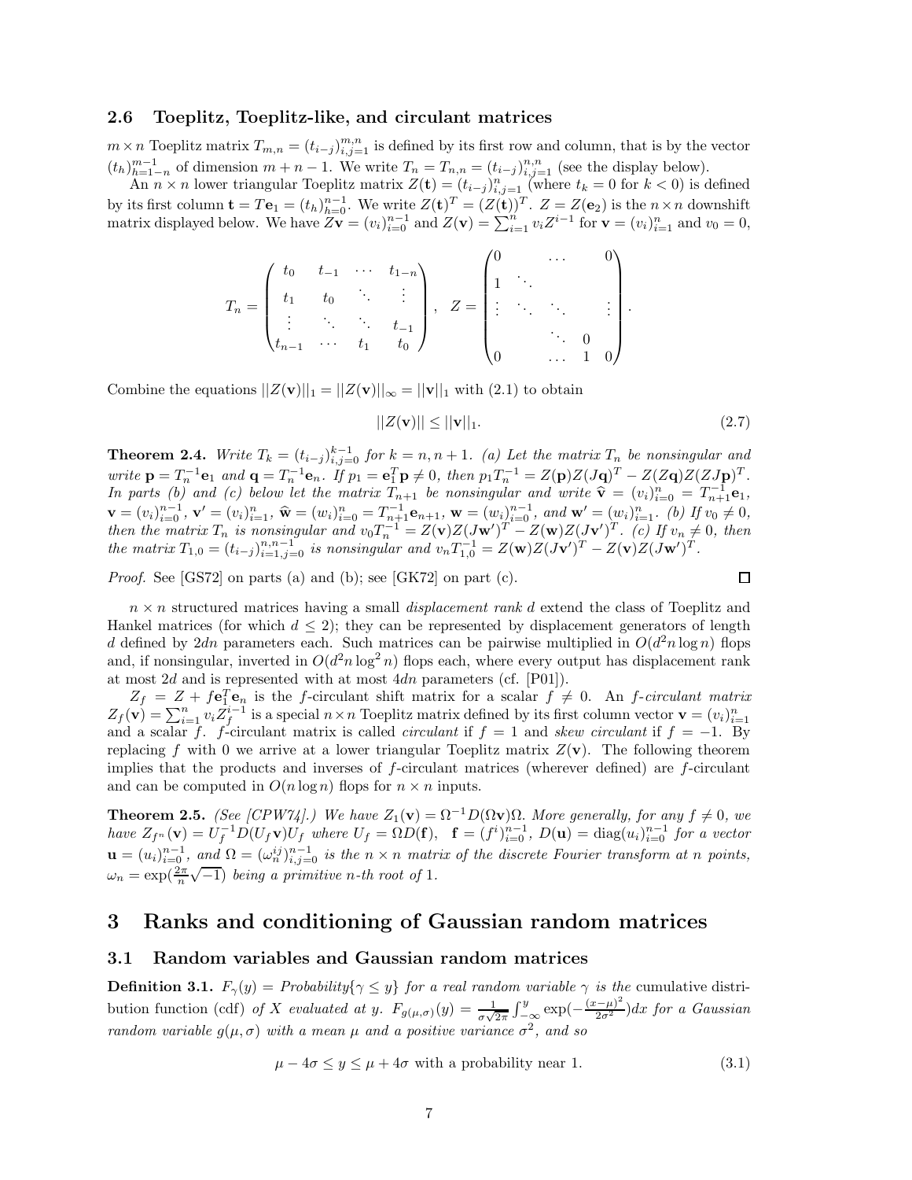### 2.6 Toeplitz, Toeplitz-like, and circulant matrices

$m \times n$ Toeplitz matrix $T_{m,n} = (t_{i-j})_{i,j=1}^{m,n}$ is defined by its first row and column, that is by the vector $(t_h)_{h=1-n}^{m-1}$ of dimension $m+n-1$. We write $T_n = T_{n,n} = (t_{i-j})_{i,j=1}^{n,n}$ (see the display below).

An $n \times n$ lower triangular Toeplitz matrix $Z(\mathbf{t}) = (t_{i-j})_{i,j=1}^{n}$ (where $t_k = 0$ for $k < 0$) is defined by its first column $\mathbf{t} = T\mathbf{e}_1 = (t_h)_{h=0}^{n-1}$. We write $Z(\mathbf{t})^T = (Z(\mathbf{t}))^T$. $Z = Z(\mathbf{e}_2)$ is the $n \times n$ downshift matrix displayed below. We have $Z\mathbf{v} = (v_i)_{i=0}^{n-1}$ and $Z(\mathbf{v}) = \sum_{i=1}^{n} v_i Z^{i-1}$ for $\mathbf{v} = (v_i)_{i=1}^{n}$ and $v_0 = 0$,

$$T_n = \begin{pmatrix} t_0 & t_{-1} & \cdots & t_{1-n} \\ t_1 & t_0 & \ddots & \vdots \\ \vdots & \ddots & \ddots & t_{-1} \\ t_{n-1} & \cdots & t_1 & t_0 \end{pmatrix}, \quad Z = \begin{pmatrix} 0 & & \dots & & 0 \\ 1 & \ddots & & & \\ \vdots & \ddots & \ddots & & \vdots \\ & & \ddots & 0 & \\ 0 & & \dots & 1 & 0 \end{pmatrix}.$$

Combine the equations $||Z(\mathbf{v})||_1 = ||Z(\mathbf{v})||_\infty = ||\mathbf{v}||_1$ with (2.1) to obtain

$$||Z(\mathbf{v})|| \leq ||\mathbf{v}||_1. \tag{2.7}$$

**Theorem 2.4.** *Write $T_k = (t_{i-j})_{i,j=0}^{k-1}$ for $k = n, n+1$. (a) Let the matrix $T_n$ be nonsingular and write $\mathbf{p} = T_n^{-1}\mathbf{e}_1$ and $\mathbf{q} = T_n^{-1}\mathbf{e}_n$. If $p_1 = \mathbf{e}_1^T\mathbf{p} \neq 0$, then $p_1 T_n^{-1} = Z(\mathbf{p})Z(J\mathbf{q})^T - Z(Z\mathbf{q})Z(ZJ\mathbf{p})^T$. In parts (b) and (c) below let the matrix $T_{n+1}$ be nonsingular and write $\widehat{\mathbf{v}} = (v_i)_{i=0}^{n} = T_{n+1}^{-1}\mathbf{e}_1$, $\mathbf{v} = (v_i)_{i=0}^{n-1}$, $\mathbf{v}' = (v_i)_{i=1}^{n}$, $\widehat{\mathbf{w}} = (w_i)_{i=0}^{n} = T_{n+1}^{-1}\mathbf{e}_{n+1}$, $\mathbf{w} = (w_i)_{i=0}^{n-1}$, and $\mathbf{w}' = (w_i)_{i=1}^{n}$. (b) If $v_0 \neq 0$, then the matrix $T_n$ is nonsingular and $v_0 T_n^{-1} = Z(\mathbf{v})Z(J\mathbf{w}')^T - Z(\mathbf{w})Z(J\mathbf{v}')^T$. (c) If $v_n \neq 0$, then the matrix $T_{1,0} = (t_{i-j})_{i=1,j=0}^{n,n-1}$ is nonsingular and $v_n T_{1,0}^{-1} = Z(\mathbf{w})Z(J\mathbf{v}')^T - Z(\mathbf{v})Z(J\mathbf{w}')^T$.*

*Proof.* See [GS72] on parts (a) and (b); see [GK72] on part (c). $\square$

$n \times n$ structured matrices having a small *displacement rank* $d$ extend the class of Toeplitz and Hankel matrices (for which $d \leq 2$); they can be represented by displacement generators of length $d$ defined by $2dn$ parameters each. Such matrices can be pairwise multiplied in $O(d^2 n \log n)$ flops and, if nonsingular, inverted in $O(d^2 n \log^2 n)$ flops each, where every output has displacement rank at most $2d$ and is represented with at most $4dn$ parameters (cf. [P01]).

$Z_f = Z + f\mathbf{e}_1^T\mathbf{e}_n$ is the $f$-circulant shift matrix for a scalar $f \neq 0$. An *$f$-circulant matrix* $Z_f(\mathbf{v}) = \sum_{i=1}^{n} v_i Z_f^{i-1}$ is a special $n \times n$ Toeplitz matrix defined by its first column vector $\mathbf{v} = (v_i)_{i=1}^{n}$ and a scalar $f$. $f$-circulant matrix is called *circulant* if $f = 1$ and *skew circulant* if $f = -1$. By replacing $f$ with 0 we arrive at a lower triangular Toeplitz matrix $Z(\mathbf{v})$. The following theorem implies that the products and inverses of $f$-circulant matrices (wherever defined) are $f$-circulant and can be computed in $O(n \log n)$ flops for $n \times n$ inputs.

**Theorem 2.5.** *(See [CPW74].) We have $Z_1(\mathbf{v}) = \Omega^{-1}D(\Omega\mathbf{v})\Omega$. More generally, for any $f \neq 0$, we have $Z_{f^n}(\mathbf{v}) = U_f^{-1}D(U_f\mathbf{v})U_f$ where $U_f = \Omega D(\mathbf{f})$, $\mathbf{f} = (f^i)_{i=0}^{n-1}$, $D(\mathbf{u}) = \text{diag}(u_i)_{i=0}^{n-1}$ for a vector $\mathbf{u} = (u_i)_{i=0}^{n-1}$, and $\Omega = (\omega_n^{ij})_{i,j=0}^{n-1}$ is the $n \times n$ matrix of the discrete Fourier transform at $n$ points, $\omega_n = \exp(\frac{2\pi}{n}\sqrt{-1})$ being a primitive $n$-th root of 1.*

# 3 Ranks and conditioning of Gaussian random matrices

## 3.1 Random variables and Gaussian random matrices

**Definition 3.1.** *$F_\gamma(y) = Probability\{\gamma \leq y\}$ for a real random variable $\gamma$ is the* cumulative distribution function (cdf) *of $X$ evaluated at $y$. $F_{g(\mu,\sigma)}(y) = \frac{1}{\sigma\sqrt{2\pi}}\int_{-\infty}^{y} \exp(-\frac{(x-\mu)^2}{2\sigma^2})dx$ for a Gaussian random variable $g(\mu, \sigma)$ with a mean $\mu$ and a positive variance $\sigma^2$, and so*

$$\mu - 4\sigma \leq y \leq \mu + 4\sigma \text{ with a probability near 1.} \tag{3.1}$$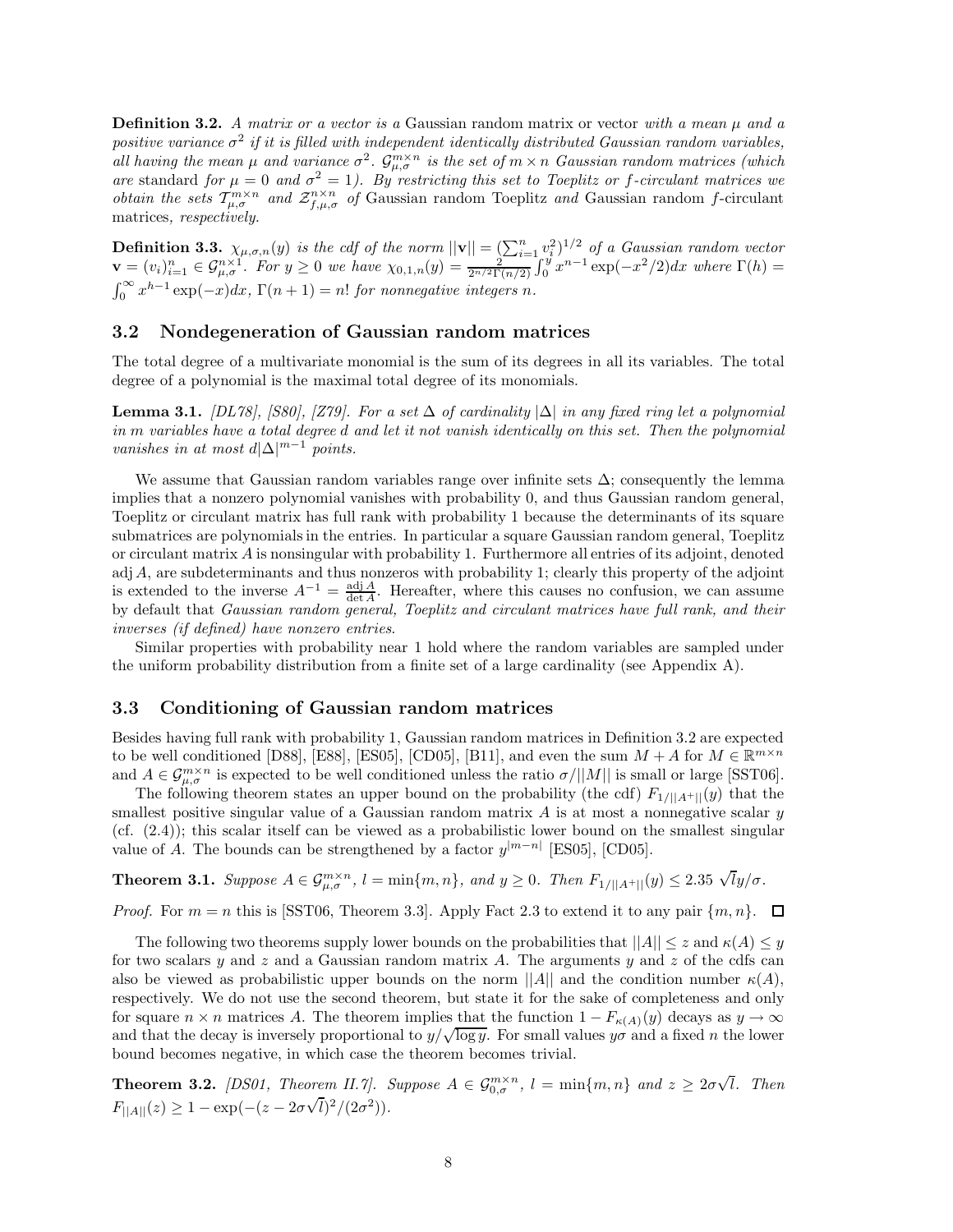**Definition 3.2.** *A matrix or a vector is a* Gaussian random matrix or vector *with a mean $\mu$ and a positive variance $\sigma^2$ if it is filled with independent identically distributed Gaussian random variables, all having the mean $\mu$ and variance $\sigma^2$. $\mathcal{G}^{m\times n}_{\mu,\sigma}$ is the set of $m \times n$ Gaussian random matrices (which are* standard *for $\mu = 0$ and $\sigma^2 = 1$). By restricting this set to Toeplitz or $f$-circulant matrices we obtain the sets $\mathcal{T}^{m\times n}_{\mu,\sigma}$ and $\mathcal{Z}^{n\times n}_{f,\mu,\sigma}$ of* Gaussian random Toeplitz *and* Gaussian random $f$-circulant matrices*, respectively.*

**Definition 3.3.** *$\chi_{\mu,\sigma,n}(y)$ is the cdf of the norm $||\mathbf{v}|| = (\sum_{i=1}^n v_i^2)^{1/2}$ of a Gaussian random vector $\mathbf{v} = (v_i)_{i=1}^n \in \mathcal{G}^{n\times 1}_{\mu,\sigma}$. For $y \geq 0$ we have $\chi_{0,1,n}(y) = \frac{2}{2^{n/2}\Gamma(n/2)}\int_0^y x^{n-1}\exp(-x^2/2)dx$ where $\Gamma(h) = \int_0^\infty x^{h-1}\exp(-x)dx$, $\Gamma(n+1) = n!$ for nonnegative integers $n$.*

## 3.2 Nondegeneration of Gaussian random matrices

The total degree of a multivariate monomial is the sum of its degrees in all its variables. The total degree of a polynomial is the maximal total degree of its monomials.

**Lemma 3.1.** *[DL78], [S80], [Z79]. For a set $\Delta$ of cardinality $|\Delta|$ in any fixed ring let a polynomial in $m$ variables have a total degree $d$ and let it not vanish identically on this set. Then the polynomial vanishes in at most $d|\Delta|^{m-1}$ points.*

We assume that Gaussian random variables range over infinite sets $\Delta$; consequently the lemma implies that a nonzero polynomial vanishes with probability 0, and thus Gaussian random general, Toeplitz or circulant matrix has full rank with probability 1 because the determinants of its square submatrices are polynomials in the entries. In particular a square Gaussian random general, Toeplitz or circulant matrix $A$ is nonsingular with probability 1. Furthermore all entries of its adjoint, denoted $\operatorname{adj} A$, are subdeterminants and thus nonzeros with probability 1; clearly this property of the adjoint is extended to the inverse $A^{-1} = \frac{\operatorname{adj} A}{\det A}$. Hereafter, where this causes no confusion, we can assume by default that *Gaussian random general, Toeplitz and circulant matrices have full rank, and their inverses (if defined) have nonzero entries*.

Similar properties with probability near 1 hold where the random variables are sampled under the uniform probability distribution from a finite set of a large cardinality (see Appendix A).

## 3.3 Conditioning of Gaussian random matrices

Besides having full rank with probability 1, Gaussian random matrices in Definition 3.2 are expected to be well conditioned [D88], [E88], [ES05], [CD05], [B11], and even the sum $M + A$ for $M \in \mathbb{R}^{m\times n}$ and $A \in \mathcal{G}^{m\times n}_{\mu,\sigma}$ is expected to be well conditioned unless the ratio $\sigma/||M||$ is small or large [SST06].

The following theorem states an upper bound on the probability (the cdf) $F_{1/||A^+||}(y)$ that the smallest positive singular value of a Gaussian random matrix $A$ is at most a nonnegative scalar $y$ (cf. (2.4)); this scalar itself can be viewed as a probabilistic lower bound on the smallest singular value of $A$. The bounds can be strengthened by a factor $y^{|m-n|}$ [ES05], [CD05].

**Theorem 3.1.** *Suppose $A \in \mathcal{G}^{m\times n}_{\mu,\sigma}$, $l = \min\{m, n\}$, and $y \geq 0$. Then $F_{1/||A^+||}(y) \leq 2.35\ \sqrt{l}y/\sigma$.*

*Proof.* For $m = n$ this is [SST06, Theorem 3.3]. Apply Fact 2.3 to extend it to any pair $\{m, n\}$. $\square$

The following two theorems supply lower bounds on the probabilities that $||A|| \leq z$ and $\kappa(A) \leq y$ for two scalars $y$ and $z$ and a Gaussian random matrix $A$. The arguments $y$ and $z$ of the cdfs can also be viewed as probabilistic upper bounds on the norm $||A||$ and the condition number $\kappa(A)$, respectively. We do not use the second theorem, but state it for the sake of completeness and only for square $n \times n$ matrices $A$. The theorem implies that the function $1 - F_{\kappa(A)}(y)$ decays as $y \to \infty$ and that the decay is inversely proportional to $y/\sqrt{\log y}$. For small values $y\sigma$ and a fixed $n$ the lower bound becomes negative, in which case the theorem becomes trivial.

**Theorem 3.2.** *[DS01, Theorem II.7]. Suppose $A \in \mathcal{G}^{m\times n}_{0,\sigma}$, $l = \min\{m, n\}$ and $z \geq 2\sigma\sqrt{l}$. Then $F_{||A||}(z) \geq 1 - \exp(-(z - 2\sigma\sqrt{l})^2/(2\sigma^2))$.*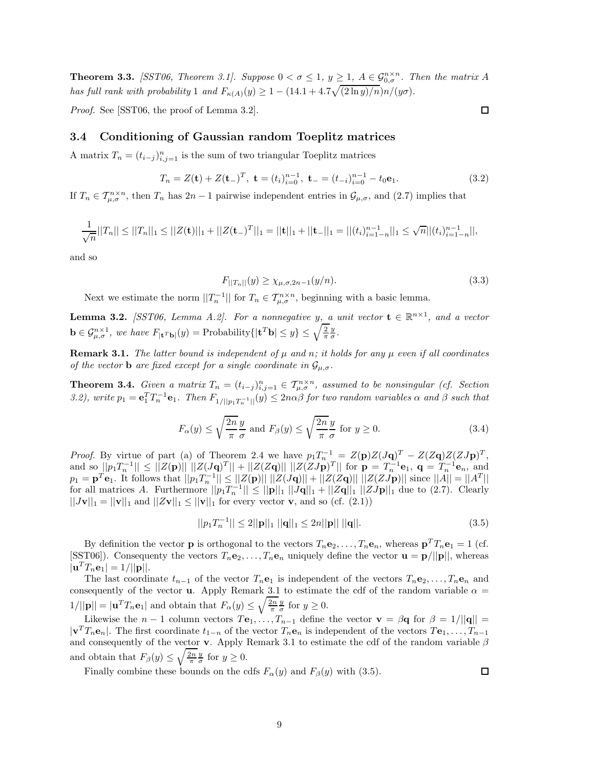**Theorem 3.3.** *[SST06, Theorem 3.1]. Suppose $0 < \sigma \le 1$, $y \ge 1$, $A \in \mathcal{G}_{0,\sigma}^{n\times n}$. Then the matrix $A$ has full rank with probability 1 and $F_{\kappa(A)}(y) \ge 1 - (14.1 + 4.7\sqrt{(2\ln y)/n})n/(y\sigma)$.*

*Proof.* See [SST06, the proof of Lemma 3.2]. $\square$

### 3.4 Conditioning of Gaussian random Toeplitz matrices

A matrix $T_n = (t_{i-j})_{i,j=1}^n$ is the sum of two triangular Toeplitz matrices

$$T_n = Z(\mathbf{t}) + Z(\mathbf{t}_-)^T,\ \mathbf{t} = (t_i)_{i=0}^{n-1},\ \mathbf{t}_- = (t_{-i})_{i=0}^{n-1} - t_0\mathbf{e}_1. \tag{3.2}$$

If $T_n \in \mathcal{T}_{\mu,\sigma}^{n\times n}$, then $T_n$ has $2n-1$ pairwise independent entries in $\mathcal{G}_{\mu,\sigma}$, and (2.7) implies that

$$\frac{1}{\sqrt{n}}||T_n|| \le ||T_n||_1 \le ||Z(\mathbf{t})||_1 + ||Z(\mathbf{t}_-)^T||_1 = ||\mathbf{t}||_1 + ||\mathbf{t}_-||_1 = ||(t_i)_{i=1-n}^{n-1}||_1 \le \sqrt{n}||(t_i)_{i=1-n}^{n-1}||,$$

and so

$$F_{||T_n||}(y) \ge \chi_{\mu,\sigma,2n-1}(y/n). \tag{3.3}$$

Next we estimate the norm $||T_n^{-1}||$ for $T_n \in \mathcal{T}_{\mu,\sigma}^{n\times n}$, beginning with a basic lemma.

**Lemma 3.2.** *[SST06, Lemma A.2]. For a nonnegative $y$, a unit vector $\mathbf{t} \in \mathbb{R}^{n\times 1}$, and a vector $\mathbf{b} \in \mathcal{G}_{\mu,\sigma}^{n\times 1}$, we have $F_{|\mathbf{t}^T\mathbf{b}|}(y) = \text{Probability}\{|\mathbf{t}^T\mathbf{b}| \le y\} \le \sqrt{\frac{2}{\pi}}\frac{y}{\sigma}$.*

**Remark 3.1.** *The latter bound is independent of $\mu$ and $n$; it holds for any $\mu$ even if all coordinates of the vector $\mathbf{b}$ are fixed except for a single coordinate in $\mathcal{G}_{\mu,\sigma}$.*

**Theorem 3.4.** *Given a matrix $T_n = (t_{i-j})_{i,j=1}^n \in \mathcal{T}_{\mu,\sigma}^{n\times n}$, assumed to be nonsingular (cf. Section 3.2), write $p_1 = \mathbf{e}_1^T T_n^{-1}\mathbf{e}_1$. Then $F_{1/||p_1T_n^{-1}||}(y) \le 2n\alpha\beta$ for two random variables $\alpha$ and $\beta$ such that*

$$F_\alpha(y) \le \sqrt{\frac{2n}{\pi}}\frac{y}{\sigma} \text{ and } F_\beta(y) \le \sqrt{\frac{2n}{\pi}}\frac{y}{\sigma} \text{ for } y \ge 0. \tag{3.4}$$

*Proof.* By virtue of part (a) of Theorem 2.4 we have $p_1T_n^{-1} = Z(\mathbf{p})Z(J\mathbf{q})^T - Z(Z\mathbf{q})Z(ZJ\mathbf{p})^T$, and so $||p_1T_n^{-1}|| \le ||Z(\mathbf{p})||\ ||Z(J\mathbf{q})^T|| + ||Z(Z\mathbf{q})||\ ||Z(ZJ\mathbf{p})^T||$ for $\mathbf{p} = T_n^{-1}\mathbf{e}_1$, $\mathbf{q} = T_n^{-1}\mathbf{e}_n$, and $p_1 = \mathbf{p}^T\mathbf{e}_1$. It follows that $||p_1T_n^{-1}|| \le ||Z(\mathbf{p})||\ ||Z(J\mathbf{q})|| + ||Z(Z\mathbf{q})||\ ||Z(ZJ\mathbf{p})||$ since $||A|| = ||A^T||$ for all matrices $A$. Furthermore $||p_1T_n^{-1}|| \le ||\mathbf{p}||_1\ ||J\mathbf{q}||_1 + ||Z\mathbf{q}||_1\ ||ZJ\mathbf{p}||_1$ due to (2.7). Clearly $||J\mathbf{v}||_1 = ||\mathbf{v}||_1$ and $||Z\mathbf{v}||_1 \le ||\mathbf{v}||_1$ for every vector $\mathbf{v}$, and so (cf. (2.1))

$$||p_1T_n^{-1}|| \le 2||\mathbf{p}||_1\ ||\mathbf{q}||_1 \le 2n||\mathbf{p}||\ ||\mathbf{q}||. \tag{3.5}$$

By definition the vector $\mathbf{p}$ is orthogonal to the vectors $T_n\mathbf{e}_2, \dots, T_n\mathbf{e}_n$, whereas $\mathbf{p}^T T_n\mathbf{e}_1 = 1$ (cf. [SST06]). Consequenty the vectors $T_n\mathbf{e}_2, \dots, T_n\mathbf{e}_n$ uniquely define the vector $\mathbf{u} = \mathbf{p}/||\mathbf{p}||$, whereas $|\mathbf{u}^T T_n\mathbf{e}_1| = 1/||\mathbf{p}||$.

The last coordinate $t_{n-1}$ of the vector $T_n\mathbf{e}_1$ is independent of the vectors $T_n\mathbf{e}_2, \dots, T_n\mathbf{e}_n$ and consequently of the vector $\mathbf{u}$. Apply Remark 3.1 to estimate the cdf of the random variable $\alpha = 1/||\mathbf{p}|| = |\mathbf{u}^T T_n\mathbf{e}_1|$ and obtain that $F_\alpha(y) \le \sqrt{\frac{2n}{\pi}}\frac{y}{\sigma}$ for $y \ge 0$.

Likewise the $n-1$ column vectors $T\mathbf{e}_1, \dots, T_{n-1}$ define the vector $\mathbf{v} = \beta\mathbf{q}$ for $\beta = 1/||\mathbf{q}|| = |\mathbf{v}^T T_n\mathbf{e}_n|$. The first coordinate $t_{1-n}$ of the vector $T_n\mathbf{e}_n$ is independent of the vectors $T\mathbf{e}_1, \dots, T_{n-1}$ and consequently of the vector $\mathbf{v}$. Apply Remark 3.1 to estimate the cdf of the random variable $\beta$ and obtain that $F_\beta(y) \le \sqrt{\frac{2n}{\pi}}\frac{y}{\sigma}$ for $y \ge 0$.

Finally combine these bounds on the cdfs $F_\alpha(y)$ and $F_\beta(y)$ with (3.5). $\square$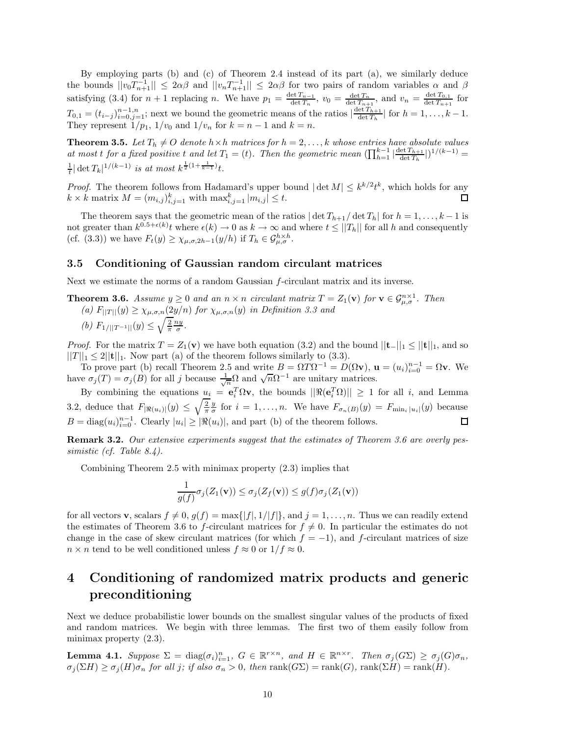By employing parts (b) and (c) of Theorem 2.4 instead of its part (a), we similarly deduce the bounds $||v_0T_{n+1}^{-1}|| \leq 2\alpha\beta$ and $||v_nT_{n+1}^{-1}|| \leq 2\alpha\beta$ for two pairs of random variables $\alpha$ and $\beta$ satisfying (3.4) for $n+1$ replacing $n$. We have $p_1 = \frac{\det T_{n-1}}{\det T_n}$, $v_0 = \frac{\det T_n}{\det T_{n+1}}$, and $v_n = \frac{\det T_{0,1}}{\det T_{n+1}}$ for $T_{0,1} = (t_{i-j})_{i=0,j=1}^{n-1,n}$; next we bound the geometric means of the ratios $|\frac{\det T_{h+1}}{\det T_h}|$ for $h = 1, \ldots, k-1$. They represent $1/p_1$, $1/v_0$ and $1/v_n$ for $k = n-1$ and $k = n$.

**Theorem 3.5.** *Let $T_h \neq O$ denote $h \times h$ matrices for $h = 2, \ldots, k$ whose entries have absolute values at most $t$ for a fixed positive $t$ and let $T_1 = (t)$. Then the geometric mean $(\prod_{h=1}^{k-1} |\frac{\det T_{h+1}}{\det T_h}|)^{1/(k-1)} = \frac{1}{t}|\det T_k|^{1/(k-1)}$ is at most $k^{\frac{1}{2}(1+\frac{1}{k-1})}t$.*

*Proof.* The theorem follows from Hadamard's upper bound $|\det M| \leq k^{k/2}t^k$, which holds for any $k \times k$ matrix $M = (m_{i,j})_{i,j=1}^k$ with $\max_{i,j=1}^k |m_{i,j}| \leq t$. $\square$

The theorem says that the geometric mean of the ratios $|\det T_{h+1}/\det T_h|$ for $h = 1, \ldots, k-1$ is not greater than $k^{0.5+\epsilon(k)}t$ where $\epsilon(k) \to 0$ as $k \to \infty$ and where $t \leq ||T_h||$ for all $h$ and consequently (cf. (3.3)) we have $F_t(y) \geq \chi_{\mu,\sigma,2h-1}(y/h)$ if $T_h \in \mathcal{G}_{\mu,\sigma}^{h\times h}$.

### 3.5 Conditioning of Gaussian random circulant matrices

Next we estimate the norms of a random Gaussian $f$-circulant matrix and its inverse.

**Theorem 3.6.** *Assume $y \geq 0$ and an $n \times n$ circulant matrix $T = Z_1(\mathbf{v})$ for $\mathbf{v} \in \mathcal{G}_{\mu,\sigma}^{n\times 1}$. Then*
*(a) $F_{||T||}(y) \geq \chi_{\mu,\sigma,n}(2y/n)$ for $\chi_{\mu,\sigma,n}(y)$ in Definition 3.3 and*
*(b) $F_{1/||T^{-1}||}(y) \leq \sqrt{\frac{2}{\pi}}\frac{ny}{\sigma}$.*

*Proof.* For the matrix $T = Z_1(\mathbf{v})$ we have both equation (3.2) and the bound $||\mathbf{t}_-||_1 \leq ||\mathbf{t}||_1$, and so $||T||_1 \leq 2||\mathbf{t}||_1$. Now part (a) of the theorem follows similarly to (3.3).

To prove part (b) recall Theorem 2.5 and write $B = \Omega T \Omega^{-1} = D(\Omega\mathbf{v})$, $\mathbf{u} = (u_i)_{i=0}^{n-1} = \Omega\mathbf{v}$. We have $\sigma_j(T) = \sigma_j(B)$ for all $j$ because $\frac{1}{\sqrt{n}}\Omega$ and $\sqrt{n}\Omega^{-1}$ are unitary matrices.

By combining the equations $u_i = \mathbf{e}_i^T\Omega\mathbf{v}$, the bounds $||\Re(\mathbf{e}_i^T\Omega)|| \geq 1$ for all $i$, and Lemma 3.2, deduce that $F_{|\Re(u_i)|}(y) \leq \sqrt{\frac{2}{\pi}}\frac{y}{\sigma}$ for $i = 1, \ldots, n$. We have $F_{\sigma_n(B)}(y) = F_{\min_i |u_i|}(y)$ because $B = \operatorname{diag}(u_i)_{i=0}^{n-1}$. Clearly $|u_i| \geq |\Re(u_i)|$, and part (b) of the theorem follows. $\square$

**Remark 3.2.** *Our extensive experiments suggest that the estimates of Theorem 3.6 are overly pessimistic (cf. Table 8.4).*

Combining Theorem 2.5 with minimax property (2.3) implies that

$$\frac{1}{g(f)}\sigma_j(Z_1(\mathbf{v})) \leq \sigma_j(Z_f(\mathbf{v})) \leq g(f)\sigma_j(Z_1(\mathbf{v}))$$

for all vectors $\mathbf{v}$, scalars $f \neq 0$, $g(f) = \max\{|f|, 1/|f|\}$, and $j = 1, \ldots, n$. Thus we can readily extend the estimates of Theorem 3.6 to $f$-circulant matrices for $f \neq 0$. In particular the estimates do not change in the case of skew circulant matrices (for which $f = -1$), and $f$-circulant matrices of size $n \times n$ tend to be well conditioned unless $f \approx 0$ or $1/f \approx 0$.

## 4 Conditioning of randomized matrix products and generic preconditioning

Next we deduce probabilistic lower bounds on the smallest singular values of the products of fixed and random matrices. We begin with three lemmas. The first two of them easily follow from minimax property (2.3).

**Lemma 4.1.** *Suppose $\Sigma = \operatorname{diag}(\sigma_i)_{i=1}^n$, $G \in \mathbb{R}^{r\times n}$, and $H \in \mathbb{R}^{n\times r}$. Then $\sigma_j(G\Sigma) \geq \sigma_j(G)\sigma_n$, $\sigma_j(\Sigma H) \geq \sigma_j(H)\sigma_n$ for all $j$; if also $\sigma_n > 0$, then $\operatorname{rank}(G\Sigma) = \operatorname{rank}(G)$, $\operatorname{rank}(\Sigma H) = \operatorname{rank}(H)$.*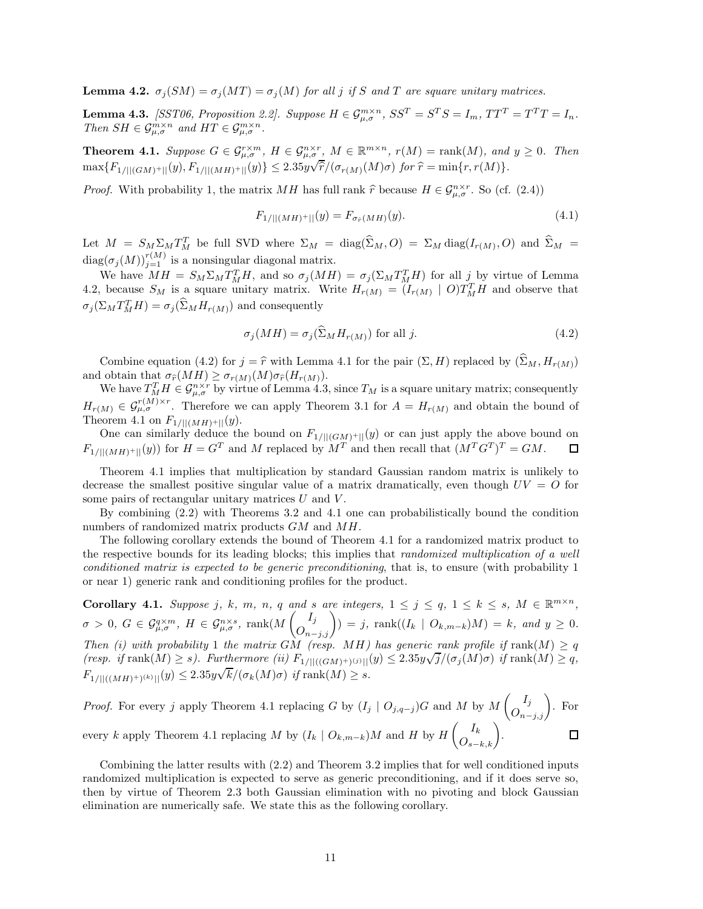**Lemma 4.2.** *$\sigma_j(SM) = \sigma_j(MT) = \sigma_j(M)$ for all $j$ if $S$ and $T$ are square unitary matrices.*

**Lemma 4.3.** *[SST06, Proposition 2.2]. Suppose $H \in \mathcal{G}_{\mu,\sigma}^{m\times n}$, $SS^T = S^TS = I_m$, $TT^T = T^TT = I_n$. Then $SH \in \mathcal{G}_{\mu,\sigma}^{m\times n}$ and $HT \in \mathcal{G}_{\mu,\sigma}^{m\times n}$.*

**Theorem 4.1.** *Suppose $G \in \mathcal{G}_{\mu,\sigma}^{r\times m}$, $H \in \mathcal{G}_{\mu,\sigma}^{n\times r}$, $M \in \mathbb{R}^{m\times n}$, $r(M) = \operatorname{rank}(M)$, and $y \geq 0$. Then $\max\{F_{1/||(GM)^+||}(y), F_{1/||(MH)^+||}(y)\} \leq 2.35y\sqrt{\widehat{r}}/(\sigma_{r(M)}(M)\sigma)$ for $\widehat{r} = \min\{r, r(M)\}$.*

*Proof.* With probability 1, the matrix $MH$ has full rank $\widehat{r}$ because $H \in \mathcal{G}_{\mu,\sigma}^{n\times r}$. So (cf. (2.4))

$$F_{1/||(MH)^+||}(y) = F_{\sigma_{\widehat{r}}(MH)}(y). \tag{4.1}$$

Let $M = S_M\Sigma_M T_M^T$ be full SVD where $\Sigma_M = \operatorname{diag}(\widehat{\Sigma}_M, O) = \Sigma_M \operatorname{diag}(I_{r(M)}, O)$ and $\widehat{\Sigma}_M = \operatorname{diag}(\sigma_j(M))_{j=1}^{r(M)}$ is a nonsingular diagonal matrix.

We have $MH = S_M\Sigma_M T_M^T H$, and so $\sigma_j(MH) = \sigma_j(\Sigma_M T_M^T H)$ for all $j$ by virtue of Lemma 4.2, because $S_M$ is a square unitary matrix. Write $H_{r(M)} = (I_{r(M)} \mid O)T_M^T H$ and observe that $\sigma_j(\Sigma_M T_M^T H) = \sigma_j(\widehat{\Sigma}_M H_{r(M)})$ and consequently

$$\sigma_j(MH) = \sigma_j(\widehat{\Sigma}_M H_{r(M)}) \text{ for all } j. \tag{4.2}$$

Combine equation (4.2) for $j = \widehat{r}$ with Lemma 4.1 for the pair $(\Sigma, H)$ replaced by $(\widehat{\Sigma}_M, H_{r(M)})$ and obtain that $\sigma_{\widehat{r}}(MH) \geq \sigma_{r(M)}(M)\sigma_{\widehat{r}}(H_{r(M)})$.

We have $T_M^T H \in \mathcal{G}_{\mu,\sigma}^{n\times r}$ by virtue of Lemma 4.3, since $T_M$ is a square unitary matrix; consequently $H_{r(M)} \in \mathcal{G}_{\mu,\sigma}^{r(M)\times r}$. Therefore we can apply Theorem 3.1 for $A = H_{r(M)}$ and obtain the bound of Theorem 4.1 on $F_{1/||(MH)^+||}(y)$.

One can similarly deduce the bound on $F_{1/||(GM)^+||}(y)$ or can just apply the above bound on $F_{1/||(MH)^+||}(y)$) for $H = G^T$ and $M$ replaced by $M^T$ and then recall that $(M^TG^T)^T = GM$. $\square$

Theorem 4.1 implies that multiplication by standard Gaussian random matrix is unlikely to decrease the smallest positive singular value of a matrix dramatically, even though $UV = O$ for some pairs of rectangular unitary matrices $U$ and $V$.

By combining (2.2) with Theorems 3.2 and 4.1 one can probabilistically bound the condition numbers of randomized matrix products $GM$ and $MH$.

The following corollary extends the bound of Theorem 4.1 for a randomized matrix product to the respective bounds for its leading blocks; this implies that *randomized multiplication of a well conditioned matrix is expected to be generic preconditioning*, that is, to ensure (with probability 1 or near 1) generic rank and conditioning profiles for the product.

**Corollary 4.1.** *Suppose $j$, $k$, $m$, $n$, $q$ and $s$ are integers, $1 \leq j \leq q$, $1 \leq k \leq s$, $M \in \mathbb{R}^{m\times n}$, $\sigma > 0$, $G \in \mathcal{G}_{\mu,\sigma}^{q\times m}$, $H \in \mathcal{G}_{\mu,\sigma}^{n\times s}$, $\operatorname{rank}(M\begin{pmatrix} I_j \\ O_{n-j,j}\end{pmatrix}) = j$, $\operatorname{rank}((I_k \mid O_{k,m-k})M) = k$, and $y \geq 0$. Then (i) with probability 1 the matrix $GM$ (resp. $MH$) has generic rank profile if $\operatorname{rank}(M) \geq q$ (resp. if $\operatorname{rank}(M) \geq s$). Furthermore (ii) $F_{1/||((GM)^+)^{(j)}||}(y) \leq 2.35y\sqrt{j}/(\sigma_j(M)\sigma)$ if $\operatorname{rank}(M) \geq q$, $F_{1/||((MH)^+)^{(k)}||}(y) \leq 2.35y\sqrt{k}/(\sigma_k(M)\sigma)$ if $\operatorname{rank}(M) \geq s$.*

*Proof.* For every $j$ apply Theorem 4.1 replacing $G$ by $(I_j \mid O_{j,q-j})G$ and $M$ by $M\begin{pmatrix} I_j \\ O_{n-j,j}\end{pmatrix}$. For every $k$ apply Theorem 4.1 replacing $M$ by $(I_k \mid O_{k,m-k})M$ and $H$ by $H\begin{pmatrix} I_k \\ O_{s-k,k}\end{pmatrix}$. $\square$

Combining the latter results with (2.2) and Theorem 3.2 implies that for well conditioned inputs randomized multiplication is expected to serve as generic preconditioning, and if it does serve so, then by virtue of Theorem 2.3 both Gaussian elimination with no pivoting and block Gaussian elimination are numerically safe. We state this as the following corollary.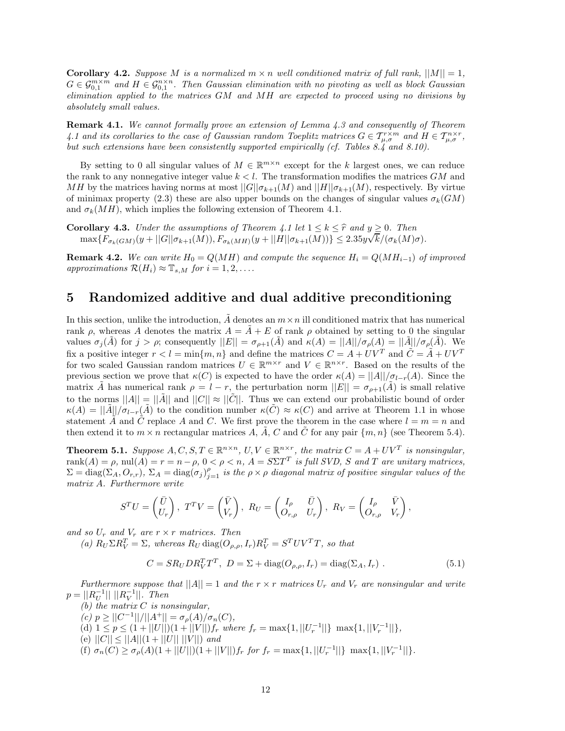**Corollary 4.2.** *Suppose $M$ is a normalized $m \times n$ well conditioned matrix of full rank, $||M|| = 1$, $G \in \mathcal{G}_{0,1}^{m\times m}$ and $H \in \mathcal{G}_{0,1}^{n\times n}$. Then Gaussian elimination with no pivoting as well as block Gaussian elimination applied to the matrices $GM$ and $MH$ are expected to proceed using no divisions by absolutely small values.*

**Remark 4.1.** *We cannot formally prove an extension of Lemma 4.3 and consequently of Theorem 4.1 and its corollaries to the case of Gaussian random Toeplitz matrices $G \in \mathcal{T}_{\mu,\sigma}^{r\times m}$ and $H \in \mathcal{T}_{\mu,\sigma}^{n\times r}$, but such extensions have been consistently supported empirically (cf. Tables 8.4 and 8.10).*

By setting to 0 all singular values of $M \in \mathbb{R}^{m\times n}$ except for the $k$ largest ones, we can reduce the rank to any nonnegative integer value $k < l$. The transformation modifies the matrices $GM$ and $MH$ by the matrices having norms at most $||G||\sigma_{k+1}(M)$ and $||H||\sigma_{k+1}(M)$, respectively. By virtue of minimax property (2.3) these are also upper bounds on the changes of singular values $\sigma_k(GM)$ and $\sigma_k(MH)$, which implies the following extension of Theorem 4.1.

**Corollary 4.3.** *Under the assumptions of Theorem 4.1 let $1 \le k \le \widehat{r}$ and $y \ge 0$. Then*
$\max\{F_{\sigma_k(GM)}(y + ||G||\sigma_{k+1}(M)), F_{\sigma_k(MH)}(y + ||H||\sigma_{k+1}(M))\} \le 2.35y\sqrt{k}/(\sigma_k(M)\sigma)$.

**Remark 4.2.** *We can write $H_0 = Q(MH)$ and compute the sequence $H_i = Q(MH_{i-1})$ of improved approximations $\mathcal{R}(H_i) \approx \mathbb{T}_{s,M}$ for $i = 1, 2, \ldots$.*

# 5 Randomized additive and dual additive preconditioning

In this section, unlike the introduction, $\tilde{A}$ denotes an $m\times n$ ill conditioned matrix that has numerical rank $\rho$, whereas $A$ denotes the matrix $A = \tilde{A} + E$ of rank $\rho$ obtained by setting to 0 the singular values $\sigma_j(\tilde{A})$ for $j > \rho$; consequently $||E|| = \sigma_{\rho+1}(\tilde{A})$ and $\kappa(A) = ||A||/\sigma_\rho(A) = ||\tilde{A}||/\sigma_\rho(\tilde{A})$. We fix a positive integer $r < l = \min\{m, n\}$ and define the matrices $C = A + UV^T$ and $\tilde{C} = \tilde{A} + UV^T$ for two scaled Gaussian random matrices $U \in \mathbb{R}^{m\times r}$ and $V \in \mathbb{R}^{n\times r}$. Based on the results of the previous section we prove that $\kappa(C)$ is expected to have the order $\kappa(A) = ||A||/\sigma_{l-r}(A)$. Since the matrix $\tilde{A}$ has numerical rank $\rho = l - r$, the perturbation norm $||E|| = \sigma_{\rho+1}(\tilde{A})$ is small relative to the norms $||A|| = ||\tilde{A}||$ and $||C|| \approx ||\tilde{C}||$. Thus we can extend our probabilistic bound of order $\kappa(A) = ||\tilde{A}||/\sigma_{l-r}(\tilde{A})$ to the condition number $\kappa(\tilde{C}) \approx \kappa(C)$ and arrive at Theorem 1.1 in whose statement $\tilde{A}$ and $\tilde{C}$ replace $A$ and $C$. We first prove the theorem in the case where $l = m = n$ and then extend it to $m \times n$ rectangular matrices $A$, $\tilde{A}$, $C$ and $\tilde{C}$ for any pair $\{m, n\}$ (see Theorem 5.4).

**Theorem 5.1.** *Suppose $A, C, S, T \in \mathbb{R}^{n\times n}$, $U, V \in \mathbb{R}^{n\times r}$, the matrix $C = A + UV^T$ is nonsingular, $\text{rank}(A) = \rho$, $\text{nul}(A) = r = n - \rho$, $0 < \rho < n$, $A = S\Sigma T^T$ is full SVD, $S$ and $T$ are unitary matrices, $\Sigma = \text{diag}(\Sigma_A, O_{r,r})$, $\Sigma_A = \text{diag}(\sigma_j)_{j=1}^{\rho}$ is the $\rho\times\rho$ diagonal matrix of positive singular values of the matrix $A$. Furthermore write*

$$S^TU = \begin{pmatrix} \bar{U} \\ U_r \end{pmatrix},\ T^TV = \begin{pmatrix} \bar{V} \\ V_r \end{pmatrix},\ R_U = \begin{pmatrix} I_\rho & \bar{U} \\ O_{r,\rho} & U_r \end{pmatrix},\ R_V = \begin{pmatrix} I_\rho & \bar{V} \\ O_{r,\rho} & V_r \end{pmatrix},$$

*and so $U_r$ and $V_r$ are $r \times r$ matrices. Then*

*(a) $R_U\Sigma R_V^T = \Sigma$, whereas $R_U \,\text{diag}(O_{\rho,\rho}, I_r)R_V^T = S^TUV^TT$, so that*

$$C = SR_UDR_V^TT^T,\ D = \Sigma + \text{diag}(O_{\rho,\rho}, I_r) = \text{diag}(\Sigma_A, I_r)\ . \tag{5.1}$$

*Furthermore suppose that $||A|| = 1$ and the $r \times r$ matrices $U_r$ and $V_r$ are nonsingular and write $p = ||R_U^{-1}||\ ||R_V^{-1}||$. Then*

*(b) the matrix $C$ is nonsingular,*

*(c) $p \ge ||C^{-1}||/||A^+|| = \sigma_\rho(A)/\sigma_n(C)$,*

(d) $1 \le p \le (1 + ||U||)(1 + ||V||)f_r$ *where* $f_r = \max\{1, ||U_r^{-1}||\}\ \max\{1, ||V_r^{-1}||\}$,

(e) $||C|| \le ||A||(1 + ||U||\ ||V||)$ *and*

(f) $\sigma_n(C) \ge \sigma_\rho(A)(1 + ||U||)(1 + ||V||)f_r$ *for* $f_r = \max\{1, ||U_r^{-1}||\}\ \max\{1, ||V_r^{-1}||\}$.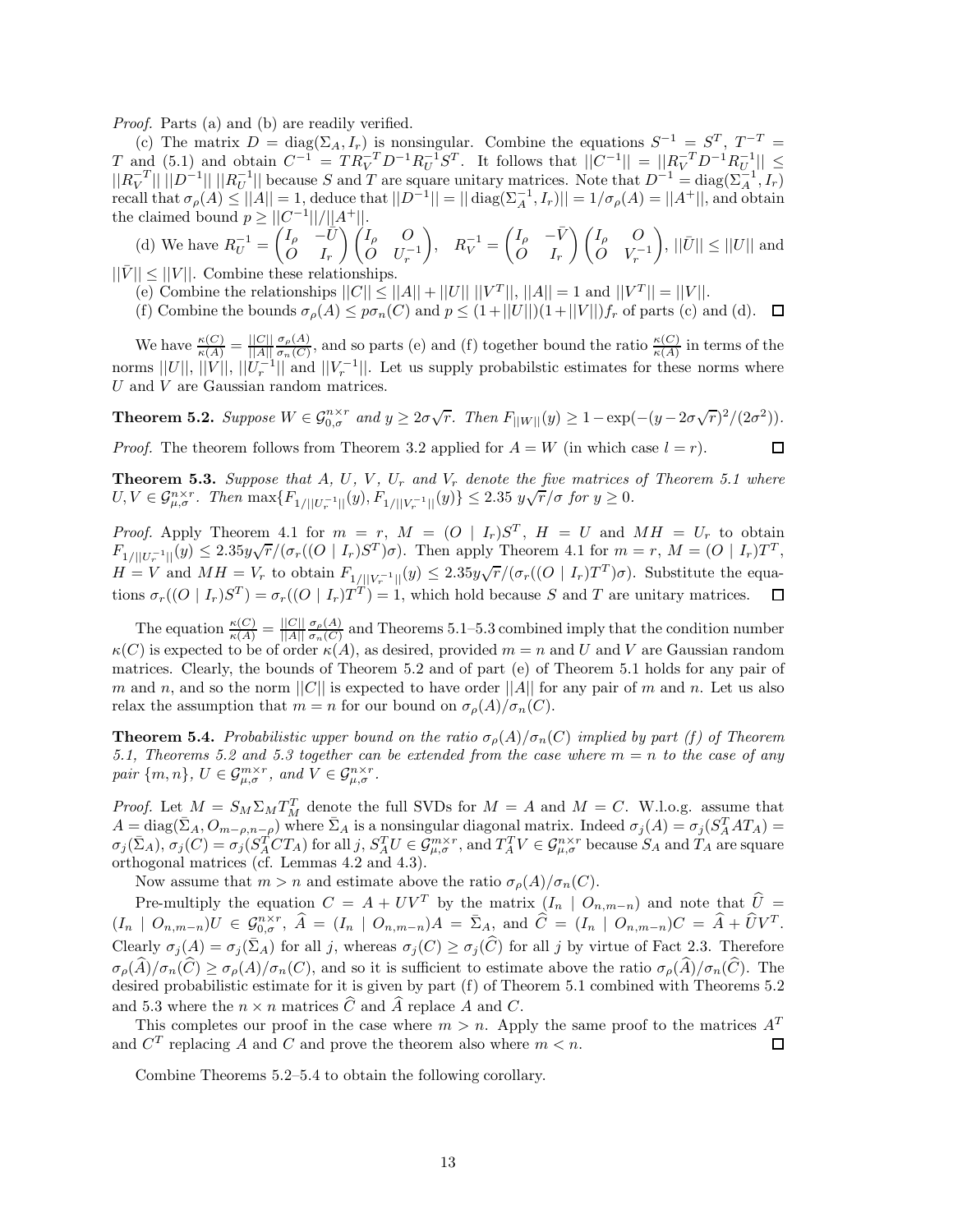*Proof.* Parts (a) and (b) are readily verified.

(c) The matrix $D = \operatorname{diag}(\Sigma_A, I_r)$ is nonsingular. Combine the equations $S^{-1} = S^T$, $T^{-T} = T$ and (5.1) and obtain $C^{-1} = TR_V^{-T}D^{-1}R_U^{-1}S^T$. It follows that $||C^{-1}|| = ||R_V^{-T}D^{-1}R_U^{-1}|| \le ||R_V^{-T}||\,||D^{-1}||\,||R_U^{-1}||$ because $S$ and $T$ are square unitary matrices. Note that $D^{-1} = \operatorname{diag}(\Sigma_A^{-1}, I_r)$ recall that $\sigma_\rho(A) \le ||A|| = 1$, deduce that $||D^{-1}|| = ||\operatorname{diag}(\Sigma_A^{-1}, I_r)|| = 1/\sigma_\rho(A) = ||A^+||$, and obtain the claimed bound $p \ge ||C^{-1}||/||A^+||$.

(d) We have $R_U^{-1} = \begin{pmatrix} I_\rho & -\bar{U} \\ O & I_r \end{pmatrix} \begin{pmatrix} I_\rho & O \\ O & U_r^{-1} \end{pmatrix}$, $R_V^{-1} = \begin{pmatrix} I_\rho & -\bar{V} \\ O & I_r \end{pmatrix} \begin{pmatrix} I_\rho & O \\ O & V_r^{-1} \end{pmatrix}$, $||\bar{U}|| \le ||U||$ and $||\bar{V}|| \le ||V||$. Combine these relationships.

(e) Combine the relationships $||C|| \le ||A|| + ||U||\,||V^T||$, $||A|| = 1$ and $||V^T|| = ||V||$.

(f) Combine the bounds $\sigma_\rho(A) \le p\sigma_n(C)$ and $p \le (1+||U||)(1+||V||)f_r$ of parts (c) and (d). $\square$

We have $\frac{\kappa(C)}{\kappa(A)} = \frac{||C||}{||A||}\frac{\sigma_\rho(A)}{\sigma_n(C)}$, and so parts (e) and (f) together bound the ratio $\frac{\kappa(C)}{\kappa(A)}$ in terms of the norms $||U||$, $||V||$, $||U_r^{-1}||$ and $||V_r^{-1}||$. Let us supply probabilstic estimates for these norms where $U$ and $V$ are Gaussian random matrices.

**Theorem 5.2.** *Suppose $W \in \mathcal{G}_{0,\sigma}^{n\times r}$ and $y \ge 2\sigma\sqrt{r}$. Then $F_{||W||}(y) \ge 1 - \exp(-(y - 2\sigma\sqrt{r})^2/(2\sigma^2))$.*

*Proof.* The theorem follows from Theorem 3.2 applied for $A = W$ (in which case $l = r$). $\square$

**Theorem 5.3.** *Suppose that $A$, $U$, $V$, $U_r$ and $V_r$ denote the five matrices of Theorem 5.1 where $U, V \in \mathcal{G}_{\mu,\sigma}^{n\times r}$. Then $\max\{F_{1/||U_r^{-1}||}(y), F_{1/||V_r^{-1}||}(y)\} \le 2.35\; y\sqrt{r}/\sigma$ for $y \ge 0$.*

*Proof.* Apply Theorem 4.1 for $m = r$, $M = (O \mid I_r)S^T$, $H = U$ and $MH = U_r$ to obtain $F_{1/||U_r^{-1}||}(y) \le 2.35y\sqrt{r}/(\sigma_r((O \mid I_r)S^T)\sigma)$. Then apply Theorem 4.1 for $m = r$, $M = (O \mid I_r)T^T$, $H = V$ and $MH = V_r$ to obtain $F_{1/||V_r^{-1}||}(y) \le 2.35y\sqrt{r}/(\sigma_r((O \mid I_r)T^T)\sigma)$. Substitute the equations $\sigma_r((O \mid I_r)S^T) = \sigma_r((O \mid I_r)T^T) = 1$, which hold because $S$ and $T$ are unitary matrices. $\square$

The equation $\frac{\kappa(C)}{\kappa(A)} = \frac{||C||}{||A||}\frac{\sigma_\rho(A)}{\sigma_n(C)}$ and Theorems 5.1–5.3 combined imply that the condition number $\kappa(C)$ is expected to be of order $\kappa(A)$, as desired, provided $m = n$ and $U$ and $V$ are Gaussian random matrices. Clearly, the bounds of Theorem 5.2 and of part (e) of Theorem 5.1 holds for any pair of $m$ and $n$, and so the norm $||C||$ is expected to have order $||A||$ for any pair of $m$ and $n$. Let us also relax the assumption that $m = n$ for our bound on $\sigma_\rho(A)/\sigma_n(C)$.

**Theorem 5.4.** *Probabilistic upper bound on the ratio $\sigma_\rho(A)/\sigma_n(C)$ implied by part (f) of Theorem 5.1, Theorems 5.2 and 5.3 together can be extended from the case where $m = n$ to the case of any pair $\{m, n\}$, $U \in \mathcal{G}_{\mu,\sigma}^{m\times r}$, and $V \in \mathcal{G}_{\mu,\sigma}^{n\times r}$.*

*Proof.* Let $M = S_M\Sigma_M T_M^T$ denote the full SVDs for $M = A$ and $M = C$. W.l.o.g. assume that $A = \operatorname{diag}(\bar{\Sigma}_A, O_{m-\rho,n-\rho})$ where $\bar{\Sigma}_A$ is a nonsingular diagonal matrix. Indeed $\sigma_j(A) = \sigma_j(S_A^T A T_A) = \sigma_j(\bar{\Sigma}_A)$, $\sigma_j(C) = \sigma_j(S_A^T C T_A)$ for all $j$, $S_A^T U \in \mathcal{G}_{\mu,\sigma}^{m\times r}$, and $T_A^T V \in \mathcal{G}_{\mu,\sigma}^{n\times r}$ because $S_A$ and $T_A$ are square orthogonal matrices (cf. Lemmas 4.2 and 4.3).

Now assume that $m > n$ and estimate above the ratio $\sigma_\rho(A)/\sigma_n(C)$.

Pre-multiply the equation $C = A + UV^T$ by the matrix $(I_n \mid O_{n,m-n})$ and note that $\widehat{U} = (I_n \mid O_{n,m-n})U \in \mathcal{G}_{0,\sigma}^{n\times r}$, $\widehat{A} = (I_n \mid O_{n,m-n})A = \bar{\Sigma}_A$, and $\widehat{C} = (I_n \mid O_{n,m-n})C = \widehat{A} + \widehat{U}V^T$. Clearly $\sigma_j(A) = \sigma_j(\bar{\Sigma}_A)$ for all $j$, whereas $\sigma_j(C) \ge \sigma_j(\widehat{C})$ for all $j$ by virtue of Fact 2.3. Therefore $\sigma_\rho(\widehat{A})/\sigma_n(\widehat{C}) \ge \sigma_\rho(A)/\sigma_n(C)$, and so it is sufficient to estimate above the ratio $\sigma_\rho(\widehat{A})/\sigma_n(\widehat{C})$. The desired probabilistic estimate for it is given by part (f) of Theorem 5.1 combined with Theorems 5.2 and 5.3 where the $n \times n$ matrices $\widehat{C}$ and $\widehat{A}$ replace $A$ and $C$.

This completes our proof in the case where $m > n$. Apply the same proof to the matrices $A^T$ and $C^T$ replacing $A$ and $C$ and prove the theorem also where $m < n$. $\square$

Combine Theorems 5.2–5.4 to obtain the following corollary.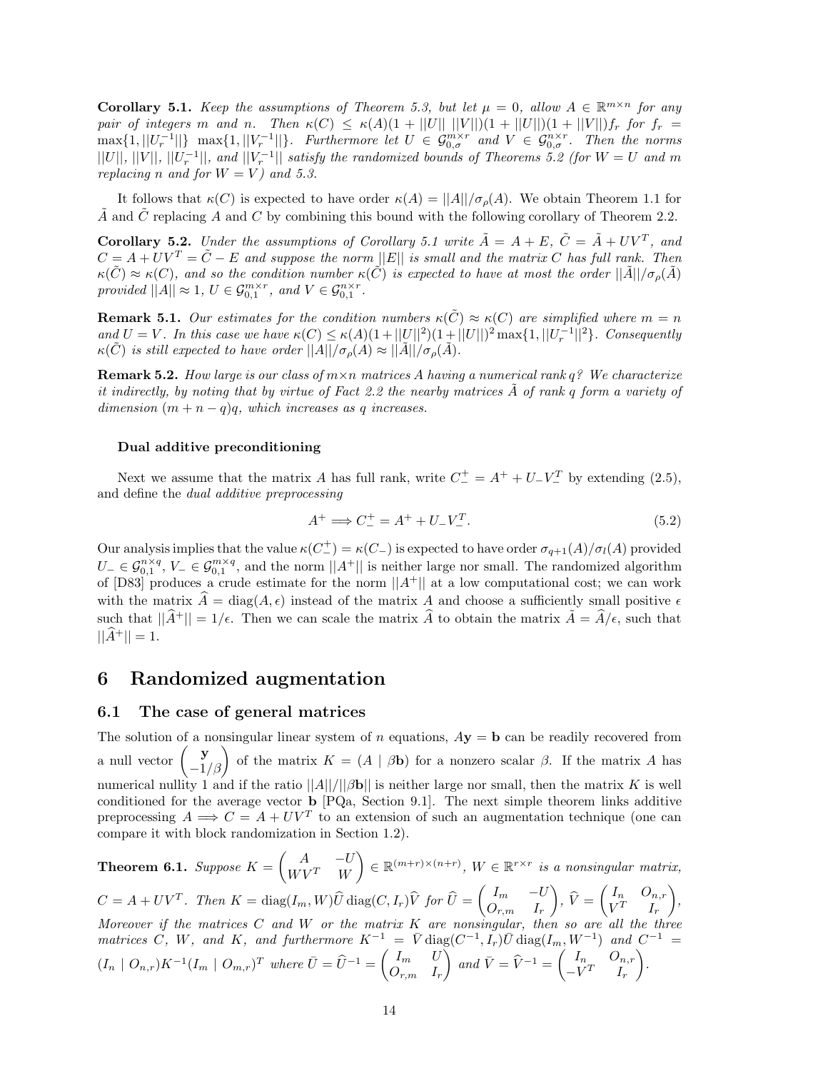**Corollary 5.1.** *Keep the assumptions of Theorem 5.3, but let $\mu = 0$, allow $A \in \mathbb{R}^{m\times n}$ for any pair of integers $m$ and $n$. Then $\kappa(C) \le \kappa(A)(1 + ||U||\ ||V||)(1 + ||U||)(1 + ||V||)f_r$ for $f_r = \max\{1, ||U_r^{-1}||\}\ \max\{1, ||V_r^{-1}||\}$. Furthermore let $U \in \mathcal{G}_{0,\sigma}^{m\times r}$ and $V \in \mathcal{G}_{0,\sigma}^{n\times r}$. Then the norms $||U||$, $||V||$, $||U_r^{-1}||$, and $||V_r^{-1}||$ satisfy the randomized bounds of Theorems 5.2 (for $W = U$ and $m$ replacing $n$ and for $W = V$) and 5.3.*

It follows that $\kappa(C)$ is expected to have order $\kappa(A) = ||A||/\sigma_\rho(A)$. We obtain Theorem 1.1 for $\tilde{A}$ and $\tilde{C}$ replacing $A$ and $C$ by combining this bound with the following corollary of Theorem 2.2.

**Corollary 5.2.** *Under the assumptions of Corollary 5.1 write $\tilde{A} = A + E$, $\tilde{C} = \tilde{A} + UV^T$, and $C = A + UV^T = \tilde{C} - E$ and suppose the norm $||E||$ is small and the matrix $C$ has full rank. Then $\kappa(\tilde{C}) \approx \kappa(C)$, and so the condition number $\kappa(\tilde{C})$ is expected to have at most the order $||\tilde{A}||/\sigma_\rho(\tilde{A})$ provided $||A|| \approx 1$, $U \in \mathcal{G}_{0,1}^{m\times r}$, and $V \in \mathcal{G}_{0,1}^{n\times r}$.*

**Remark 5.1.** *Our estimates for the condition numbers $\kappa(\tilde{C}) \approx \kappa(C)$ are simplified where $m = n$ and $U = V$. In this case we have $\kappa(C) \le \kappa(A)(1+||U||^2)(1+||U||)^2 \max\{1, ||U_r^{-1}||^2\}$. Consequently $\kappa(\tilde{C})$ is still expected to have order $||A||/\sigma_\rho(A) \approx ||\tilde{A}||/\sigma_\rho(\tilde{A})$.*

**Remark 5.2.** *How large is our class of $m\times n$ matrices $A$ having a numerical rank $q$? We characterize it indirectly, by noting that by virtue of Fact 2.2 the nearby matrices $\tilde{A}$ of rank $q$ form a variety of dimension $(m + n - q)q$, which increases as $q$ increases.*

#### Dual additive preconditioning

Next we assume that the matrix $A$ has full rank, write $C_-^+ = A^+ + U_-V_-^T$ by extending (2.5), and define the *dual additive preprocessing*

$$A^+ \Longrightarrow C_-^+ = A^+ + U_-V_-^T. \tag{5.2}$$

Our analysis implies that the value $\kappa(C_-^+) = \kappa(C_-)$ is expected to have order $\sigma_{q+1}(A)/\sigma_l(A)$ provided $U_- \in \mathcal{G}_{0,1}^{n\times q}$, $V_- \in \mathcal{G}_{0,1}^{m\times q}$, and the norm $||A^+||$ is neither large nor small. The randomized algorithm of [D83] produces a crude estimate for the norm $||A^+||$ at a low computational cost; we can work with the matrix $\widehat{A} = \operatorname{diag}(A, \epsilon)$ instead of the matrix $A$ and choose a sufficiently small positive $\epsilon$ such that $||\widehat{A}^+|| = 1/\epsilon$. Then we can scale the matrix $\widehat{A}$ to obtain the matrix $\tilde{A} = \widehat{A}/\epsilon$, such that $||\widehat{A}^+|| = 1$.

# 6 Randomized augmentation

## 6.1 The case of general matrices

The solution of a nonsingular linear system of $n$ equations, $A\mathbf{y} = \mathbf{b}$ can be readily recovered from a null vector $\begin{pmatrix} \mathbf{y} \\ -1/\beta \end{pmatrix}$ of the matrix $K = (A \mid \beta\mathbf{b})$ for a nonzero scalar $\beta$. If the matrix $A$ has numerical nullity 1 and if the ratio $||A||/||\beta\mathbf{b}||$ is neither large nor small, then the matrix $K$ is well conditioned for the average vector $\mathbf{b}$ [PQa, Section 9.1]. The next simple theorem links additive preprocessing $A \Longrightarrow C = A + UV^T$ to an extension of such an augmentation technique (one can compare it with block randomization in Section 1.2).

**Theorem 6.1.** *Suppose $K = \begin{pmatrix} A & -U \\ WV^T & W \end{pmatrix} \in \mathbb{R}^{(m+r)\times(n+r)}$, $W \in \mathbb{R}^{r\times r}$ is a nonsingular matrix, $C = A + UV^T$. Then $K = \operatorname{diag}(I_m, W)\widehat{U}\operatorname{diag}(C, I_r)\widehat{V}$ for $\widehat{U} = \begin{pmatrix} I_m & -U \\ O_{r,m} & I_r \end{pmatrix}$, $\widehat{V} = \begin{pmatrix} I_n & O_{n,r} \\ V^T & I_r \end{pmatrix}$, Moreover if the matrices $C$ and $W$ or the matrix $K$ are nonsingular, then so are all the three matrices $C$, $W$, and $K$, and furthermore $K^{-1} = \bar{V}\operatorname{diag}(C^{-1}, I_r)\bar{U}\operatorname{diag}(I_m, W^{-1})$ and $C^{-1} = (I_n \mid O_{n,r})K^{-1}(I_m \mid O_{m,r})^T$ where $\bar{U} = \widehat{U}^{-1} = \begin{pmatrix} I_m & U \\ O_{r,m} & I_r \end{pmatrix}$ and $\bar{V} = \widehat{V}^{-1} = \begin{pmatrix} I_n & O_{n,r} \\ -V^T & I_r \end{pmatrix}$.*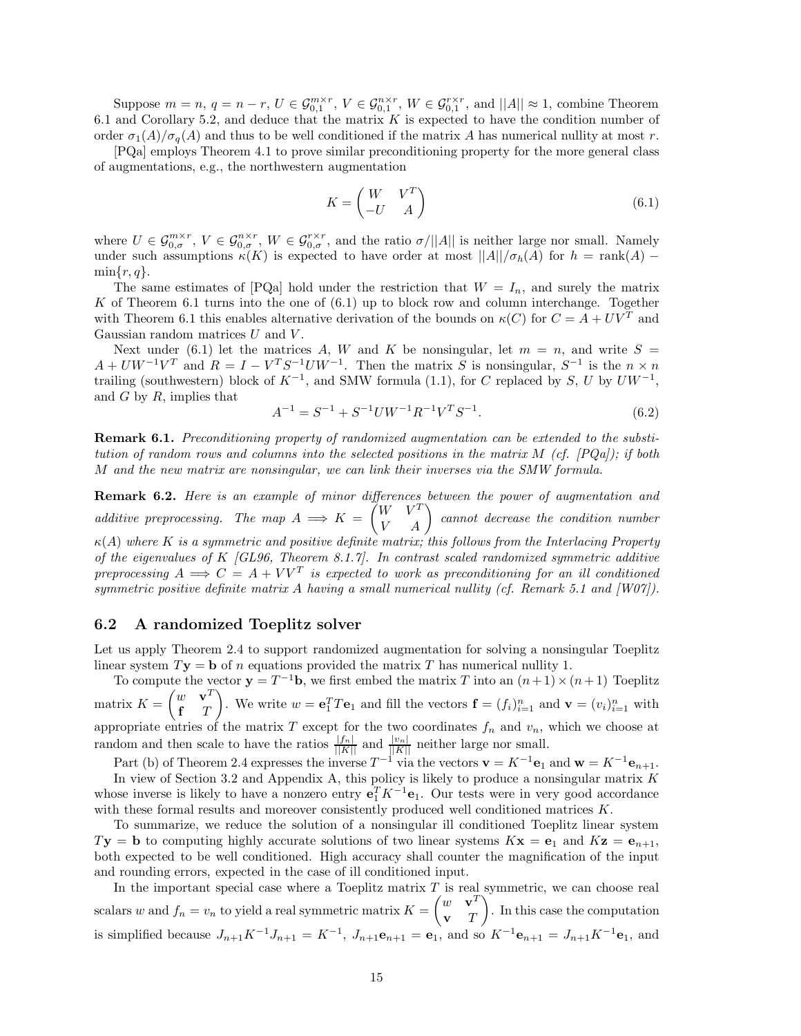Suppose $m = n$, $q = n - r$, $U \in \mathcal{G}_{0,1}^{m\times r}$, $V \in \mathcal{G}_{0,1}^{n\times r}$, $W \in \mathcal{G}_{0,1}^{r\times r}$, and $||A|| \approx 1$, combine Theorem 6.1 and Corollary 5.2, and deduce that the matrix $K$ is expected to have the condition number of order $\sigma_1(A)/\sigma_q(A)$ and thus to be well conditioned if the matrix $A$ has numerical nullity at most $r$.

[PQa] employs Theorem 4.1 to prove similar preconditioning property for the more general class of augmentations, e.g., the northwestern augmentation

$$K = \begin{pmatrix} W & V^T \\ -U & A \end{pmatrix} \tag{6.1}$$

where $U \in \mathcal{G}_{0,\sigma}^{m\times r}$, $V \in \mathcal{G}_{0,\sigma}^{n\times r}$, $W \in \mathcal{G}_{0,\sigma}^{r\times r}$, and the ratio $\sigma/||A||$ is neither large nor small. Namely under such assumptions $\kappa(K)$ is expected to have order at most $||A||/\sigma_h(A)$ for $h = \text{rank}(A) - \min\{r, q\}$.

The same estimates of [PQa] hold under the restriction that $W = I_n$, and surely the matrix $K$ of Theorem 6.1 turns into the one of (6.1) up to block row and column interchange. Together with Theorem 6.1 this enables alternative derivation of the bounds on $\kappa(C)$ for $C = A + UV^T$ and Gaussian random matrices $U$ and $V$.

Next under (6.1) let the matrices $A$, $W$ and $K$ be nonsingular, let $m = n$, and write $S = A + UW^{-1}V^T$ and $R = I - V^T S^{-1} U W^{-1}$. Then the matrix $S$ is nonsingular, $S^{-1}$ is the $n \times n$ trailing (southwestern) block of $K^{-1}$, and SMW formula (1.1), for $C$ replaced by $S$, $U$ by $UW^{-1}$, and $G$ by $R$, implies that

$$A^{-1} = S^{-1} + S^{-1}UW^{-1}R^{-1}V^T S^{-1}. \tag{6.2}$$

**Remark 6.1.** *Preconditioning property of randomized augmentation can be extended to the substitution of random rows and columns into the selected positions in the matrix $M$ (cf. [PQa]); if both $M$ and the new matrix are nonsingular, we can link their inverses via the SMW formula.*

**Remark 6.2.** *Here is an example of minor differences between the power of augmentation and additive preprocessing. The map $A \Longrightarrow K = \begin{pmatrix} W & V^T \\ V & A \end{pmatrix}$ cannot decrease the condition number $\kappa(A)$ where $K$ is a symmetric and positive definite matrix; this follows from the Interlacing Property of the eigenvalues of $K$ [GL96, Theorem 8.1.7]. In contrast scaled randomized symmetric additive preprocessing $A \Longrightarrow C = A + VV^T$ is expected to work as preconditioning for an ill conditioned symmetric positive definite matrix $A$ having a small numerical nullity (cf. Remark 5.1 and [W07]).*

## 6.2 A randomized Toeplitz solver

Let us apply Theorem 2.4 to support randomized augmentation for solving a nonsingular Toeplitz linear system $T\mathbf{y} = \mathbf{b}$ of $n$ equations provided the matrix $T$ has numerical nullity 1.

To compute the vector $\mathbf{y} = T^{-1}\mathbf{b}$, we first embed the matrix $T$ into an $(n+1)\times(n+1)$ Toeplitz matrix $K = \begin{pmatrix} w & \mathbf{v}^T \\ \mathbf{f} & T \end{pmatrix}$. We write $w = \mathbf{e}_1^T T \mathbf{e}_1$ and fill the vectors $\mathbf{f} = (f_i)_{i=1}^n$ and $\mathbf{v} = (v_i)_{i=1}^n$ with appropriate entries of the matrix $T$ except for the two coordinates $f_n$ and $v_n$, which we choose at random and then scale to have the ratios $\frac{|f_n|}{||K||}$ and $\frac{|v_n|}{||K||}$ neither large nor small.

Part (b) of Theorem 2.4 expresses the inverse $T^{-1}$ via the vectors $\mathbf{v} = K^{-1}\mathbf{e}_1$ and $\mathbf{w} = K^{-1}\mathbf{e}_{n+1}$. In view of Section 3.2 and Appendix A, this policy is likely to produce a nonsingular matrix $K$ whose inverse is likely to have a nonzero entry $\mathbf{e}_1^T K^{-1} \mathbf{e}_1$. Our tests were in very good accordance with these formal results and moreover consistently produced well conditioned matrices $K$.

To summarize, we reduce the solution of a nonsingular ill conditioned Toeplitz linear system $T\mathbf{y} = \mathbf{b}$ to computing highly accurate solutions of two linear systems $K\mathbf{x} = \mathbf{e}_1$ and $K\mathbf{z} = \mathbf{e}_{n+1}$, both expected to be well conditioned. High accuracy shall counter the magnification of the input and rounding errors, expected in the case of ill conditioned input.

In the important special case where a Toeplitz matrix $T$ is real symmetric, we can choose real scalars $w$ and $f_n = v_n$ to yield a real symmetric matrix $K = \begin{pmatrix} w & \mathbf{v}^T \\ \mathbf{v} & T \end{pmatrix}$. In this case the computation is simplified because $J_{n+1}K^{-1}J_{n+1} = K^{-1}$, $J_{n+1}\mathbf{e}_{n+1} = \mathbf{e}_1$, and so $K^{-1}\mathbf{e}_{n+1} = J_{n+1}K^{-1}\mathbf{e}_1$, and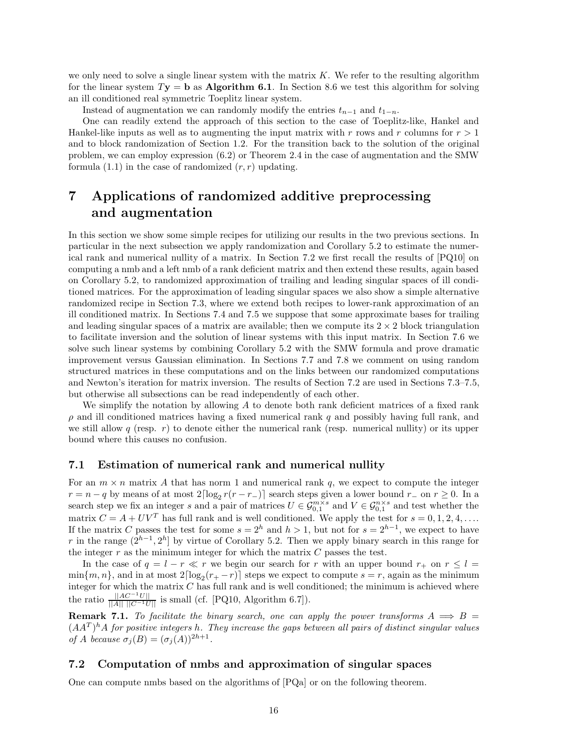we only need to solve a single linear system with the matrix $K$. We refer to the resulting algorithm for the linear system $T\mathbf{y} = \mathbf{b}$ as **Algorithm 6.1**. In Section 8.6 we test this algorithm for solving an ill conditioned real symmetric Toeplitz linear system.

Instead of augmentation we can randomly modify the entries $t_{n-1}$ and $t_{1-n}$.

One can readily extend the approach of this section to the case of Toeplitz-like, Hankel and Hankel-like inputs as well as to augmenting the input matrix with $r$ rows and $r$ columns for $r > 1$ and to block randomization of Section 1.2. For the transition back to the solution of the original problem, we can employ expression (6.2) or Theorem 2.4 in the case of augmentation and the SMW formula (1.1) in the case of randomized $(r, r)$ updating.

# 7 Applications of randomized additive preprocessing and augmentation

In this section we show some simple recipes for utilizing our results in the two previous sections. In particular in the next subsection we apply randomization and Corollary 5.2 to estimate the numerical rank and numerical nullity of a matrix. In Section 7.2 we first recall the results of [PQ10] on computing a nmb and a left nmb of a rank deficient matrix and then extend these results, again based on Corollary 5.2, to randomized approximation of trailing and leading singular spaces of ill conditioned matrices. For the approximation of leading singular spaces we also show a simple alternative randomized recipe in Section 7.3, where we extend both recipes to lower-rank approximation of an ill conditioned matrix. In Sections 7.4 and 7.5 we suppose that some approximate bases for trailing and leading singular spaces of a matrix are available; then we compute its $2 \times 2$ block triangulation to facilitate inversion and the solution of linear systems with this input matrix. In Section 7.6 we solve such linear systems by combining Corollary 5.2 with the SMW formula and prove dramatic improvement versus Gaussian elimination. In Sections 7.7 and 7.8 we comment on using random structured matrices in these computations and on the links between our randomized computations and Newton's iteration for matrix inversion. The results of Section 7.2 are used in Sections 7.3–7.5, but otherwise all subsections can be read independently of each other.

We simplify the notation by allowing $A$ to denote both rank deficient matrices of a fixed rank $\rho$ and ill conditioned matrices having a fixed numerical rank $q$ and possibly having full rank, and we still allow $q$ (resp. $r$) to denote either the numerical rank (resp. numerical nullity) or its upper bound where this causes no confusion.

## 7.1 Estimation of numerical rank and numerical nullity

For an $m \times n$ matrix $A$ that has norm 1 and numerical rank $q$, we expect to compute the integer $r = n - q$ by means of at most $2\lceil \log_2 r(r - r_-)\rceil$ search steps given a lower bound $r_-$ on $r \geq 0$. In a search step we fix an integer $s$ and a pair of matrices $U \in \mathcal{G}_{0,1}^{m\times s}$ and $V \in \mathcal{G}_{0,1}^{n\times s}$ and test whether the matrix $C = A + UV^T$ has full rank and is well conditioned. We apply the test for $s = 0, 1, 2, 4, \ldots$. If the matrix $C$ passes the test for some $s = 2^h$ and $h > 1$, but not for $s = 2^{h-1}$, we expect to have $r$ in the range $(2^{h-1}, 2^h]$ by virtue of Corollary 5.2. Then we apply binary search in this range for the integer $r$ as the minimum integer for which the matrix $C$ passes the test.

In the case of $q = l - r \ll r$ we begin our search for $r$ with an upper bound $r_+$ on $r \leq l = \min\{m, n\}$, and in at most $2\lceil \log_2(r_+ - r)\rceil$ steps we expect to compute $s = r$, again as the minimum integer for which the matrix $C$ has full rank and is well conditioned; the minimum is achieved where the ratio $\frac{||AC^{-1}U||}{||A||\ ||C^{-1}U||}$ is small (cf. [PQ10, Algorithm 6.7]).

**Remark 7.1.** *To facilitate the binary search, one can apply the power transforms $A \Longrightarrow B = (AA^T)^h A$ for positive integers $h$. They increase the gaps between all pairs of distinct singular values of $A$ because $\sigma_j(B) = (\sigma_j(A))^{2h+1}$.*

## 7.2 Computation of nmbs and approximation of singular spaces

One can compute nmbs based on the algorithms of [PQa] or on the following theorem.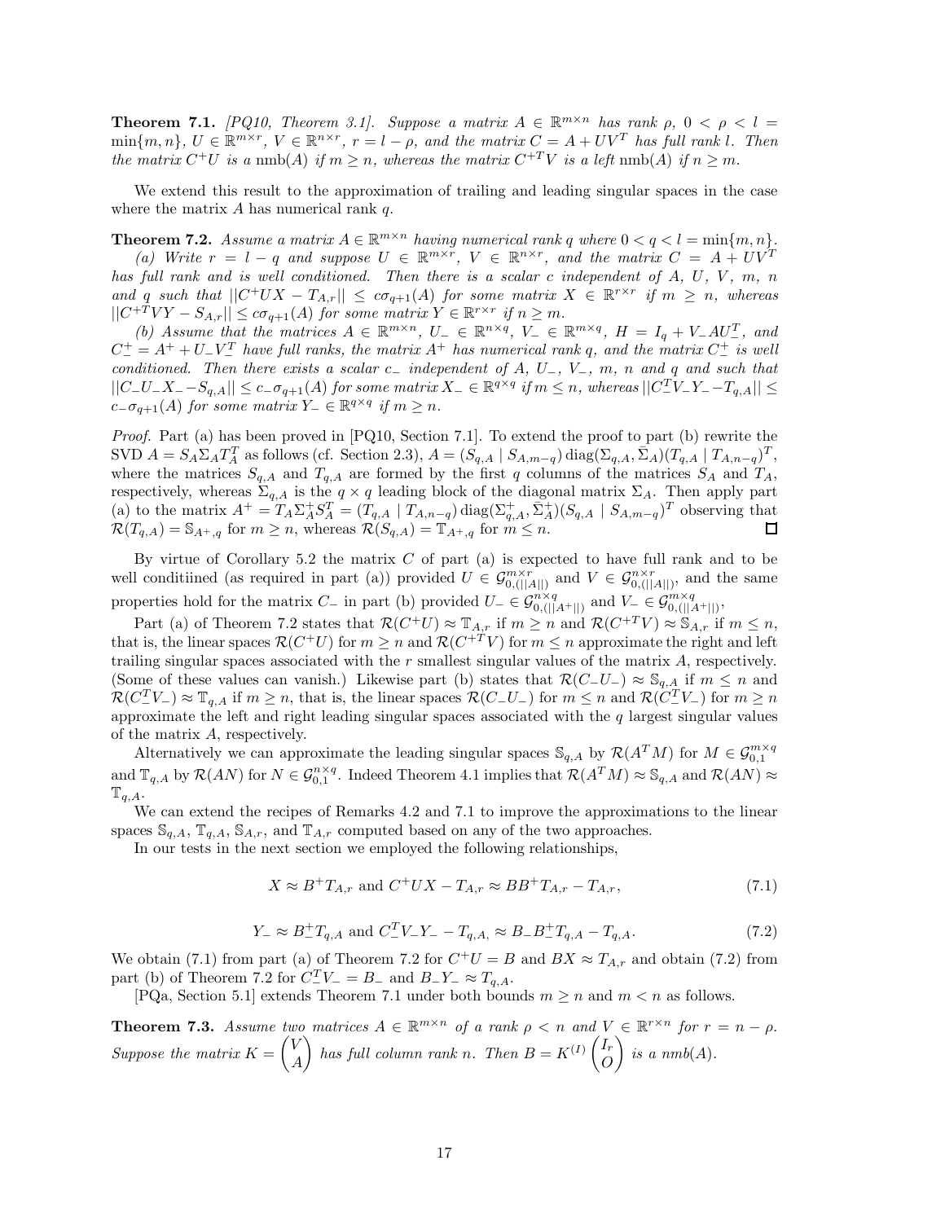**Theorem 7.1.** *[PQ10, Theorem 3.1]. Suppose a matrix $A \in \mathbb{R}^{m\times n}$ has rank $\rho$, $0 < \rho < l = \min\{m, n\}$, $U \in \mathbb{R}^{m\times r}$, $V \in \mathbb{R}^{n\times r}$, $r = l - \rho$, and the matrix $C = A + UV^T$ has full rank $l$. Then the matrix $C^+U$ is a* nmb$(A)$ *if $m \geq n$, whereas the matrix $C^{+T}V$ is a left* nmb$(A)$ *if $n \geq m$.*

We extend this result to the approximation of trailing and leading singular spaces in the case where the matrix $A$ has numerical rank $q$.

**Theorem 7.2.** *Assume a matrix $A \in \mathbb{R}^{m\times n}$ having numerical rank $q$ where $0 < q < l = \min\{m, n\}$.*

*(a) Write $r = l - q$ and suppose $U \in \mathbb{R}^{m\times r}$, $V \in \mathbb{R}^{n\times r}$, and the matrix $C = A + UV^T$ has full rank and is well conditioned. Then there is a scalar $c$ independent of $A$, $U$, $V$, $m$, $n$ and $q$ such that $||C^+UX - T_{A,r}|| \leq c\sigma_{q+1}(A)$ for some matrix $X \in \mathbb{R}^{r\times r}$ if $m \geq n$, whereas $||C^{+T}VY - S_{A,r}|| \leq c\sigma_{q+1}(A)$ for some matrix $Y \in \mathbb{R}^{r\times r}$ if $n \geq m$.*

*(b) Assume that the matrices $A \in \mathbb{R}^{m\times n}$, $U_- \in \mathbb{R}^{n\times q}$, $V_- \in \mathbb{R}^{m\times q}$, $H = I_q + V_-AU_-^T$, and $C_-^+ = A^+ + U_-V_-^T$ have full ranks, the matrix $A^+$ has numerical rank $q$, and the matrix $C_-^+$ is well conditioned. Then there exists a scalar $c_-$ independent of $A$, $U_-$, $V_-$, $m$, $n$ and $q$ and such that $||C_-U_-X_- - S_{q,A}|| \leq c_-\sigma_{q+1}(A)$ for some matrix $X_- \in \mathbb{R}^{q\times q}$ if $m \leq n$, whereas $||C_-^TV_-Y_- - T_{q,A}|| \leq c_-\sigma_{q+1}(A)$ for some matrix $Y_- \in \mathbb{R}^{q\times q}$ if $m \geq n$.*

*Proof.* Part (a) has been proved in [PQ10, Section 7.1]. To extend the proof to part (b) rewrite the SVD $A = S_A\Sigma_AT_A^T$ as follows (cf. Section 2.3), $A = (S_{q,A} \mid S_{A,m-q})\,\mathrm{diag}(\Sigma_{q,A}, \bar{\Sigma}_A)(T_{q,A} \mid T_{A,n-q})^T$, where the matrices $S_{q,A}$ and $T_{q,A}$ are formed by the first $q$ columns of the matrices $S_A$ and $T_A$, respectively, whereas $\Sigma_{q,A}$ is the $q \times q$ leading block of the diagonal matrix $\Sigma_A$. Then apply part (a) to the matrix $A^+ = T_A\Sigma_A^+S_A^T = (T_{q,A} \mid T_{A,n-q})\,\mathrm{diag}(\Sigma_{q,A}^+, \bar{\Sigma}_A^+)(S_{q,A} \mid S_{A,m-q})^T$ observing that $\mathcal{R}(T_{q,A}) = \mathbb{S}_{A^+,q}$ for $m \geq n$, whereas $\mathcal{R}(S_{q,A}) = \mathbb{T}_{A^+,q}$ for $m \leq n$. $\square$

By virtue of Corollary 5.2 the matrix $C$ of part (a) is expected to have full rank and to be well conditiined (as required in part (a)) provided $U \in \mathcal{G}_{0,(||A||)}^{m\times r}$ and $V \in \mathcal{G}_{0,(||A||)}^{n\times r}$, and the same properties hold for the matrix $C_-$ in part (b) provided $U_- \in \mathcal{G}_{0,(||A^+||)}^{n\times q}$ and $V_- \in \mathcal{G}_{0,(||A^+||)}^{m\times q}$,

Part (a) of Theorem 7.2 states that $\mathcal{R}(C^+U) \approx \mathbb{T}_{A,r}$ if $m \geq n$ and $\mathcal{R}(C^{+T}V) \approx \mathbb{S}_{A,r}$ if $m \leq n$, that is, the linear spaces $\mathcal{R}(C^+U)$ for $m \geq n$ and $\mathcal{R}(C^{+T}V)$ for $m \leq n$ approximate the right and left trailing singular spaces associated with the $r$ smallest singular values of the matrix $A$, respectively. (Some of these values can vanish.) Likewise part (b) states that $\mathcal{R}(C_-U_-) \approx \mathbb{S}_{q,A}$ if $m \leq n$ and $\mathcal{R}(C_-^TV_-) \approx \mathbb{T}_{q,A}$ if $m \geq n$, that is, the linear spaces $\mathcal{R}(C_-U_-)$ for $m \leq n$ and $\mathcal{R}(C_-^TV_-)$ for $m \geq n$ approximate the left and right leading singular spaces associated with the $q$ largest singular values of the matrix $A$, respectively.

Alternatively we can approximate the leading singular spaces $\mathbb{S}_{q,A}$ by $\mathcal{R}(A^TM)$ for $M \in \mathcal{G}_{0,1}^{m\times q}$ and $\mathbb{T}_{q,A}$ by $\mathcal{R}(AN)$ for $N \in \mathcal{G}_{0,1}^{n\times q}$. Indeed Theorem 4.1 implies that $\mathcal{R}(A^TM) \approx \mathbb{S}_{q,A}$ and $\mathcal{R}(AN) \approx \mathbb{T}_{q,A}$.

We can extend the recipes of Remarks 4.2 and 7.1 to improve the approximations to the linear spaces $\mathbb{S}_{q,A}$, $\mathbb{T}_{q,A}$, $\mathbb{S}_{A,r}$, and $\mathbb{T}_{A,r}$ computed based on any of the two approaches.

In our tests in the next section we employed the following relationships,

$$X \approx B^+T_{A,r} \text{ and } C^+UX - T_{A,r} \approx BB^+T_{A,r} - T_{A,r}, \tag{7.1}$$

$$Y_- \approx B_-^+T_{q,A} \text{ and } C_-^TV_-Y_- - T_{q,A,} \approx B_-B_-^+T_{q,A} - T_{q,A}. \tag{7.2}$$

We obtain (7.1) from part (a) of Theorem 7.2 for $C^+U = B$ and $BX \approx T_{A,r}$ and obtain (7.2) from part (b) of Theorem 7.2 for $C_-^TV_- = B_-$ and $B_-Y_- \approx T_{q,A}$.

[PQa, Section 5.1] extends Theorem 7.1 under both bounds $m \geq n$ and $m < n$ as follows.

**Theorem 7.3.** *Assume two matrices $A \in \mathbb{R}^{m\times n}$ of a rank $\rho < n$ and $V \in \mathbb{R}^{r\times n}$ for $r = n - \rho$. Suppose the matrix $K = \begin{pmatrix} V \\ A \end{pmatrix}$ has full column rank $n$. Then $B = K^{(I)}\begin{pmatrix} I_r \\ O \end{pmatrix}$ is a nmb$(A)$.*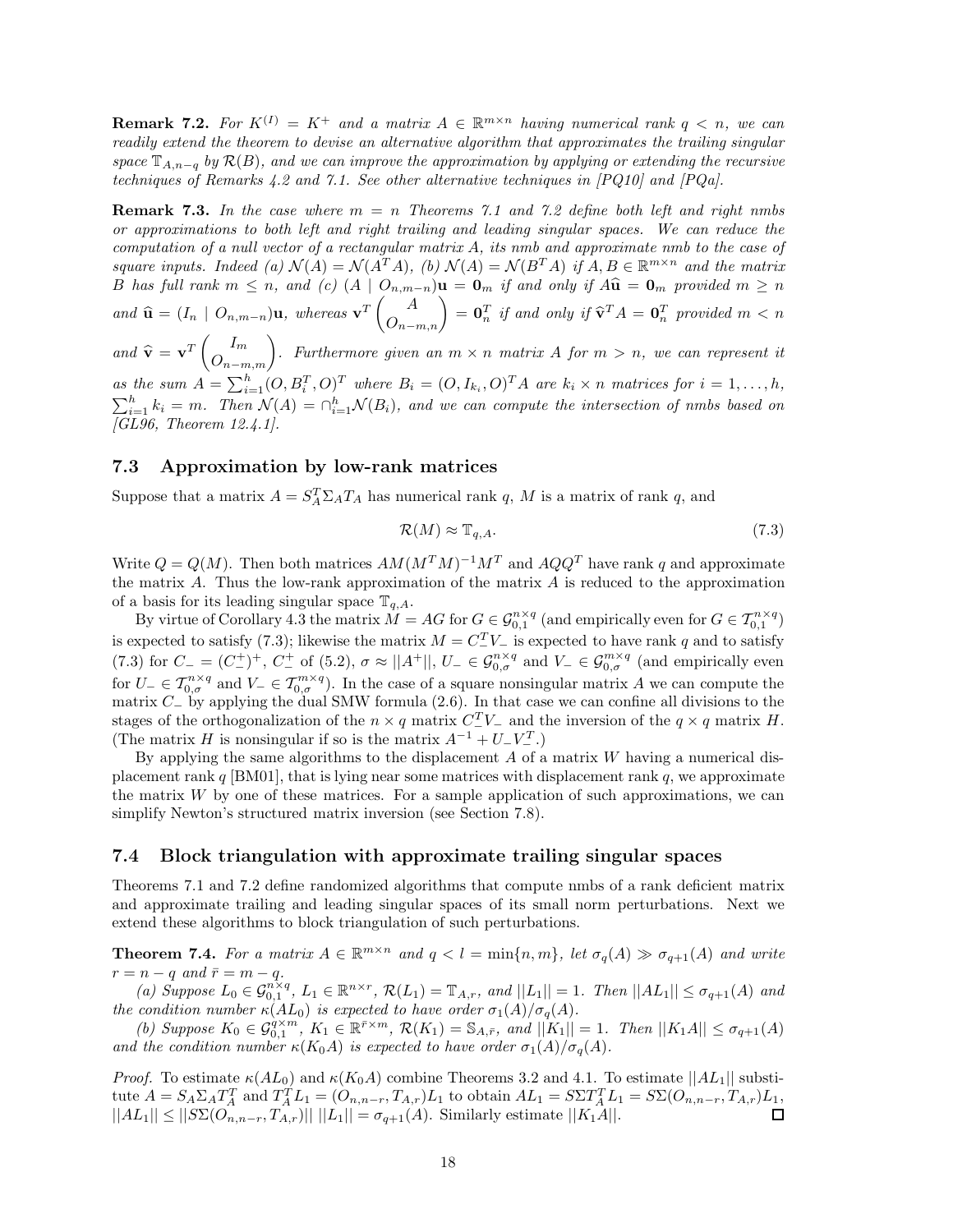**Remark 7.2.** *For $K^{(I)} = K^+$ and a matrix $A \in \mathbb{R}^{m\times n}$ having numerical rank $q < n$, we can readily extend the theorem to devise an alternative algorithm that approximates the trailing singular space $\mathbb{T}_{A,n-q}$ by $\mathcal{R}(B)$, and we can improve the approximation by applying or extending the recursive techniques of Remarks 4.2 and 7.1. See other alternative techniques in [PQ10] and [PQa].*

**Remark 7.3.** *In the case where $m = n$ Theorems 7.1 and 7.2 define both left and right nmbs or approximations to both left and right trailing and leading singular spaces. We can reduce the computation of a null vector of a rectangular matrix $A$, its nmb and approximate nmb to the case of square inputs. Indeed (a) $\mathcal{N}(A) = \mathcal{N}(A^TA)$, (b) $\mathcal{N}(A) = \mathcal{N}(B^TA)$ if $A, B \in \mathbb{R}^{m\times n}$ and the matrix $B$ has full rank $m \le n$, and (c) $(A \mid O_{n,m-n})\mathbf{u} = \mathbf{0}_m$ if and only if $A\widehat{\mathbf{u}} = \mathbf{0}_m$ provided $m \ge n$ and $\widehat{\mathbf{u}} = (I_n \mid O_{n,m-n})\mathbf{u}$, whereas $\mathbf{v}^T\begin{pmatrix} A \\ O_{n-m,n}\end{pmatrix} = \mathbf{0}_n^T$ if and only if $\widehat{\mathbf{v}}^TA = \mathbf{0}_n^T$ provided $m < n$ and $\widehat{\mathbf{v}} = \mathbf{v}^T\begin{pmatrix} I_m \\ O_{n-m,m}\end{pmatrix}$. Furthermore given an $m \times n$ matrix $A$ for $m > n$, we can represent it as the sum $A = \sum_{i=1}^h (O, B_i^T, O)^T$ where $B_i = (O, I_{k_i}, O)^TA$ are $k_i \times n$ matrices for $i = 1, \dots, h$, $\sum_{i=1}^h k_i = m$. Then $\mathcal{N}(A) = \cap_{i=1}^h \mathcal{N}(B_i)$, and we can compute the intersection of nmbs based on [GL96, Theorem 12.4.1].*

## 7.3 Approximation by low-rank matrices

Suppose that a matrix $A = S_A^T\Sigma_AT_A$ has numerical rank $q$, $M$ is a matrix of rank $q$, and

$$\mathcal{R}(M) \approx \mathbb{T}_{q,A}. \tag{7.3}$$

Write $Q = Q(M)$. Then both matrices $AM(M^TM)^{-1}M^T$ and $AQQ^T$ have rank $q$ and approximate the matrix $A$. Thus the low-rank approximation of the matrix $A$ is reduced to the approximation of a basis for its leading singular space $\mathbb{T}_{q,A}$.

By virtue of Corollary 4.3 the matrix $M = AG$ for $G \in \mathcal{G}_{0,1}^{n\times q}$ (and empirically even for $G \in \mathcal{T}_{0,1}^{n\times q}$) is expected to satisfy (7.3); likewise the matrix $M = C_-^TV_-$ is expected to have rank $q$ and to satisfy (7.3) for $C_- = (C_-^+)^+$, $C_-^+$ of (5.2), $\sigma \approx ||A^+||$, $U_- \in \mathcal{G}_{0,\sigma}^{n\times q}$ and $V_- \in \mathcal{G}_{0,\sigma}^{m\times q}$ (and empirically even for $U_- \in \mathcal{T}_{0,\sigma}^{n\times q}$ and $V_- \in \mathcal{T}_{0,\sigma}^{m\times q}$). In the case of a square nonsingular matrix $A$ we can compute the matrix $C_-$ by applying the dual SMW formula (2.6). In that case we can confine all divisions to the stages of the orthogonalization of the $n \times q$ matrix $C_-^TV_-$ and the inversion of the $q \times q$ matrix $H$. (The matrix $H$ is nonsingular if so is the matrix $A^{-1} + U_-V_-^T$.)

By applying the same algorithms to the displacement $A$ of a matrix $W$ having a numerical displacement rank $q$ [BM01], that is lying near some matrices with displacement rank $q$, we approximate the matrix $W$ by one of these matrices. For a sample application of such approximations, we can simplify Newton's structured matrix inversion (see Section 7.8).

## 7.4 Block triangulation with approximate trailing singular spaces

Theorems 7.1 and 7.2 define randomized algorithms that compute nmbs of a rank deficient matrix and approximate trailing and leading singular spaces of its small norm perturbations. Next we extend these algorithms to block triangulation of such perturbations.

**Theorem 7.4.** *For a matrix $A \in \mathbb{R}^{m\times n}$ and $q < l = \min\{n, m\}$, let $\sigma_q(A) \gg \sigma_{q+1}(A)$ and write $r = n - q$ and $\bar{r} = m - q$.*

*(a) Suppose $L_0 \in \mathcal{G}_{0,1}^{n\times q}$, $L_1 \in \mathbb{R}^{n\times r}$, $\mathcal{R}(L_1) = \mathbb{T}_{A,r}$, and $||L_1|| = 1$. Then $||AL_1|| \le \sigma_{q+1}(A)$ and the condition number $\kappa(AL_0)$ is expected to have order $\sigma_1(A)/\sigma_q(A)$.*

*(b) Suppose $K_0 \in \mathcal{G}_{0,1}^{q\times m}$, $K_1 \in \mathbb{R}^{\bar{r}\times m}$, $\mathcal{R}(K_1) = \mathbb{S}_{A,\bar{r}}$, and $||K_1|| = 1$. Then $||K_1A|| \le \sigma_{q+1}(A)$ and the condition number $\kappa(K_0A)$ is expected to have order $\sigma_1(A)/\sigma_q(A)$.*

*Proof.* To estimate $\kappa(AL_0)$ and $\kappa(K_0A)$ combine Theorems 3.2 and 4.1. To estimate $||AL_1||$ substitute $A = S_A\Sigma_AT_A^T$ and $T_A^TL_1 = (O_{n,n-r}, T_{A,r})L_1$ to obtain $AL_1 = S\Sigma T_A^TL_1 = S\Sigma(O_{n,n-r}, T_{A,r})L_1$, $||AL_1|| \le ||S\Sigma(O_{n,n-r}, T_{A,r})||\ ||L_1|| = \sigma_{q+1}(A)$. Similarly estimate $||K_1A||$. $\square$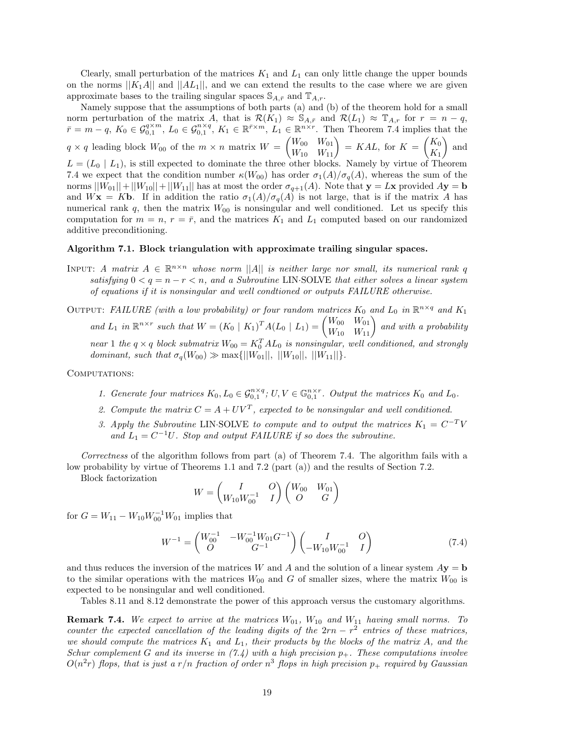Clearly, small perturbation of the matrices $K_1$ and $L_1$ can only little change the upper bounds on the norms $||K_1 A||$ and $||AL_1||$, and we can extend the results to the case where we are given approximate bases to the trailing singular spaces $\mathbb{S}_{A,\bar{r}}$ and $\mathbb{T}_{A,r}$.

Namely suppose that the assumptions of both parts (a) and (b) of the theorem hold for a small norm perturbation of the matrix $A$, that is $\mathcal{R}(K_1) \approx \mathbb{S}_{A,\bar{r}}$ and $\mathcal{R}(L_1) \approx \mathbb{T}_{A,r}$ for $r = n - q$, $\bar{r} = m - q$, $K_0 \in \mathcal{G}_{0,1}^{q\times m}$, $L_0 \in \mathcal{G}_{0,1}^{n\times q}$, $K_1 \in \mathbb{R}^{\bar{r}\times m}$, $L_1 \in \mathbb{R}^{n\times r}$. Then Theorem 7.4 implies that the $q \times q$ leading block $W_{00}$ of the $m \times n$ matrix $W = \begin{pmatrix} W_{00} & W_{01} \\ W_{10} & W_{11} \end{pmatrix} = KAL$, for $K = \begin{pmatrix} K_0 \\ K_1 \end{pmatrix}$ and $L = (L_0 \mid L_1)$, is still expected to dominate the three other blocks. Namely by virtue of Theorem 7.4 we expect that the condition number $\kappa(W_{00})$ has order $\sigma_1(A)/\sigma_q(A)$, whereas the sum of the norms $||W_{01}|| + ||W_{10}|| + ||W_{11}||$ has at most the order $\sigma_{q+1}(A)$. Note that $\mathbf{y} = L\mathbf{x}$ provided $A\mathbf{y} = \mathbf{b}$ and $W\mathbf{x} = K\mathbf{b}$. If in addition the ratio $\sigma_1(A)/\sigma_q(A)$ is not large, that is if the matrix $A$ has numerical rank $q$, then the matrix $W_{00}$ is nonsingular and well conditioned. Let us specify this computation for $m = n$, $r = \bar{r}$, and the matrices $K_1$ and $L_1$ computed based on our randomized additive preconditioning.

**Algorithm 7.1. Block triangulation with approximate trailing singular spaces.**

INPUT: *A matrix $A \in \mathbb{R}^{n\times n}$ whose norm $||A||$ is neither large nor small, its numerical rank $q$ satisfying $0 < q = n - r < n$, and a Subroutine* LIN·SOLVE *that either solves a linear system of equations if it is nonsingular and well condtioned or outputs FAILURE otherwise.*

OUTPUT: *FAILURE (with a low probability) or four random matrices $K_0$ and $L_0$ in $\mathbb{R}^{n\times q}$ and $K_1$ and $L_1$ in $\mathbb{R}^{n\times r}$ such that $W = (K_0 \mid K_1)^T A(L_0 \mid L_1) = \begin{pmatrix} W_{00} & W_{01} \\ W_{10} & W_{11} \end{pmatrix}$ and with a probability near 1 the $q \times q$ block submatrix $W_{00} = K_0^T AL_0$ is nonsingular, well conditioned, and strongly dominant, such that $\sigma_q(W_{00}) \gg \max\{||W_{01}||,\ ||W_{10}||,\ ||W_{11}||\}$.*

COMPUTATIONS:

1. *Generate four matrices $K_0, L_0 \in \mathcal{G}_{0,1}^{n\times q}$; $U, V \in \mathbb{G}_{0,1}^{n\times r}$. Output the matrices $K_0$ and $L_0$.*
2. *Compute the matrix $C = A + UV^T$, expected to be nonsingular and well conditioned.*
3. *Apply the Subroutine* LIN·SOLVE *to compute and to output the matrices $K_1 = C^{-T}V$ and $L_1 = C^{-1}U$. Stop and output FAILURE if so does the subroutine.*

*Correctness* of the algorithm follows from part (a) of Theorem 7.4. The algorithm fails with a low probability by virtue of Theorems 1.1 and 7.2 (part (a)) and the results of Section 7.2.

Block factorization

$$W = \begin{pmatrix} I & O \\ W_{10}W_{00}^{-1} & I \end{pmatrix} \begin{pmatrix} W_{00} & W_{01} \\ O & G \end{pmatrix}$$

for $G = W_{11} - W_{10}W_{00}^{-1}W_{01}$ implies that

$$W^{-1} = \begin{pmatrix} W_{00}^{-1} & -W_{00}^{-1}W_{01}G^{-1} \\ O & G^{-1} \end{pmatrix} \begin{pmatrix} I & O \\ -W_{10}W_{00}^{-1} & I \end{pmatrix} \tag{7.4}$$

and thus reduces the inversion of the matrices $W$ and $A$ and the solution of a linear system $A\mathbf{y} = \mathbf{b}$ to the similar operations with the matrices $W_{00}$ and $G$ of smaller sizes, where the matrix $W_{00}$ is expected to be nonsingular and well conditioned.

Tables 8.11 and 8.12 demonstrate the power of this approach versus the customary algorithms.

**Remark 7.4.** *We expect to arrive at the matrices $W_{01}$, $W_{10}$ and $W_{11}$ having small norms. To counter the expected cancellation of the leading digits of the $2rn - r^2$ entries of these matrices, we should compute the matrices $K_1$ and $L_1$, their products by the blocks of the matrix $A$, and the Schur complement $G$ and its inverse in (7.4) with a high precision $p_+$. These computations involve $O(n^2 r)$ flops, that is just a $r/n$ fraction of order $n^3$ flops in high precision $p_+$ required by Gaussian*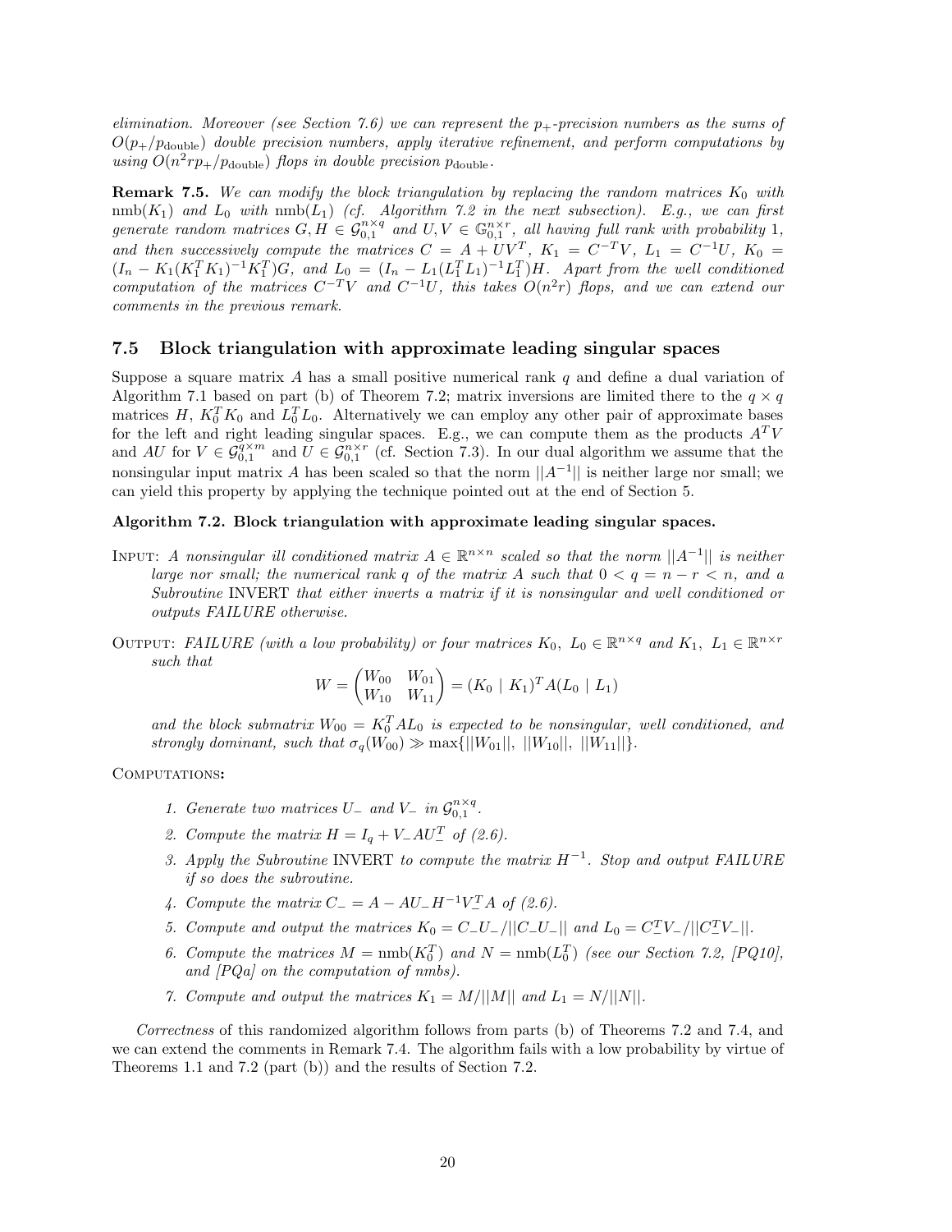*elimination. Moreover (see Section 7.6) we can represent the $p_+$-precision numbers as the sums of $O(p_+/p_{\text{double}})$ double precision numbers, apply iterative refinement, and perform computations by using $O(n^2rp_+/p_{\text{double}})$ flops in double precision $p_{\text{double}}$.*

**Remark 7.5.** *We can modify the block triangulation by replacing the random matrices $K_0$ with $\text{nmb}(K_1)$ and $L_0$ with $\text{nmb}(L_1)$ (cf. Algorithm 7.2 in the next subsection). E.g., we can first generate random matrices $G, H \in \mathcal{G}_{0,1}^{n\times q}$ and $U, V \in \mathbb{G}_{0,1}^{n\times r}$, all having full rank with probability 1, and then successively compute the matrices $C = A + UV^T$, $K_1 = C^{-T}V$, $L_1 = C^{-1}U$, $K_0 = (I_n - K_1(K_1^TK_1)^{-1}K_1^T)G$, and $L_0 = (I_n - L_1(L_1^TL_1)^{-1}L_1^T)H$. Apart from the well conditioned computation of the matrices $C^{-T}V$ and $C^{-1}U$, this takes $O(n^2r)$ flops, and we can extend our comments in the previous remark.*

## 7.5 Block triangulation with approximate leading singular spaces

Suppose a square matrix $A$ has a small positive numerical rank $q$ and define a dual variation of Algorithm 7.1 based on part (b) of Theorem 7.2; matrix inversions are limited there to the $q\times q$ matrices $H$, $K_0^TK_0$ and $L_0^TL_0$. Alternatively we can employ any other pair of approximate bases for the left and right leading singular spaces. E.g., we can compute them as the products $A^TV$ and $AU$ for $V \in \mathcal{G}_{0,1}^{q\times m}$ and $U \in \mathcal{G}_{0,1}^{n\times r}$ (cf. Section 7.3). In our dual algorithm we assume that the nonsingular input matrix $A$ has been scaled so that the norm $||A^{-1}||$ is neither large nor small; we can yield this property by applying the technique pointed out at the end of Section 5.

**Algorithm 7.2. Block triangulation with approximate leading singular spaces.**

INPUT: *A nonsingular ill conditioned matrix $A \in \mathbb{R}^{n\times n}$ scaled so that the norm $||A^{-1}||$ is neither large nor small; the numerical rank $q$ of the matrix $A$ such that $0 < q = n - r < n$, and a Subroutine* INVERT *that either inverts a matrix if it is nonsingular and well conditioned or outputs FAILURE otherwise.*

OUTPUT: *FAILURE (with a low probability) or four matrices $K_0,\ L_0 \in \mathbb{R}^{n\times q}$ and $K_1,\ L_1 \in \mathbb{R}^{n\times r}$ such that*

$$W = \begin{pmatrix} W_{00} & W_{01} \\ W_{10} & W_{11} \end{pmatrix} = (K_0 \mid K_1)^T A (L_0 \mid L_1)$$

*and the block submatrix $W_{00} = K_0^TAL_0$ is expected to be nonsingular, well conditioned, and strongly dominant, such that $\sigma_q(W_{00}) \gg \max\{||W_{01}||,\ ||W_{10}||,\ ||W_{11}||\}$.*

COMPUTATIONS:

1. *Generate two matrices $U_-$ and $V_-$ in $\mathcal{G}_{0,1}^{n\times q}$.*
2. *Compute the matrix $H = I_q + V_-AU_-^T$ of (2.6).*
3. *Apply the Subroutine* INVERT *to compute the matrix $H^{-1}$. Stop and output FAILURE if so does the subroutine.*
4. *Compute the matrix $C_- = A - AU_-H^{-1}V_-^TA$ of (2.6).*
5. *Compute and output the matrices $K_0 = C_-U_-/||C_-U_-||$ and $L_0 = C_-^TV_-/||C_-^TV_-||$.*
6. *Compute the matrices $M = \text{nmb}(K_0^T)$ and $N = \text{nmb}(L_0^T)$ (see our Section 7.2, [PQ10], and [PQa] on the computation of nmbs).*
7. *Compute and output the matrices $K_1 = M/||M||$ and $L_1 = N/||N||$.*

*Correctness* of this randomized algorithm follows from parts (b) of Theorems 7.2 and 7.4, and we can extend the comments in Remark 7.4. The algorithm fails with a low probability by virtue of Theorems 1.1 and 7.2 (part (b)) and the results of Section 7.2.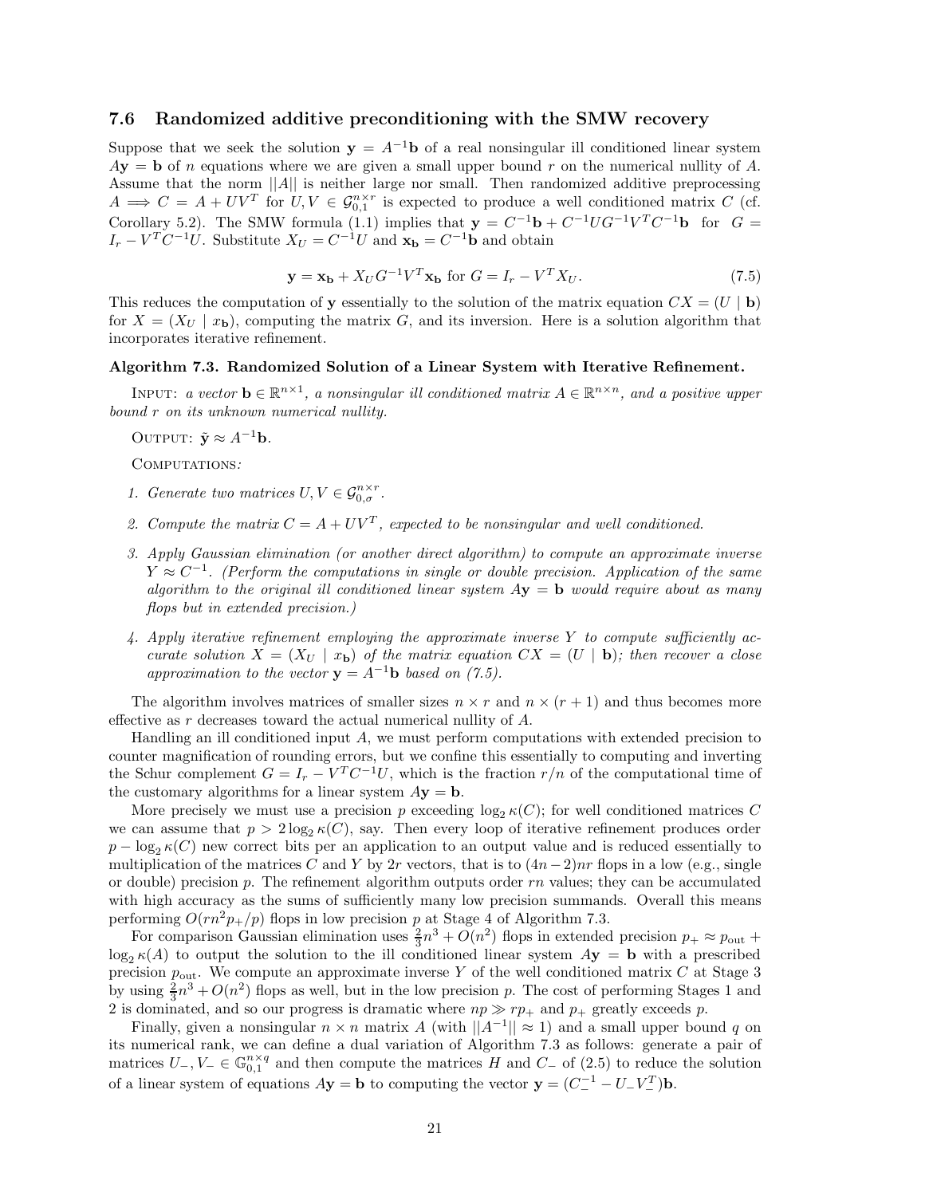### 7.6 Randomized additive preconditioning with the SMW recovery

Suppose that we seek the solution $\mathbf{y} = A^{-1}\mathbf{b}$ of a real nonsingular ill conditioned linear system $A\mathbf{y} = \mathbf{b}$ of $n$ equations where we are given a small upper bound $r$ on the numerical nullity of $A$. Assume that the norm $||A||$ is neither large nor small. Then randomized additive preprocessing $A \Longrightarrow C = A + UV^T$ for $U, V \in \mathcal{G}_{0,1}^{n\times r}$ is expected to produce a well conditioned matrix $C$ (cf. Corollary 5.2). The SMW formula (1.1) implies that $\mathbf{y} = C^{-1}\mathbf{b} + C^{-1}UG^{-1}V^TC^{-1}\mathbf{b}$ for $G = I_r - V^TC^{-1}U$. Substitute $X_U = C^{-1}U$ and $\mathbf{x_b} = C^{-1}\mathbf{b}$ and obtain

$$\mathbf{y} = \mathbf{x_b} + X_U G^{-1} V^T \mathbf{x_b} \text{ for } G = I_r - V^T X_U. \tag{7.5}$$

This reduces the computation of $\mathbf{y}$ essentially to the solution of the matrix equation $CX = (U \mid \mathbf{b})$ for $X = (X_U \mid x_\mathbf{b})$, computing the matrix $G$, and its inversion. Here is a solution algorithm that incorporates iterative refinement.

**Algorithm 7.3. Randomized Solution of a Linear System with Iterative Refinement.**

Input: *a vector* $\mathbf{b} \in \mathbb{R}^{n\times 1}$*, a nonsingular ill conditioned matrix* $A \in \mathbb{R}^{n\times n}$*, and a positive upper bound* $r$ *on its unknown numerical nullity.*

Output: $\tilde{\mathbf{y}} \approx A^{-1}\mathbf{b}$.

Computations*:*

1. *Generate two matrices* $U, V \in \mathcal{G}_{0,\sigma}^{n\times r}$.
2. *Compute the matrix* $C = A + UV^T$*, expected to be nonsingular and well conditioned.*
3. *Apply Gaussian elimination (or another direct algorithm) to compute an approximate inverse* $Y \approx C^{-1}$*. (Perform the computations in single or double precision. Application of the same algorithm to the original ill conditioned linear system* $A\mathbf{y} = \mathbf{b}$ *would require about as many flops but in extended precision.)*
4. *Apply iterative refinement employing the approximate inverse* $Y$ *to compute sufficiently accurate solution* $X = (X_U \mid x_\mathbf{b})$ *of the matrix equation* $CX = (U \mid \mathbf{b})$*; then recover a close approximation to the vector* $\mathbf{y} = A^{-1}\mathbf{b}$ *based on (7.5).*

The algorithm involves matrices of smaller sizes $n \times r$ and $n \times (r + 1)$ and thus becomes more effective as $r$ decreases toward the actual numerical nullity of $A$.

Handling an ill conditioned input $A$, we must perform computations with extended precision to counter magnification of rounding errors, but we confine this essentially to computing and inverting the Schur complement $G = I_r - V^TC^{-1}U$, which is the fraction $r/n$ of the computational time of the customary algorithms for a linear system $A\mathbf{y} = \mathbf{b}$.

More precisely we must use a precision $p$ exceeding $\log_2 \kappa(C)$; for well conditioned matrices $C$ we can assume that $p > 2\log_2 \kappa(C)$, say. Then every loop of iterative refinement produces order $p - \log_2 \kappa(C)$ new correct bits per an application to an output value and is reduced essentially to multiplication of the matrices $C$ and $Y$ by $2r$ vectors, that is to $(4n-2)nr$ flops in a low (e.g., single or double) precision $p$. The refinement algorithm outputs order $rn$ values; they can be accumulated with high accuracy as the sums of sufficiently many low precision summands. Overall this means performing $O(rn^2p_+/p)$ flops in low precision $p$ at Stage 4 of Algorithm 7.3.

For comparison Gaussian elimination uses $\frac{2}{3}n^3 + O(n^2)$ flops in extended precision $p_+ \approx p_{\text{out}} + \log_2 \kappa(A)$ to output the solution to the ill conditioned linear system $A\mathbf{y} = \mathbf{b}$ with a prescribed precision $p_{\text{out}}$. We compute an approximate inverse $Y$ of the well conditioned matrix $C$ at Stage 3 by using $\frac{2}{3}n^3 + O(n^2)$ flops as well, but in the low precision $p$. The cost of performing Stages 1 and 2 is dominated, and so our progress is dramatic where $np \gg rp_+$ and $p_+$ greatly exceeds $p$.

Finally, given a nonsingular $n \times n$ matrix $A$ (with $||A^{-1}|| \approx 1$) and a small upper bound $q$ on its numerical rank, we can define a dual variation of Algorithm 7.3 as follows: generate a pair of matrices $U_-, V_- \in \mathbb{G}_{01}^{n\times q}$ and then compute the matrices $H$ and $C_-$ of (2.5) to reduce the solution of a linear system of equations $A\mathbf{y} = \mathbf{b}$ to computing the vector $\mathbf{y} = (C_-^{-1} - U_-V_-^T)\mathbf{b}$.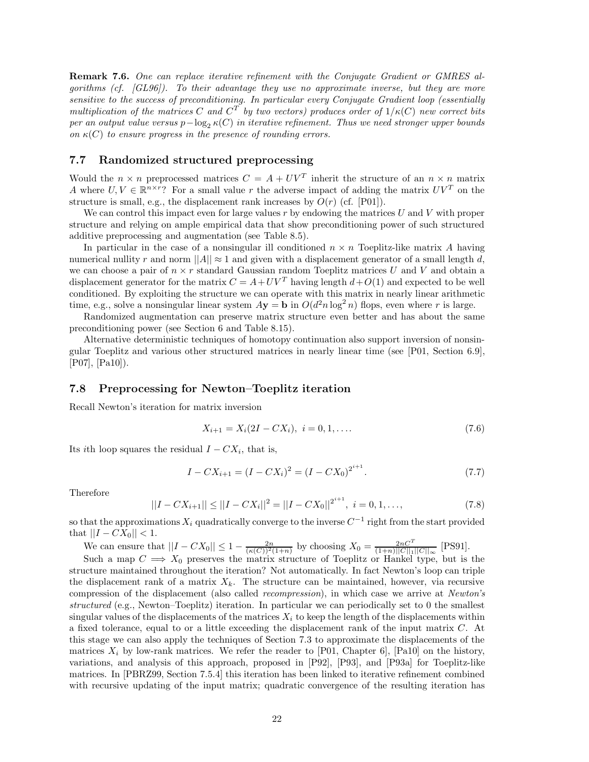**Remark 7.6.** *One can replace iterative refinement with the Conjugate Gradient or GMRES algorithms (cf. [GL96]). To their advantage they use no approximate inverse, but they are more sensitive to the success of preconditioning. In particular every Conjugate Gradient loop (essentially multiplication of the matrices $C$ and $C^T$ by two vectors) produces order of $1/\kappa(C)$ new correct bits per an output value versus $p - \log_2 \kappa(C)$ in iterative refinement. Thus we need stronger upper bounds on $\kappa(C)$ to ensure progress in the presence of rounding errors.*

### 7.7 Randomized structured preprocessing

Would the $n \times n$ preprocessed matrices $C = A + UV^T$ inherit the structure of an $n \times n$ matrix $A$ where $U, V \in \mathbb{R}^{n \times r}$? For a small value $r$ the adverse impact of adding the matrix $UV^T$ on the structure is small, e.g., the displacement rank increases by $O(r)$ (cf. [P01]).

We can control this impact even for large values $r$ by endowing the matrices $U$ and $V$ with proper structure and relying on ample empirical data that show preconditioning power of such structured additive preprocessing and augmentation (see Table 8.5).

In particular in the case of a nonsingular ill conditioned $n \times n$ Toeplitz-like matrix $A$ having numerical nullity $r$ and norm $||A|| \approx 1$ and given with a displacement generator of a small length $d$, we can choose a pair of $n \times r$ standard Gaussian random Toeplitz matrices $U$ and $V$ and obtain a displacement generator for the matrix $C = A + UV^T$ having length $d + O(1)$ and expected to be well conditioned. By exploiting the structure we can operate with this matrix in nearly linear arithmetic time, e.g., solve a nonsingular linear system $A\mathbf{y} = \mathbf{b}$ in $O(d^2 n \log^2 n)$ flops, even where $r$ is large.

Randomized augmentation can preserve matrix structure even better and has about the same preconditioning power (see Section 6 and Table 8.15).

Alternative deterministic techniques of homotopy continuation also support inversion of nonsingular Toeplitz and various other structured matrices in nearly linear time (see [P01, Section 6.9], [P07], [Pa10]).

### 7.8 Preprocessing for Newton–Toeplitz iteration

Recall Newton's iteration for matrix inversion

$$X_{i+1} = X_i(2I - CX_i), \ i = 0, 1, \ldots. \tag{7.6}$$

Its $i$th loop squares the residual $I - CX_i$, that is,

$$I - CX_{i+1} = (I - CX_i)^2 = (I - CX_0)^{2^{i+1}}. \tag{7.7}$$

Therefore

$$||I - CX_{i+1}|| \leq ||I - CX_i||^2 = ||I - CX_0||^{2^{i+1}}, \ i = 0, 1, \ldots, \tag{7.8}$$

so that the approximations $X_i$ quadratically converge to the inverse $C^{-1}$ right from the start provided that $||I - CX_0|| < 1$.

We can ensure that $||I - CX_0|| \leq 1 - \frac{2n}{(\kappa(C))^2(1+n)}$ by choosing $X_0 = \frac{2nC^T}{(1+n)||C||_1||C||_\infty}$ [PS91].

Such a map $C \Longrightarrow X_0$ preserves the matrix structure of Toeplitz or Hankel type, but is the structure maintained throughout the iteration? Not automatically. In fact Newton's loop can triple the displacement rank of a matrix $X_k$. The structure can be maintained, however, via recursive compression of the displacement (also called *recompression*), in which case we arrive at *Newton's structured* (e.g., Newton–Toeplitz) iteration. In particular we can periodically set to 0 the smallest singular values of the displacements of the matrices $X_i$ to keep the length of the displacements within a fixed tolerance, equal to or a little exceeding the displacement rank of the input matrix $C$. At this stage we can also apply the techniques of Section 7.3 to approximate the displacements of the matrices $X_i$ by low-rank matrices. We refer the reader to [P01, Chapter 6], [Pa10] on the history, variations, and analysis of this approach, proposed in [P92], [P93], and [P93a] for Toeplitz-like matrices. In [PBRZ99, Section 7.5.4] this iteration has been linked to iterative refinement combined with recursive updating of the input matrix; quadratic convergence of the resulting iteration has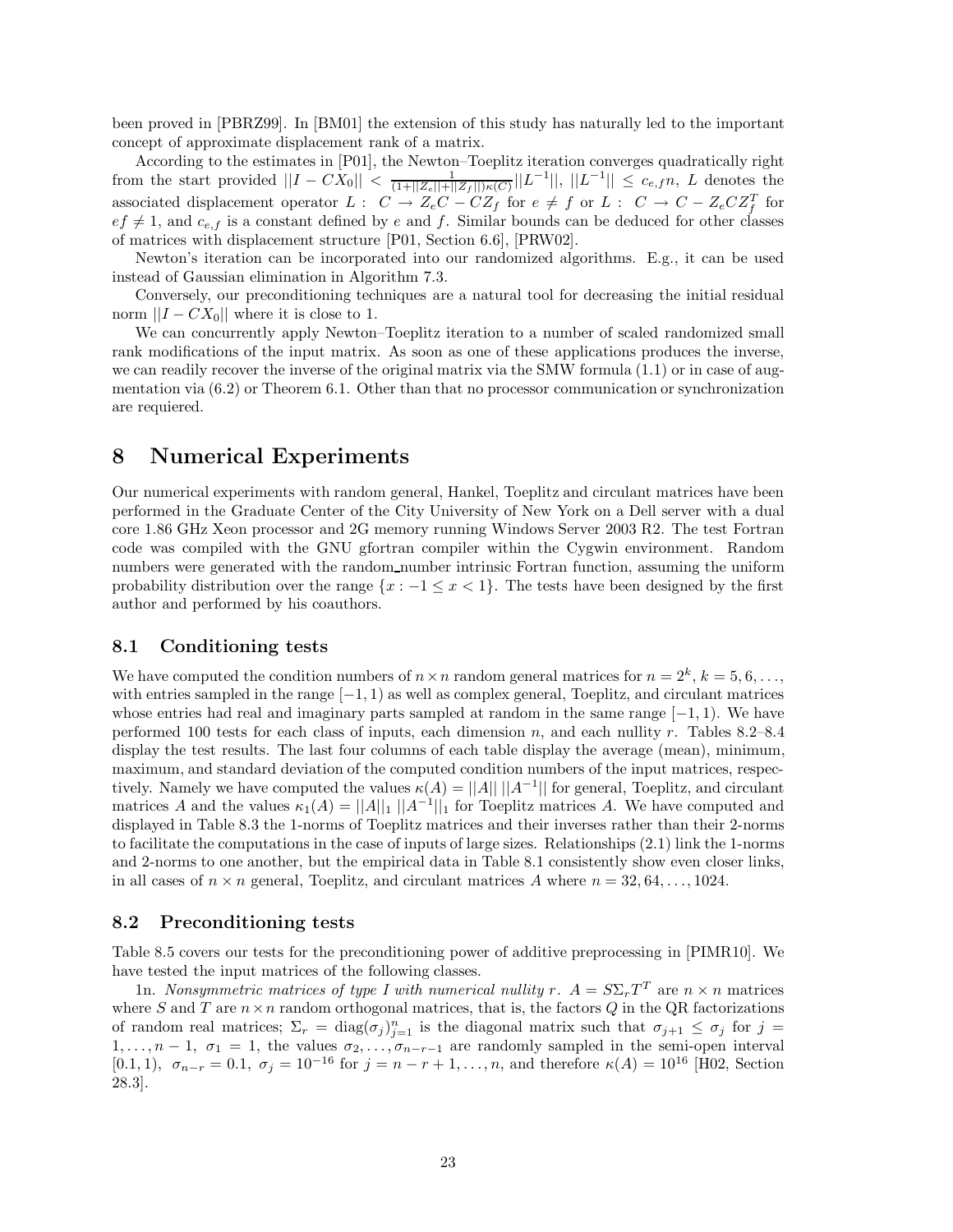been proved in [PBRZ99]. In [BM01] the extension of this study has naturally led to the important concept of approximate displacement rank of a matrix.

According to the estimates in [P01], the Newton–Toeplitz iteration converges quadratically right from the start provided $||I - CX_0|| < \frac{1}{(1+||Z_e||+||Z_f||)\kappa(C)}||L^{-1}||$, $||L^{-1}|| \leq c_{e,f}n$, $L$ denotes the associated displacement operator $L: \ C \rightarrow Z_eC - CZ_f$ for $e \neq f$ or $L: \ C \rightarrow C - Z_eCZ_f^T$ for $ef \neq 1$, and $c_{e,f}$ is a constant defined by $e$ and $f$. Similar bounds can be deduced for other classes of matrices with displacement structure [P01, Section 6.6], [PRW02].

Newton's iteration can be incorporated into our randomized algorithms. E.g., it can be used instead of Gaussian elimination in Algorithm 7.3.

Conversely, our preconditioning techniques are a natural tool for decreasing the initial residual norm $||I - CX_0||$ where it is close to 1.

We can concurrently apply Newton–Toeplitz iteration to a number of scaled randomized small rank modifications of the input matrix. As soon as one of these applications produces the inverse, we can readily recover the inverse of the original matrix via the SMW formula (1.1) or in case of augmentation via (6.2) or Theorem 6.1. Other than that no processor communication or synchronization are requiered.

# 8 Numerical Experiments

Our numerical experiments with random general, Hankel, Toeplitz and circulant matrices have been performed in the Graduate Center of the City University of New York on a Dell server with a dual core 1.86 GHz Xeon processor and 2G memory running Windows Server 2003 R2. The test Fortran code was compiled with the GNU gfortran compiler within the Cygwin environment. Random numbers were generated with the random_number intrinsic Fortran function, assuming the uniform probability distribution over the range $\{x : -1 \leq x < 1\}$. The tests have been designed by the first author and performed by his coauthors.

## 8.1 Conditioning tests

We have computed the condition numbers of $n \times n$ random general matrices for $n = 2^k$, $k = 5, 6, \ldots$, with entries sampled in the range $[-1, 1)$ as well as complex general, Toeplitz, and circulant matrices whose entries had real and imaginary parts sampled at random in the same range $[-1, 1)$. We have performed 100 tests for each class of inputs, each dimension $n$, and each nullity $r$. Tables 8.2–8.4 display the test results. The last four columns of each table display the average (mean), minimum, maximum, and standard deviation of the computed condition numbers of the input matrices, respectively. Namely we have computed the values $\kappa(A) = ||A||\,||A^{-1}||$ for general, Toeplitz, and circulant matrices $A$ and the values $\kappa_1(A) = ||A||_1\,||A^{-1}||_1$ for Toeplitz matrices $A$. We have computed and displayed in Table 8.3 the 1-norms of Toeplitz matrices and their inverses rather than their 2-norms to facilitate the computations in the case of inputs of large sizes. Relationships (2.1) link the 1-norms and 2-norms to one another, but the empirical data in Table 8.1 consistently show even closer links, in all cases of $n \times n$ general, Toeplitz, and circulant matrices $A$ where $n = 32, 64, \ldots, 1024$.

## 8.2 Preconditioning tests

Table 8.5 covers our tests for the preconditioning power of additive preprocessing in [PIMR10]. We have tested the input matrices of the following classes.

1n. *Nonsymmetric matrices of type I with numerical nullity r.* $A = S\Sigma_rT^T$ are $n \times n$ matrices where $S$ and $T$ are $n \times n$ random orthogonal matrices, that is, the factors $Q$ in the QR factorizations of random real matrices; $\Sigma_r = \text{diag}(\sigma_j)_{j=1}^n$ is the diagonal matrix such that $\sigma_{j+1} \leq \sigma_j$ for $j = 1, \ldots, n-1$, $\sigma_1 = 1$, the values $\sigma_2, \ldots, \sigma_{n-r-1}$ are randomly sampled in the semi-open interval $[0.1, 1)$, $\sigma_{n-r} = 0.1$, $\sigma_j = 10^{-16}$ for $j = n-r+1, \ldots, n$, and therefore $\kappa(A) = 10^{16}$ [H02, Section 28.3].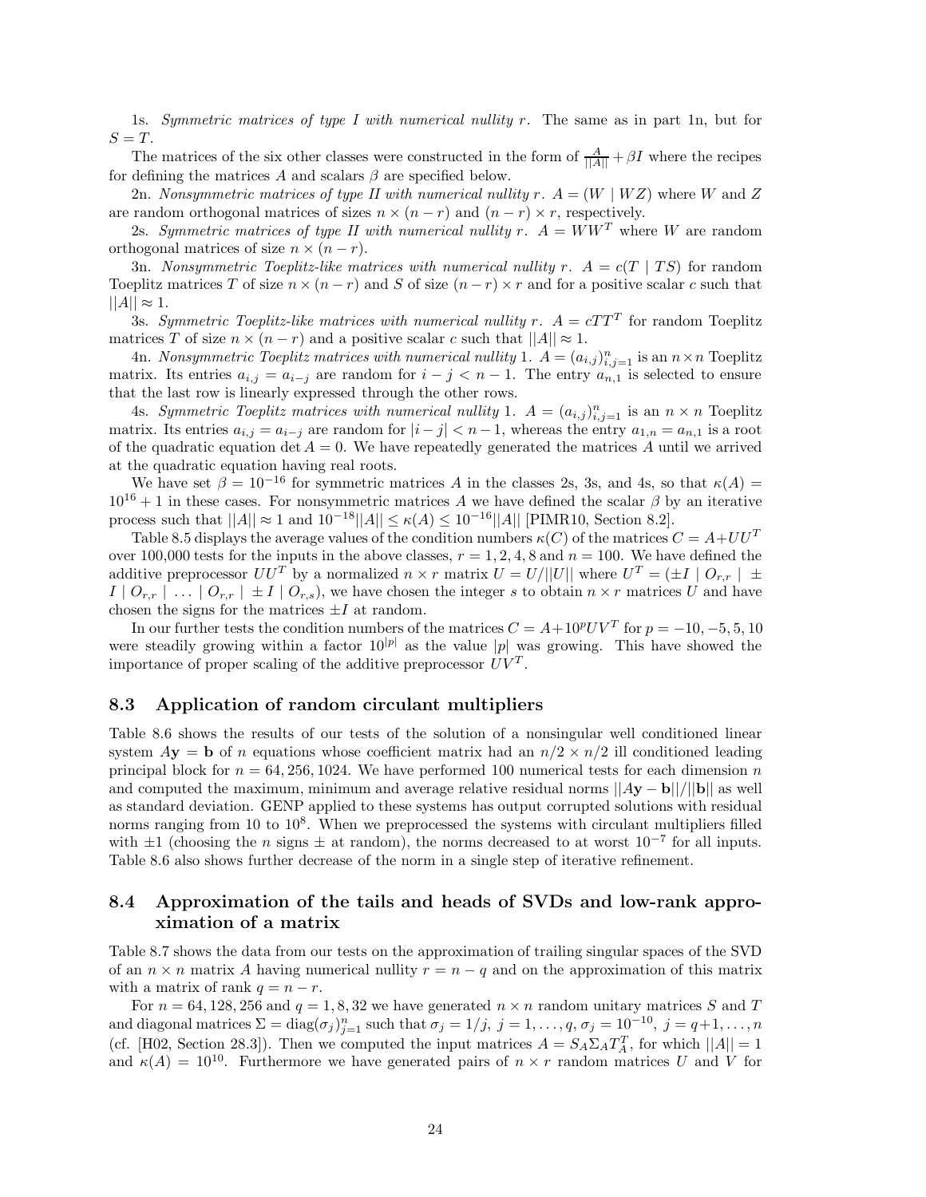1s. *Symmetric matrices of type I with numerical nullity $r$.* The same as in part 1n, but for $S = T$.

The matrices of the six other classes were constructed in the form of $\frac{A}{||A||} + \beta I$ where the recipes for defining the matrices $A$ and scalars $\beta$ are specified below.

2n. *Nonsymmetric matrices of type II with numerical nullity $r$.* $A = (W \mid WZ)$ where $W$ and $Z$ are random orthogonal matrices of sizes $n \times (n-r)$ and $(n-r) \times r$, respectively.

2s. *Symmetric matrices of type II with numerical nullity $r$.* $A = WW^T$ where $W$ are random orthogonal matrices of size $n \times (n-r)$.

3n. *Nonsymmetric Toeplitz-like matrices with numerical nullity $r$.* $A = c(T \mid TS)$ for random Toeplitz matrices $T$ of size $n \times (n-r)$ and $S$ of size $(n-r) \times r$ and for a positive scalar $c$ such that $||A|| \approx 1$.

3s. *Symmetric Toeplitz-like matrices with numerical nullity $r$.* $A = cTT^T$ for random Toeplitz matrices $T$ of size $n \times (n-r)$ and a positive scalar $c$ such that $||A|| \approx 1$.

4n. *Nonsymmetric Toeplitz matrices with numerical nullity* 1. $A = (a_{i,j})_{i,j=1}^n$ is an $n \times n$ Toeplitz matrix. Its entries $a_{i,j} = a_{i-j}$ are random for $i - j < n-1$. The entry $a_{n,1}$ is selected to ensure that the last row is linearly expressed through the other rows.

4s. *Symmetric Toeplitz matrices with numerical nullity* 1. $A = (a_{i,j})_{i,j=1}^n$ is an $n \times n$ Toeplitz matrix. Its entries $a_{i,j} = a_{i-j}$ are random for $|i-j| < n-1$, whereas the entry $a_{1,n} = a_{n,1}$ is a root of the quadratic equation $\det A = 0$. We have repeatedly generated the matrices $A$ until we arrived at the quadratic equation having real roots.

We have set $\beta = 10^{-16}$ for symmetric matrices $A$ in the classes 2s, 3s, and 4s, so that $\kappa(A) = 10^{16} + 1$ in these cases. For nonsymmetric matrices $A$ we have defined the scalar $\beta$ by an iterative process such that $||A|| \approx 1$ and $10^{-18}||A|| \leq \kappa(A) \leq 10^{-16}||A||$ [PIMR10, Section 8.2].

Table 8.5 displays the average values of the condition numbers $\kappa(C)$ of the matrices $C = A + UU^T$ over 100,000 tests for the inputs in the above classes, $r = 1, 2, 4, 8$ and $n = 100$. We have defined the additive preprocessor $UU^T$ by a normalized $n \times r$ matrix $U = U/||U||$ where $U^T = (\pm I \mid O_{r,r} \mid \pm I \mid O_{r,r} \mid \ldots \mid O_{r,r} \mid \pm I \mid O_{r,s})$, we have chosen the integer $s$ to obtain $n \times r$ matrices $U$ and have chosen the signs for the matrices $\pm I$ at random.

In our further tests the condition numbers of the matrices $C = A + 10^p UV^T$ for $p = -10, -5, 5, 10$ were steadily growing within a factor $10^{|p|}$ as the value $|p|$ was growing. This have showed the importance of proper scaling of the additive preprocessor $UV^T$.

## 8.3 Application of random circulant multipliers

Table 8.6 shows the results of our tests of the solution of a nonsingular well conditioned linear system $A\mathbf{y} = \mathbf{b}$ of $n$ equations whose coefficient matrix had an $n/2 \times n/2$ ill conditioned leading principal block for $n = 64, 256, 1024$. We have performed 100 numerical tests for each dimension $n$ and computed the maximum, minimum and average relative residual norms $||A\mathbf{y} - \mathbf{b}||/||\mathbf{b}||$ as well as standard deviation. GENP applied to these systems has output corrupted solutions with residual norms ranging from 10 to $10^8$. When we preprocessed the systems with circulant multipliers filled with $\pm 1$ (choosing the $n$ signs $\pm$ at random), the norms decreased to at worst $10^{-7}$ for all inputs. Table 8.6 also shows further decrease of the norm in a single step of iterative refinement.

## 8.4 Approximation of the tails and heads of SVDs and low-rank approximation of a matrix

Table 8.7 shows the data from our tests on the approximation of trailing singular spaces of the SVD of an $n \times n$ matrix $A$ having numerical nullity $r = n - q$ and on the approximation of this matrix with a matrix of rank $q = n - r$.

For $n = 64, 128, 256$ and $q = 1, 8, 32$ we have generated $n \times n$ random unitary matrices $S$ and $T$ and diagonal matrices $\Sigma = \text{diag}(\sigma_j)_{j=1}^n$ such that $\sigma_j = 1/j$, $j = 1, \ldots, q$, $\sigma_j = 10^{-10}$, $j = q+1, \ldots, n$ (cf. [H02, Section 28.3]). Then we computed the input matrices $A = S_A \Sigma_A T_A^T$, for which $||A|| = 1$ and $\kappa(A) = 10^{10}$. Furthermore we have generated pairs of $n \times r$ random matrices $U$ and $V$ for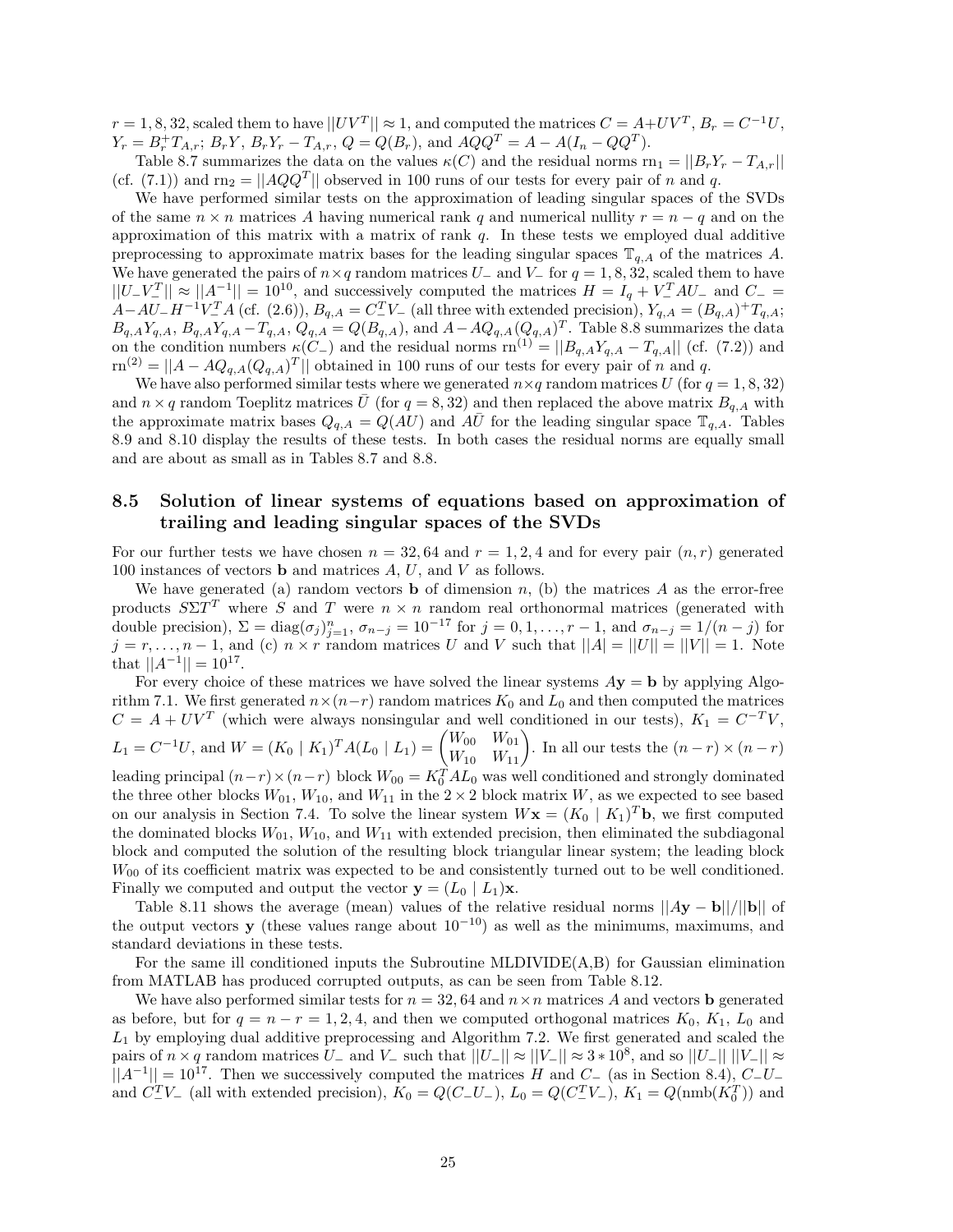$r = 1, 8, 32$, scaled them to have $||UV^T|| \approx 1$, and computed the matrices $C = A + UV^T$, $B_r = C^{-1}U$, $Y_r = B_r^+ T_{A,r}$; $B_r Y$, $B_r Y_r - T_{A,r}$, $Q = Q(B_r)$, and $AQQ^T = A - A(I_n - QQ^T)$.

Table 8.7 summarizes the data on the values $\kappa(C)$ and the residual norms $\text{rn}_1 = ||B_r Y_r - T_{A,r}||$ (cf. (7.1)) and $\text{rn}_2 = ||AQQ^T||$ observed in 100 runs of our tests for every pair of $n$ and $q$.

We have performed similar tests on the approximation of leading singular spaces of the SVDs of the same $n \times n$ matrices $A$ having numerical rank $q$ and numerical nullity $r = n - q$ and on the approximation of this matrix with a matrix of rank $q$. In these tests we employed dual additive preprocessing to approximate matrix bases for the leading singular spaces $\mathbb{T}_{q,A}$ of the matrices $A$. We have generated the pairs of $n \times q$ random matrices $U_-$ and $V_-$ for $q = 1, 8, 32$, scaled them to have $||U_- V_-^T|| \approx ||A^{-1}|| = 10^{10}$, and successively computed the matrices $H = I_q + V_-^T A U_-$ and $C_- = A - AU_- H^{-1} V_-^T A$ (cf. (2.6)), $B_{q,A} = C_-^T V_-$ (all three with extended precision), $Y_{q,A} = (B_{q,A})^+ T_{q,A}$; $B_{q,A} Y_{q,A}$, $B_{q,A} Y_{q,A} - T_{q,A}$, $Q_{q,A} = Q(B_{q,A})$, and $A - AQ_{q,A}(Q_{q,A})^T$. Table 8.8 summarizes the data on the condition numbers $\kappa(C_-)$ and the residual norms $\text{rn}^{(1)} = ||B_{q,A} Y_{q,A} - T_{q,A}||$ (cf. (7.2)) and $\text{rn}^{(2)} = ||A - AQ_{q,A}(Q_{q,A})^T||$ obtained in 100 runs of our tests for every pair of $n$ and $q$.

We have also performed similar tests where we generated $n \times q$ random matrices $U$ (for $q = 1, 8, 32$) and $n \times q$ random Toeplitz matrices $\bar{U}$ (for $q = 8, 32$) and then replaced the above matrix $B_{q,A}$ with the approximate matrix bases $Q_{q,A} = Q(AU)$ and $A\bar{U}$ for the leading singular space $\mathbb{T}_{q,A}$. Tables 8.9 and 8.10 display the results of these tests. In both cases the residual norms are equally small and are about as small as in Tables 8.7 and 8.8.

## 8.5 Solution of linear systems of equations based on approximation of trailing and leading singular spaces of the SVDs

For our further tests we have chosen $n = 32, 64$ and $r = 1, 2, 4$ and for every pair $(n, r)$ generated 100 instances of vectors $\mathbf{b}$ and matrices $A$, $U$, and $V$ as follows.

We have generated (a) random vectors $\mathbf{b}$ of dimension $n$, (b) the matrices $A$ as the error-free products $S\Sigma T^T$ where $S$ and $T$ were $n \times n$ random real orthonormal matrices (generated with double precision), $\Sigma = \text{diag}(\sigma_j)_{j=1}^n$, $\sigma_{n-j} = 10^{-17}$ for $j = 0, 1, \ldots, r-1$, and $\sigma_{n-j} = 1/(n-j)$ for $j = r, \ldots, n-1$, and (c) $n \times r$ random matrices $U$ and $V$ such that $||A| = ||U|| = ||V|| = 1$. Note that $||A^{-1}|| = 10^{17}$.

For every choice of these matrices we have solved the linear systems $A\mathbf{y} = \mathbf{b}$ by applying Algorithm 7.1. We first generated $n \times (n-r)$ random matrices $K_0$ and $L_0$ and then computed the matrices $C = A + UV^T$ (which were always nonsingular and well conditioned in our tests), $K_1 = C^{-T}V$, $L_1 = C^{-1}U$, and $W = (K_0 \mid K_1)^T A (L_0 \mid L_1) = \begin{pmatrix} W_{00} & W_{01} \\ W_{10} & W_{11} \end{pmatrix}$. In all our tests the $(n-r) \times (n-r)$ leading principal $(n-r) \times (n-r)$ block $W_{00} = K_0^T A L_0$ was well conditioned and strongly dominated the three other blocks $W_{01}$, $W_{10}$, and $W_{11}$ in the $2 \times 2$ block matrix $W$, as we expected to see based on our analysis in Section 7.4. To solve the linear system $W\mathbf{x} = (K_0 \mid K_1)^T \mathbf{b}$, we first computed the dominated blocks $W_{01}$, $W_{10}$, and $W_{11}$ with extended precision, then eliminated the subdiagonal block and computed the solution of the resulting block triangular linear system; the leading block $W_{00}$ of its coefficient matrix was expected to be and consistently turned out to be well conditioned. Finally we computed and output the vector $\mathbf{y} = (L_0 \mid L_1)\mathbf{x}$.

Table 8.11 shows the average (mean) values of the relative residual norms $||A\mathbf{y} - \mathbf{b}||/||\mathbf{b}||$ of the output vectors $\mathbf{y}$ (these values range about $10^{-10}$) as well as the minimums, maximums, and standard deviations in these tests.

For the same ill conditioned inputs the Subroutine MLDIVIDE(A,B) for Gaussian elimination from MATLAB has produced corrupted outputs, as can be seen from Table 8.12.

We have also performed similar tests for $n = 32, 64$ and $n \times n$ matrices $A$ and vectors $\mathbf{b}$ generated as before, but for $q = n - r = 1, 2, 4$, and then we computed orthogonal matrices $K_0$, $K_1$, $L_0$ and $L_1$ by employing dual additive preprocessing and Algorithm 7.2. We first generated and scaled the pairs of $n \times q$ random matrices $U_-$ and $V_-$ such that $||U_-|| \approx ||V_-|| \approx 3 * 10^8$, and so $||U_-||\ ||V_-|| \approx ||A^{-1}|| = 10^{17}$. Then we successively computed the matrices $H$ and $C_-$ (as in Section 8.4), $C_- U_-$ and $C_-^T V_-$ (all with extended precision), $K_0 = Q(C_- U_-)$, $L_0 = Q(C_-^T V_-)$, $K_1 = Q(\text{nmb}(K_0^T))$ and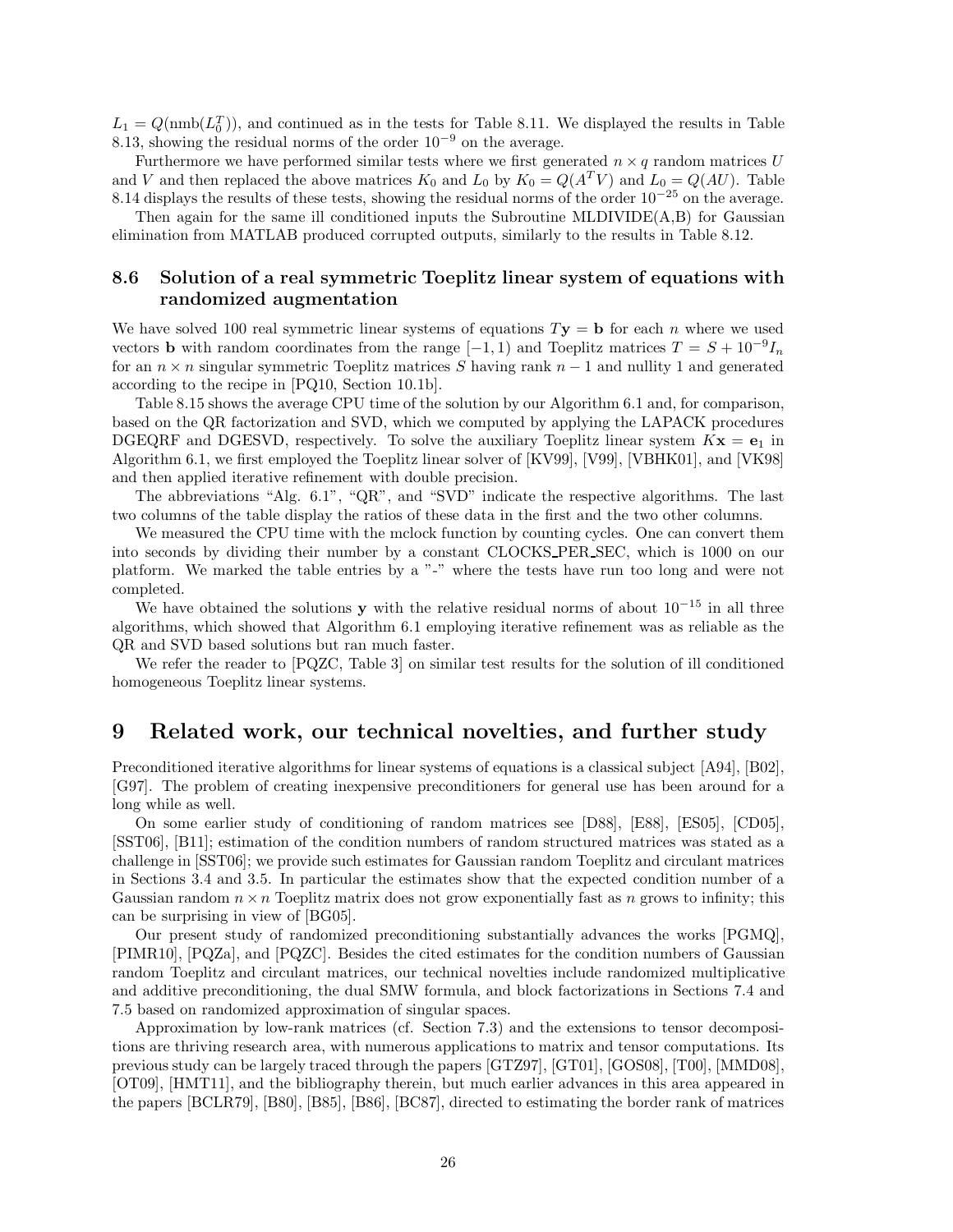$L_1 = Q(\text{nmb}(L_0^T))$, and continued as in the tests for Table 8.11. We displayed the results in Table 8.13, showing the residual norms of the order $10^{-9}$ on the average.

Furthermore we have performed similar tests where we first generated $n \times q$ random matrices $U$ and $V$ and then replaced the above matrices $K_0$ and $L_0$ by $K_0 = Q(A^T V)$ and $L_0 = Q(AU)$. Table 8.14 displays the results of these tests, showing the residual norms of the order $10^{-25}$ on the average.

Then again for the same ill conditioned inputs the Subroutine MLDIVIDE(A,B) for Gaussian elimination from MATLAB produced corrupted outputs, similarly to the results in Table 8.12.

### 8.6 Solution of a real symmetric Toeplitz linear system of equations with randomized augmentation

We have solved 100 real symmetric linear systems of equations $T\mathbf{y} = \mathbf{b}$ for each $n$ where we used vectors $\mathbf{b}$ with random coordinates from the range $[-1, 1)$ and Toeplitz matrices $T = S + 10^{-9} I_n$ for an $n \times n$ singular symmetric Toeplitz matrices $S$ having rank $n-1$ and nullity 1 and generated according to the recipe in [PQ10, Section 10.1b].

Table 8.15 shows the average CPU time of the solution by our Algorithm 6.1 and, for comparison, based on the QR factorization and SVD, which we computed by applying the LAPACK procedures DGEQRF and DGESVD, respectively. To solve the auxiliary Toeplitz linear system $K\mathbf{x} = \mathbf{e}_1$ in Algorithm 6.1, we first employed the Toeplitz linear solver of [KV99], [V99], [VBHK01], and [VK98] and then applied iterative refinement with double precision.

The abbreviations "Alg. 6.1", "QR", and "SVD" indicate the respective algorithms. The last two columns of the table display the ratios of these data in the first and the two other columns.

We measured the CPU time with the mclock function by counting cycles. One can convert them into seconds by dividing their number by a constant CLOCKS_PER_SEC, which is 1000 on our platform. We marked the table entries by a "-" where the tests have run too long and were not completed.

We have obtained the solutions $\mathbf{y}$ with the relative residual norms of about $10^{-15}$ in all three algorithms, which showed that Algorithm 6.1 employing iterative refinement was as reliable as the QR and SVD based solutions but ran much faster.

We refer the reader to [PQZC, Table 3] on similar test results for the solution of ill conditioned homogeneous Toeplitz linear systems.

## 9 Related work, our technical novelties, and further study

Preconditioned iterative algorithms for linear systems of equations is a classical subject [A94], [B02], [G97]. The problem of creating inexpensive preconditioners for general use has been around for a long while as well.

On some earlier study of conditioning of random matrices see [D88], [E88], [ES05], [CD05], [SST06], [B11]; estimation of the condition numbers of random structured matrices was stated as a challenge in [SST06]; we provide such estimates for Gaussian random Toeplitz and circulant matrices in Sections 3.4 and 3.5. In particular the estimates show that the expected condition number of a Gaussian random $n \times n$ Toeplitz matrix does not grow exponentially fast as $n$ grows to infinity; this can be surprising in view of [BG05].

Our present study of randomized preconditioning substantially advances the works [PGMQ], [PIMR10], [PQZa], and [PQZC]. Besides the cited estimates for the condition numbers of Gaussian random Toeplitz and circulant matrices, our technical novelties include randomized multiplicative and additive preconditioning, the dual SMW formula, and block factorizations in Sections 7.4 and 7.5 based on randomized approximation of singular spaces.

Approximation by low-rank matrices (cf. Section 7.3) and the extensions to tensor decompositions are thriving research area, with numerous applications to matrix and tensor computations. Its previous study can be largely traced through the papers [GTZ97], [GT01], [GOS08], [T00], [MMD08], [OT09], [HMT11], and the bibliography therein, but much earlier advances in this area appeared in the papers [BCLR79], [B80], [B85], [B86], [BC87], directed to estimating the border rank of matrices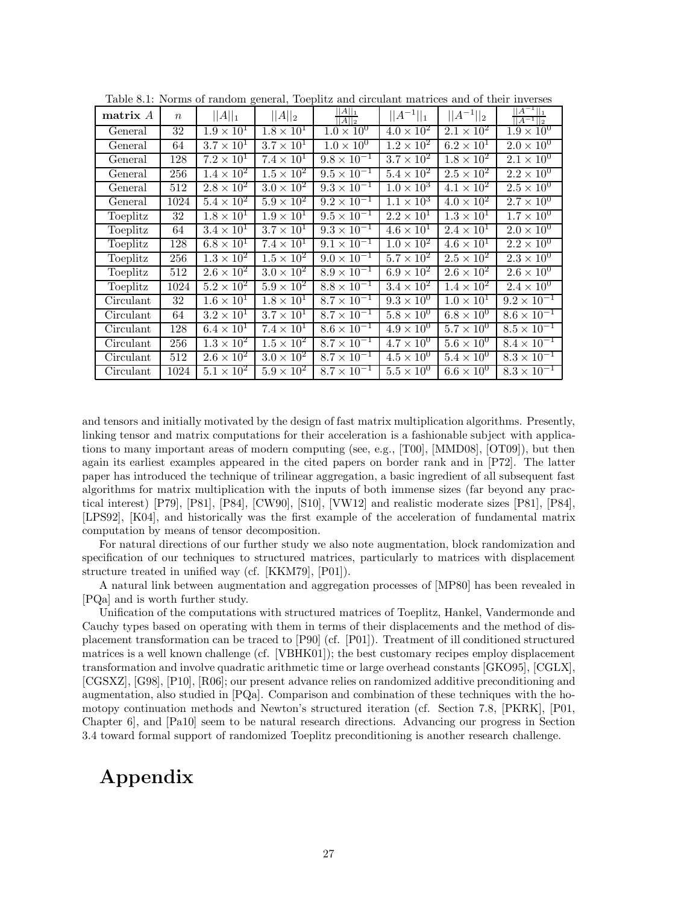Table 8.1: Norms of random general, Toeplitz and circulant matrices and of their inverses

| **matrix** $A$ | $n$ | $\|\|A\|\|_1$ | $\|\|A\|\|_2$ | $\frac{\|\|A\|\|_1}{\|\|A\|\|_2}$ | $\|\|A^{-1}\|\|_1$ | $\|\|A^{-1}\|\|_2$ | $\frac{\|\|A^{-1}\|\|_1}{\|\|A^{-1}\|\|_2}$ |
|---|---|---|---|---|---|---|---|
| General | 32 | $1.9 \times 10^1$ | $1.8 \times 10^1$ | $1.0 \times 10^0$ | $4.0 \times 10^2$ | $2.1 \times 10^2$ | $1.9 \times 10^0$ |
| General | 64 | $3.7 \times 10^1$ | $3.7 \times 10^1$ | $1.0 \times 10^0$ | $1.2 \times 10^2$ | $6.2 \times 10^1$ | $2.0 \times 10^0$ |
| General | 128 | $7.2 \times 10^1$ | $7.4 \times 10^1$ | $9.8 \times 10^{-1}$ | $3.7 \times 10^2$ | $1.8 \times 10^2$ | $2.1 \times 10^0$ |
| General | 256 | $1.4 \times 10^2$ | $1.5 \times 10^2$ | $9.5 \times 10^{-1}$ | $5.4 \times 10^2$ | $2.5 \times 10^2$ | $2.2 \times 10^0$ |
| General | 512 | $2.8 \times 10^2$ | $3.0 \times 10^2$ | $9.3 \times 10^{-1}$ | $1.0 \times 10^3$ | $4.1 \times 10^2$ | $2.5 \times 10^0$ |
| General | 1024 | $5.4 \times 10^2$ | $5.9 \times 10^2$ | $9.2 \times 10^{-1}$ | $1.1 \times 10^3$ | $4.0 \times 10^2$ | $2.7 \times 10^0$ |
| Toeplitz | 32 | $1.8 \times 10^1$ | $1.9 \times 10^1$ | $9.5 \times 10^{-1}$ | $2.2 \times 10^1$ | $1.3 \times 10^1$ | $1.7 \times 10^0$ |
| Toeplitz | 64 | $3.4 \times 10^1$ | $3.7 \times 10^1$ | $9.3 \times 10^{-1}$ | $4.6 \times 10^1$ | $2.4 \times 10^1$ | $2.0 \times 10^0$ |
| Toeplitz | 128 | $6.8 \times 10^1$ | $7.4 \times 10^1$ | $9.1 \times 10^{-1}$ | $1.0 \times 10^2$ | $4.6 \times 10^1$ | $2.2 \times 10^0$ |
| Toeplitz | 256 | $1.3 \times 10^2$ | $1.5 \times 10^2$ | $9.0 \times 10^{-1}$ | $5.7 \times 10^2$ | $2.5 \times 10^2$ | $2.3 \times 10^0$ |
| Toeplitz | 512 | $2.6 \times 10^2$ | $3.0 \times 10^2$ | $8.9 \times 10^{-1}$ | $6.9 \times 10^2$ | $2.6 \times 10^2$ | $2.6 \times 10^0$ |
| Toeplitz | 1024 | $5.2 \times 10^2$ | $5.9 \times 10^2$ | $8.8 \times 10^{-1}$ | $3.4 \times 10^2$ | $1.4 \times 10^2$ | $2.4 \times 10^0$ |
| Circulant | 32 | $1.6 \times 10^1$ | $1.8 \times 10^1$ | $8.7 \times 10^{-1}$ | $9.3 \times 10^0$ | $1.0 \times 10^1$ | $9.2 \times 10^{-1}$ |
| Circulant | 64 | $3.2 \times 10^1$ | $3.7 \times 10^1$ | $8.7 \times 10^{-1}$ | $5.8 \times 10^0$ | $6.8 \times 10^0$ | $8.6 \times 10^{-1}$ |
| Circulant | 128 | $6.4 \times 10^1$ | $7.4 \times 10^1$ | $8.6 \times 10^{-1}$ | $4.9 \times 10^0$ | $5.7 \times 10^0$ | $8.5 \times 10^{-1}$ |
| Circulant | 256 | $1.3 \times 10^2$ | $1.5 \times 10^2$ | $8.7 \times 10^{-1}$ | $4.7 \times 10^0$ | $5.6 \times 10^0$ | $8.4 \times 10^{-1}$ |
| Circulant | 512 | $2.6 \times 10^2$ | $3.0 \times 10^2$ | $8.7 \times 10^{-1}$ | $4.5 \times 10^0$ | $5.4 \times 10^0$ | $8.3 \times 10^{-1}$ |
| Circulant | 1024 | $5.1 \times 10^2$ | $5.9 \times 10^2$ | $8.7 \times 10^{-1}$ | $5.5 \times 10^0$ | $6.6 \times 10^0$ | $8.3 \times 10^{-1}$ |

and tensors and initially motivated by the design of fast matrix multiplication algorithms. Presently, linking tensor and matrix computations for their acceleration is a fashionable subject with applications to many important areas of modern computing (see, e.g., [T00], [MMD08], [OT09]), but then again its earliest examples appeared in the cited papers on border rank and in [P72]. The latter paper has introduced the technique of trilinear aggregation, a basic ingredient of all subsequent fast algorithms for matrix multiplication with the inputs of both immense sizes (far beyond any practical interest) [P79], [P81], [P84], [CW90], [S10], [VW12] and realistic moderate sizes [P81], [P84], [LPS92], [K04], and historically was the first example of the acceleration of fundamental matrix computation by means of tensor decomposition.

For natural directions of our further study we also note augmentation, block randomization and specification of our techniques to structured matrices, particularly to matrices with displacement structure treated in unified way (cf. [KKM79], [P01]).

A natural link between augmentation and aggregation processes of [MP80] has been revealed in [PQa] and is worth further study.

Unification of the computations with structured matrices of Toeplitz, Hankel, Vandermonde and Cauchy types based on operating with them in terms of their displacements and the method of displacement transformation can be traced to [P90] (cf. [P01]). Treatment of ill conditioned structured matrices is a well known challenge (cf. [VBHK01]); the best customary recipes employ displacement transformation and involve quadratic arithmetic time or large overhead constants [GKO95], [CGLX], [CGSXZ], [G98], [P10], [R06]; our present advance relies on randomized additive preconditioning and augmentation, also studied in [PQa]. Comparison and combination of these techniques with the homotopy continuation methods and Newton's structured iteration (cf. Section 7.8, [PKRK], [P01, Chapter 6], and [Pa10] seem to be natural research directions. Advancing our progress in Section 3.4 toward formal support of randomized Toeplitz preconditioning is another research challenge.

# Appendix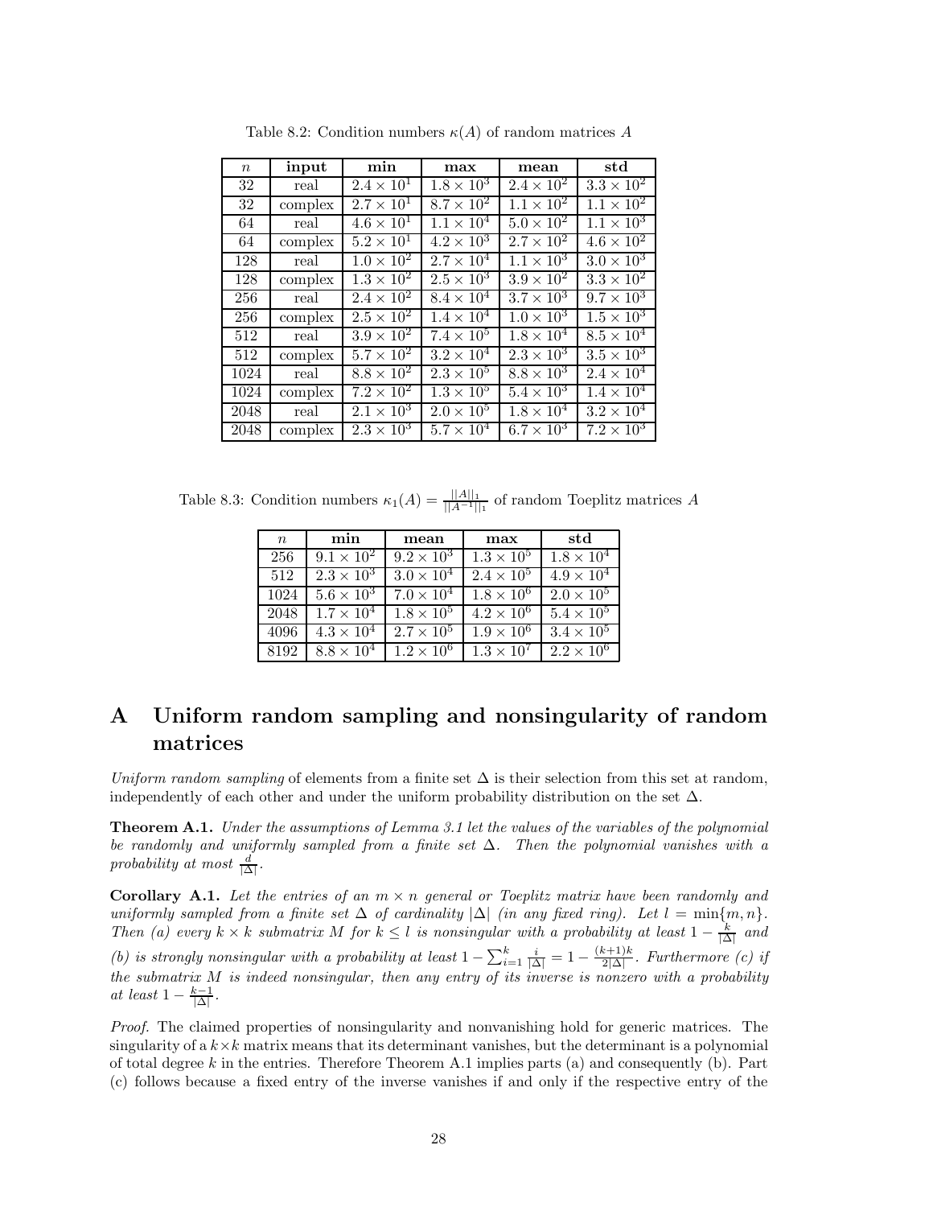Table 8.2: Condition numbers $\kappa(A)$ of random matrices $A$

| $n$ | **input** | **min** | **max** | **mean** | **std** |
|---|---|---|---|---|---|
| 32 | real | $2.4 \times 10^1$ | $1.8 \times 10^3$ | $2.4 \times 10^2$ | $3.3 \times 10^2$ |
| 32 | complex | $2.7 \times 10^1$ | $8.7 \times 10^2$ | $1.1 \times 10^2$ | $1.1 \times 10^2$ |
| 64 | real | $4.6 \times 10^1$ | $1.1 \times 10^4$ | $5.0 \times 10^2$ | $1.1 \times 10^3$ |
| 64 | complex | $5.2 \times 10^1$ | $4.2 \times 10^3$ | $2.7 \times 10^2$ | $4.6 \times 10^2$ |
| 128 | real | $1.0 \times 10^2$ | $2.7 \times 10^4$ | $1.1 \times 10^3$ | $3.0 \times 10^3$ |
| 128 | complex | $1.3 \times 10^2$ | $2.5 \times 10^3$ | $3.9 \times 10^2$ | $3.3 \times 10^2$ |
| 256 | real | $2.4 \times 10^2$ | $8.4 \times 10^4$ | $3.7 \times 10^3$ | $9.7 \times 10^3$ |
| 256 | complex | $2.5 \times 10^2$ | $1.4 \times 10^4$ | $1.0 \times 10^3$ | $1.5 \times 10^3$ |
| 512 | real | $3.9 \times 10^2$ | $7.4 \times 10^5$ | $1.8 \times 10^4$ | $8.5 \times 10^4$ |
| 512 | complex | $5.7 \times 10^2$ | $3.2 \times 10^4$ | $2.3 \times 10^3$ | $3.5 \times 10^3$ |
| 1024 | real | $8.8 \times 10^2$ | $2.3 \times 10^5$ | $8.8 \times 10^3$ | $2.4 \times 10^4$ |
| 1024 | complex | $7.2 \times 10^2$ | $1.3 \times 10^5$ | $5.4 \times 10^3$ | $1.4 \times 10^4$ |
| 2048 | real | $2.1 \times 10^3$ | $2.0 \times 10^5$ | $1.8 \times 10^4$ | $3.2 \times 10^4$ |
| 2048 | complex | $2.3 \times 10^3$ | $5.7 \times 10^4$ | $6.7 \times 10^3$ | $7.2 \times 10^3$ |

Table 8.3: Condition numbers $\kappa_1(A) = \frac{||A||_1}{||A^{-1}||_1}$ of random Toeplitz matrices $A$

| $n$ | **min** | **mean** | **max** | **std** |
|---|---|---|---|---|
| 256 | $9.1 \times 10^2$ | $9.2 \times 10^3$ | $1.3 \times 10^5$ | $1.8 \times 10^4$ |
| 512 | $2.3 \times 10^3$ | $3.0 \times 10^4$ | $2.4 \times 10^5$ | $4.9 \times 10^4$ |
| 1024 | $5.6 \times 10^3$ | $7.0 \times 10^4$ | $1.8 \times 10^6$ | $2.0 \times 10^5$ |
| 2048 | $1.7 \times 10^4$ | $1.8 \times 10^5$ | $4.2 \times 10^6$ | $5.4 \times 10^5$ |
| 4096 | $4.3 \times 10^4$ | $2.7 \times 10^5$ | $1.9 \times 10^6$ | $3.4 \times 10^5$ |
| 8192 | $8.8 \times 10^4$ | $1.2 \times 10^6$ | $1.3 \times 10^7$ | $2.2 \times 10^6$ |

# A Uniform random sampling and nonsingularity of random matrices

*Uniform random sampling* of elements from a finite set $\Delta$ is their selection from this set at random, independently of each other and under the uniform probability distribution on the set $\Delta$.

**Theorem A.1.** *Under the assumptions of Lemma 3.1 let the values of the variables of the polynomial be randomly and uniformly sampled from a finite set $\Delta$. Then the polynomial vanishes with a probability at most $\frac{d}{|\Delta|}$.*

**Corollary A.1.** *Let the entries of an $m \times n$ general or Toeplitz matrix have been randomly and uniformly sampled from a finite set $\Delta$ of cardinality $|\Delta|$ (in any fixed ring). Let $l = \min\{m, n\}$. Then (a) every $k \times k$ submatrix $M$ for $k \leq l$ is nonsingular with a probability at least $1 - \frac{k}{|\Delta|}$ and (b) is strongly nonsingular with a probability at least $1 - \sum_{i=1}^{k} \frac{i}{|\Delta|} = 1 - \frac{(k+1)k}{2|\Delta|}$. Furthermore (c) if the submatrix $M$ is indeed nonsingular, then any entry of its inverse is nonzero with a probability at least $1 - \frac{k-1}{|\Delta|}$.*

*Proof.* The claimed properties of nonsingularity and nonvanishing hold for generic matrices. The singularity of a $k \times k$ matrix means that its determinant vanishes, but the determinant is a polynomial of total degree $k$ in the entries. Therefore Theorem A.1 implies parts (a) and consequently (b). Part (c) follows because a fixed entry of the inverse vanishes if and only if the respective entry of the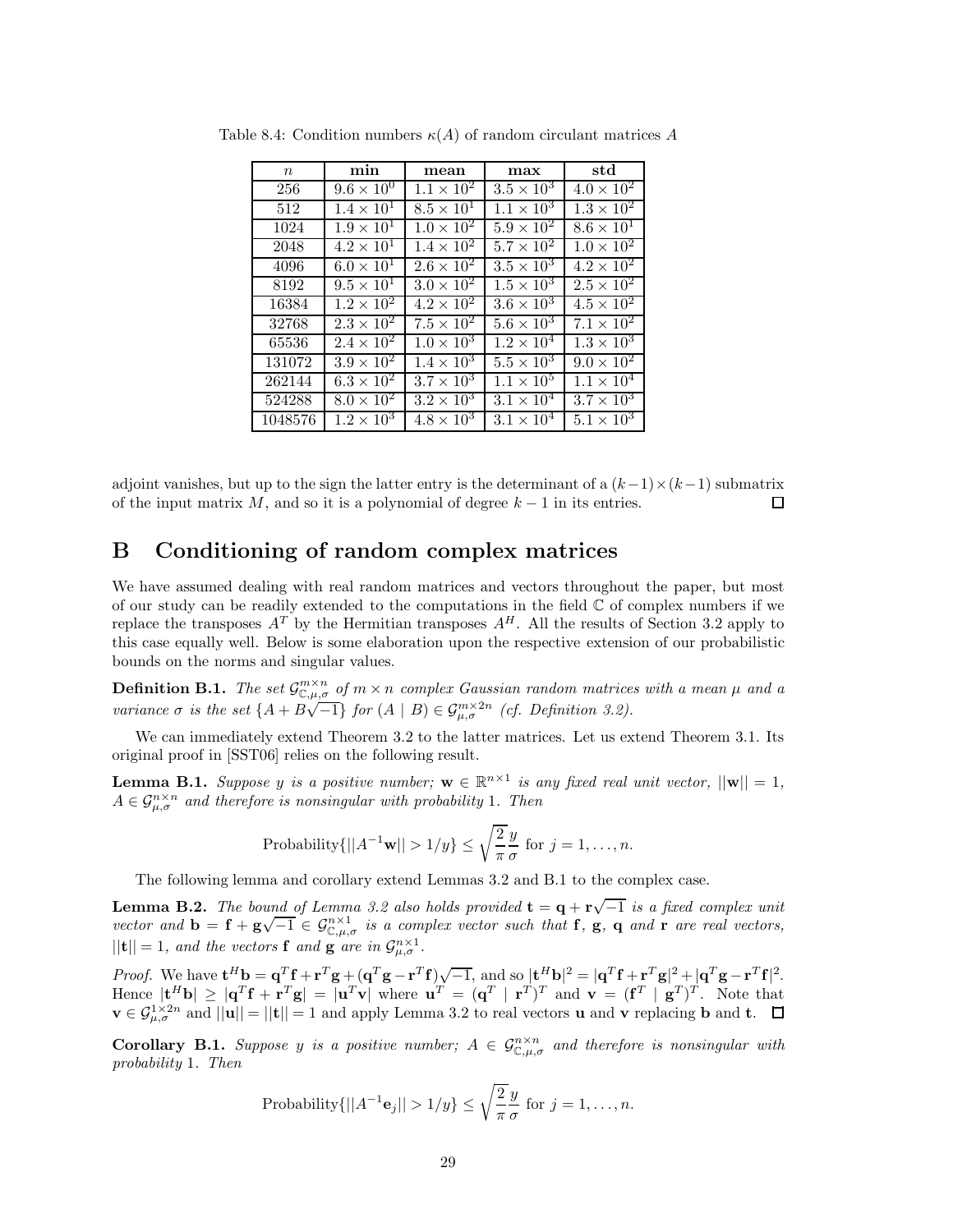Table 8.4: Condition numbers $\kappa(A)$ of random circulant matrices $A$

| $n$ | **min** | **mean** | **max** | **std** |
|---|---|---|---|---|
| 256 | $9.6 \times 10^0$ | $1.1 \times 10^2$ | $3.5 \times 10^3$ | $4.0 \times 10^2$ |
| 512 | $1.4 \times 10^1$ | $8.5 \times 10^1$ | $1.1 \times 10^3$ | $1.3 \times 10^2$ |
| 1024 | $1.9 \times 10^1$ | $1.0 \times 10^2$ | $5.9 \times 10^2$ | $8.6 \times 10^1$ |
| 2048 | $4.2 \times 10^1$ | $1.4 \times 10^2$ | $5.7 \times 10^2$ | $1.0 \times 10^2$ |
| 4096 | $6.0 \times 10^1$ | $2.6 \times 10^2$ | $3.5 \times 10^3$ | $4.2 \times 10^2$ |
| 8192 | $9.5 \times 10^1$ | $3.0 \times 10^2$ | $1.5 \times 10^3$ | $2.5 \times 10^2$ |
| 16384 | $1.2 \times 10^2$ | $4.2 \times 10^2$ | $3.6 \times 10^3$ | $4.5 \times 10^2$ |
| 32768 | $2.3 \times 10^2$ | $7.5 \times 10^2$ | $5.6 \times 10^3$ | $7.1 \times 10^2$ |
| 65536 | $2.4 \times 10^2$ | $1.0 \times 10^3$ | $1.2 \times 10^4$ | $1.3 \times 10^3$ |
| 131072 | $3.9 \times 10^2$ | $1.4 \times 10^3$ | $5.5 \times 10^3$ | $9.0 \times 10^2$ |
| 262144 | $6.3 \times 10^2$ | $3.7 \times 10^3$ | $1.1 \times 10^5$ | $1.1 \times 10^4$ |
| 524288 | $8.0 \times 10^2$ | $3.2 \times 10^3$ | $3.1 \times 10^4$ | $3.7 \times 10^3$ |
| 1048576 | $1.2 \times 10^3$ | $4.8 \times 10^3$ | $3.1 \times 10^4$ | $5.1 \times 10^3$ |

adjoint vanishes, but up to the sign the latter entry is the determinant of a $(k-1)\times(k-1)$ submatrix of the input matrix $M$, and so it is a polynomial of degree $k-1$ in its entries. $\square$

# B Conditioning of random complex matrices

We have assumed dealing with real random matrices and vectors throughout the paper, but most of our study can be readily extended to the computations in the field $\mathbb{C}$ of complex numbers if we replace the transposes $A^T$ by the Hermitian transposes $A^H$. All the results of Section 3.2 apply to this case equally well. Below is some elaboration upon the respective extension of our probabilistic bounds on the norms and singular values.

**Definition B.1.** *The set $\mathcal{G}^{m\times n}_{\mathbb{C},\mu,\sigma}$ of $m\times n$ complex Gaussian random matrices with a mean $\mu$ and a variance $\sigma$ is the set $\{A+B\sqrt{-1}\}$ for $(A \mid B)\in\mathcal{G}^{m\times 2n}_{\mu,\sigma}$ (cf. Definition 3.2).*

We can immediately extend Theorem 3.2 to the latter matrices. Let us extend Theorem 3.1. Its original proof in [SST06] relies on the following result.

**Lemma B.1.** *Suppose $y$ is a positive number; $\mathbf{w}\in\mathbb{R}^{n\times 1}$ is any fixed real unit vector, $||\mathbf{w}||=1$, $A\in\mathcal{G}^{n\times n}_{\mu,\sigma}$ and therefore is nonsingular with probability 1. Then*

$$\text{Probability}\{||A^{-1}\mathbf{w}||>1/y\}\le\sqrt{\frac{2}{\pi}}\frac{y}{\sigma}\ \text{for}\ j=1,\dots,n.$$

The following lemma and corollary extend Lemmas 3.2 and B.1 to the complex case.

**Lemma B.2.** *The bound of Lemma 3.2 also holds provided $\mathbf{t}=\mathbf{q}+\mathbf{r}\sqrt{-1}$ is a fixed complex unit vector and $\mathbf{b}=\mathbf{f}+\mathbf{g}\sqrt{-1}\in\mathcal{G}^{n\times 1}_{\mathbb{C},\mu,\sigma}$ is a complex vector such that $\mathbf{f}$, $\mathbf{g}$, $\mathbf{q}$ and $\mathbf{r}$ are real vectors, $||\mathbf{t}||=1$, and the vectors $\mathbf{f}$ and $\mathbf{g}$ are in $\mathcal{G}^{n\times 1}_{\mu,\sigma}$.*

*Proof.* We have $\mathbf{t}^H\mathbf{b}=\mathbf{q}^T\mathbf{f}+\mathbf{r}^T\mathbf{g}+(\mathbf{q}^T\mathbf{g}-\mathbf{r}^T\mathbf{f})\sqrt{-1}$, and so $|\mathbf{t}^H\mathbf{b}|^2=|\mathbf{q}^T\mathbf{f}+\mathbf{r}^T\mathbf{g}|^2+|\mathbf{q}^T\mathbf{g}-\mathbf{r}^T\mathbf{f}|^2$. Hence $|\mathbf{t}^H\mathbf{b}|\ge|\mathbf{q}^T\mathbf{f}+\mathbf{r}^T\mathbf{g}|=|\mathbf{u}^T\mathbf{v}|$ where $\mathbf{u}^T=(\mathbf{q}^T\mid\mathbf{r}^T)^T$ and $\mathbf{v}=(\mathbf{f}^T\mid\mathbf{g}^T)^T$. Note that $\mathbf{v}\in\mathcal{G}^{1\times 2n}_{\mu,\sigma}$ and $||\mathbf{u}||=||\mathbf{t}||=1$ and apply Lemma 3.2 to real vectors $\mathbf{u}$ and $\mathbf{v}$ replacing $\mathbf{b}$ and $\mathbf{t}$. $\square$

**Corollary B.1.** *Suppose $y$ is a positive number; $A\in\mathcal{G}^{n\times n}_{\mathbb{C},\mu,\sigma}$ and therefore is nonsingular with probability 1. Then*

$$\text{Probability}\{||A^{-1}\mathbf{e}_j||>1/y\}\le\sqrt{\frac{2}{\pi}}\frac{y}{\sigma}\ \text{for}\ j=1,\dots,n.$$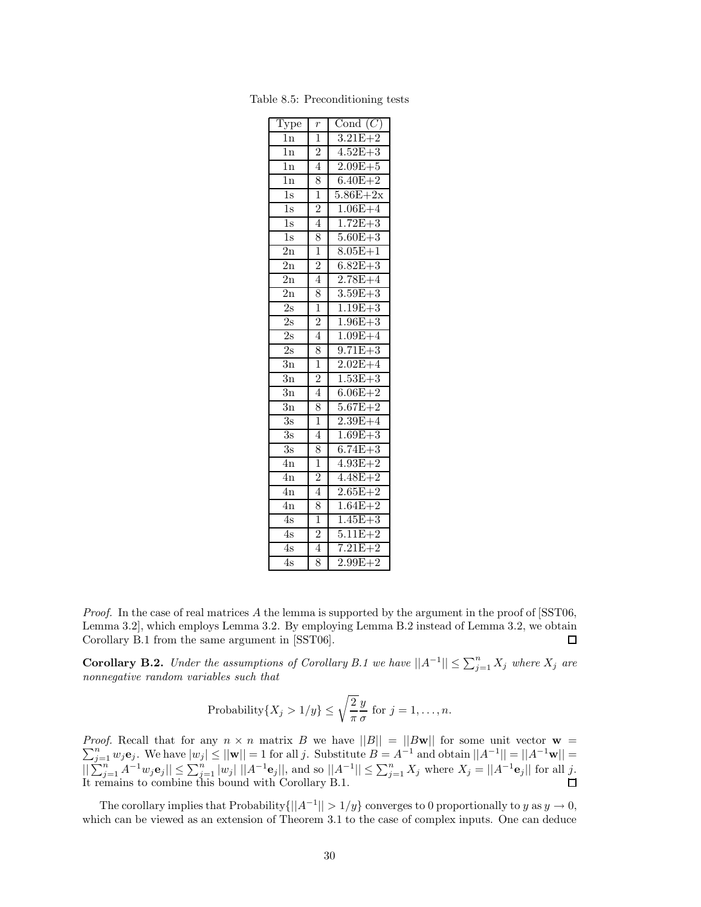Table 8.5: Preconditioning tests

| Type | $r$ | Cond $(C)$ |
|---|---|---|
| 1n | 1 | 3.21E+2 |
| 1n | 2 | 4.52E+3 |
| 1n | 4 | 2.09E+5 |
| 1n | 8 | 6.40E+2 |
| 1s | 1 | 5.86E+2x |
| 1s | 2 | 1.06E+4 |
| 1s | 4 | 1.72E+3 |
| 1s | 8 | 5.60E+3 |
| 2n | 1 | 8.05E+1 |
| 2n | 2 | 6.82E+3 |
| 2n | 4 | 2.78E+4 |
| 2n | 8 | 3.59E+3 |
| 2s | 1 | 1.19E+3 |
| 2s | 2 | 1.96E+3 |
| 2s | 4 | 1.09E+4 |
| 2s | 8 | 9.71E+3 |
| 3n | 1 | 2.02E+4 |
| 3n | 2 | 1.53E+3 |
| 3n | 4 | 6.06E+2 |
| 3n | 8 | 5.67E+2 |
| 3s | 1 | 2.39E+4 |
| 3s | 4 | 1.69E+3 |
| 3s | 8 | 6.74E+3 |
| 4n | 1 | 4.93E+2 |
| 4n | 2 | 4.48E+2 |
| 4n | 4 | 2.65E+2 |
| 4n | 8 | 1.64E+2 |
| 4s | 1 | 1.45E+3 |
| 4s | 2 | 5.11E+2 |
| 4s | 4 | 7.21E+2 |
| 4s | 8 | 2.99E+2 |

*Proof.* In the case of real matrices $A$ the lemma is supported by the argument in the proof of [SST06, Lemma 3.2], which employs Lemma 3.2. By employing Lemma B.2 instead of Lemma 3.2, we obtain Corollary B.1 from the same argument in [SST06]. $\square$

**Corollary B.2.** *Under the assumptions of Corollary B.1 we have $||A^{-1}|| \leq \sum_{j=1}^{n} X_j$ where $X_j$ are nonnegative random variables such that*

$$\text{Probability}\{X_j > 1/y\} \leq \sqrt{\frac{2}{\pi}}\frac{y}{\sigma} \text{ for } j = 1, \ldots, n.$$

*Proof.* Recall that for any $n \times n$ matrix $B$ we have $||B|| = ||B\mathbf{w}||$ for some unit vector $\mathbf{w} = \sum_{j=1}^{n} w_j \mathbf{e}_j$. We have $|w_j| \leq ||\mathbf{w}|| = 1$ for all $j$. Substitute $B = A^{-1}$ and obtain $||A^{-1}|| = ||A^{-1}\mathbf{w}|| = ||\sum_{j=1}^{n} A^{-1} w_j \mathbf{e}_j|| \leq \sum_{j=1}^{n} |w_j| \; ||A^{-1}\mathbf{e}_j||$, and so $||A^{-1}|| \leq \sum_{j=1}^{n} X_j$ where $X_j = ||A^{-1}\mathbf{e}_j||$ for all $j$. It remains to combine this bound with Corollary B.1. $\square$

The corollary implies that Probability$\{||A^{-1}|| > 1/y\}$ converges to 0 proportionally to $y$ as $y \to 0$, which can be viewed as an extension of Theorem 3.1 to the case of complex inputs. One can deduce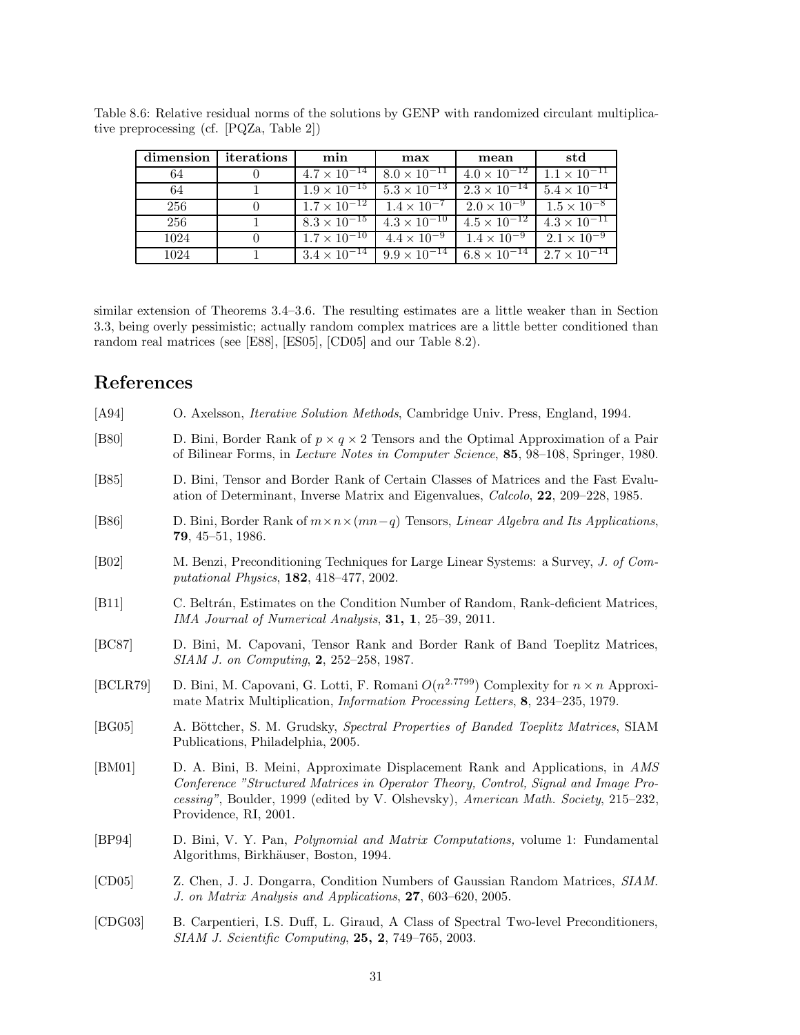Table 8.6: Relative residual norms of the solutions by GENP with randomized circulant multiplicative preprocessing (cf. [PQZa, Table 2])

| dimension | iterations | min | max | mean | std |
|---|---|---|---|---|---|
| 64 | 0 | $4.7 \times 10^{-14}$ | $8.0 \times 10^{-11}$ | $4.0 \times 10^{-12}$ | $1.1 \times 10^{-11}$ |
| 64 | 1 | $1.9 \times 10^{-15}$ | $5.3 \times 10^{-13}$ | $2.3 \times 10^{-14}$ | $5.4 \times 10^{-14}$ |
| 256 | 0 | $1.7 \times 10^{-12}$ | $1.4 \times 10^{-7}$ | $2.0 \times 10^{-9}$ | $1.5 \times 10^{-8}$ |
| 256 | 1 | $8.3 \times 10^{-15}$ | $4.3 \times 10^{-10}$ | $4.5 \times 10^{-12}$ | $4.3 \times 10^{-11}$ |
| 1024 | 0 | $1.7 \times 10^{-10}$ | $4.4 \times 10^{-9}$ | $1.4 \times 10^{-9}$ | $2.1 \times 10^{-9}$ |
| 1024 | 1 | $3.4 \times 10^{-14}$ | $9.9 \times 10^{-14}$ | $6.8 \times 10^{-14}$ | $2.7 \times 10^{-14}$ |

similar extension of Theorems 3.4–3.6. The resulting estimates are a little weaker than in Section 3.3, being overly pessimistic; actually random complex matrices are a little better conditioned than random real matrices (see [E88], [ES05], [CD05] and our Table 8.2).

# References

[A94] O. Axelsson, *Iterative Solution Methods*, Cambridge Univ. Press, England, 1994.

[B80] D. Bini, Border Rank of $p \times q \times 2$ Tensors and the Optimal Approximation of a Pair of Bilinear Forms, in *Lecture Notes in Computer Science*, **85**, 98–108, Springer, 1980.

[B85] D. Bini, Tensor and Border Rank of Certain Classes of Matrices and the Fast Evaluation of Determinant, Inverse Matrix and Eigenvalues, *Calcolo*, **22**, 209–228, 1985.

[B86] D. Bini, Border Rank of $m \times n \times (mn - q)$ Tensors, *Linear Algebra and Its Applications*, **79**, 45–51, 1986.

[B02] M. Benzi, Preconditioning Techniques for Large Linear Systems: a Survey, *J. of Computational Physics*, **182**, 418–477, 2002.

[B11] C. Beltrán, Estimates on the Condition Number of Random, Rank-deficient Matrices, *IMA Journal of Numerical Analysis*, **31, 1**, 25–39, 2011.

[BC87] D. Bini, M. Capovani, Tensor Rank and Border Rank of Band Toeplitz Matrices, *SIAM J. on Computing*, **2**, 252–258, 1987.

[BCLR79] D. Bini, M. Capovani, G. Lotti, F. Romani $O(n^{2.7799})$ Complexity for $n \times n$ Approximate Matrix Multiplication, *Information Processing Letters*, **8**, 234–235, 1979.

[BG05] A. Böttcher, S. M. Grudsky, *Spectral Properties of Banded Toeplitz Matrices*, SIAM Publications, Philadelphia, 2005.

[BM01] D. A. Bini, B. Meini, Approximate Displacement Rank and Applications, in *AMS Conference "Structured Matrices in Operator Theory, Control, Signal and Image Processing"*, Boulder, 1999 (edited by V. Olshevsky), *American Math. Society*, 215–232, Providence, RI, 2001.

[BP94] D. Bini, V. Y. Pan, *Polynomial and Matrix Computations,* volume 1: Fundamental Algorithms, Birkhäuser, Boston, 1994.

[CD05] Z. Chen, J. J. Dongarra, Condition Numbers of Gaussian Random Matrices, *SIAM. J. on Matrix Analysis and Applications*, **27**, 603–620, 2005.

[CDG03] B. Carpentieri, I.S. Duff, L. Giraud, A Class of Spectral Two-level Preconditioners, *SIAM J. Scientific Computing*, **25, 2**, 749–765, 2003.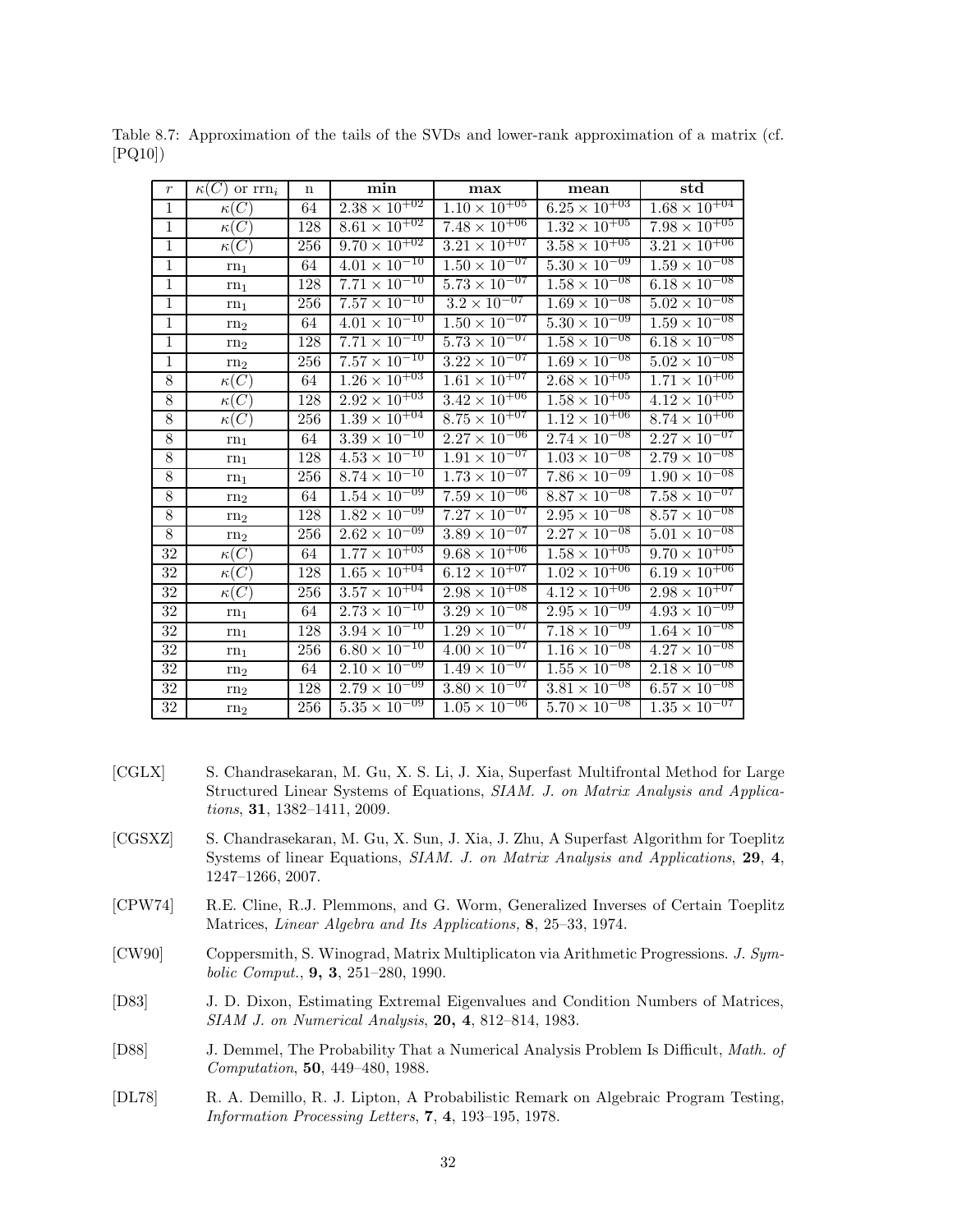Table 8.7: Approximation of the tails of the SVDs and lower-rank approximation of a matrix (cf. [PQ10])

| $r$ | $\kappa(C)$ or $\mathrm{rrn}_i$ | n | **min** | **max** | **mean** | **std** |
|---|---|---|---|---|---|---|
| 1 | $\kappa(C)$ | 64 | $2.38 \times 10^{+02}$ | $1.10 \times 10^{+05}$ | $6.25 \times 10^{+03}$ | $1.68 \times 10^{+04}$ |
| 1 | $\kappa(C)$ | 128 | $8.61 \times 10^{+02}$ | $7.48 \times 10^{+06}$ | $1.32 \times 10^{+05}$ | $7.98 \times 10^{+05}$ |
| 1 | $\kappa(C)$ | 256 | $9.70 \times 10^{+02}$ | $3.21 \times 10^{+07}$ | $3.58 \times 10^{+05}$ | $3.21 \times 10^{+06}$ |
| 1 | $\mathrm{rn}_1$ | 64 | $4.01 \times 10^{-10}$ | $1.50 \times 10^{-07}$ | $5.30 \times 10^{-09}$ | $1.59 \times 10^{-08}$ |
| 1 | $\mathrm{rn}_1$ | 128 | $7.71 \times 10^{-10}$ | $5.73 \times 10^{-07}$ | $1.58 \times 10^{-08}$ | $6.18 \times 10^{-08}$ |
| 1 | $\mathrm{rn}_1$ | 256 | $7.57 \times 10^{-10}$ | $3.2 \times 10^{-07}$ | $1.69 \times 10^{-08}$ | $5.02 \times 10^{-08}$ |
| 1 | $\mathrm{rn}_2$ | 64 | $4.01 \times 10^{-10}$ | $1.50 \times 10^{-07}$ | $5.30 \times 10^{-09}$ | $1.59 \times 10^{-08}$ |
| 1 | $\mathrm{rn}_2$ | 128 | $7.71 \times 10^{-10}$ | $5.73 \times 10^{-07}$ | $1.58 \times 10^{-08}$ | $6.18 \times 10^{-08}$ |
| 1 | $\mathrm{rn}_2$ | 256 | $7.57 \times 10^{-10}$ | $3.22 \times 10^{-07}$ | $1.69 \times 10^{-08}$ | $5.02 \times 10^{-08}$ |
| 8 | $\kappa(C)$ | 64 | $1.26 \times 10^{+03}$ | $1.61 \times 10^{+07}$ | $2.68 \times 10^{+05}$ | $1.71 \times 10^{+06}$ |
| 8 | $\kappa(C)$ | 128 | $2.92 \times 10^{+03}$ | $3.42 \times 10^{+06}$ | $1.58 \times 10^{+05}$ | $4.12 \times 10^{+05}$ |
| 8 | $\kappa(C)$ | 256 | $1.39 \times 10^{+04}$ | $8.75 \times 10^{+07}$ | $1.12 \times 10^{+06}$ | $8.74 \times 10^{+06}$ |
| 8 | $\mathrm{rn}_1$ | 64 | $3.39 \times 10^{-10}$ | $2.27 \times 10^{-06}$ | $2.74 \times 10^{-08}$ | $2.27 \times 10^{-07}$ |
| 8 | $\mathrm{rn}_1$ | 128 | $4.53 \times 10^{-10}$ | $1.91 \times 10^{-07}$ | $1.03 \times 10^{-08}$ | $2.79 \times 10^{-08}$ |
| 8 | $\mathrm{rn}_1$ | 256 | $8.74 \times 10^{-10}$ | $1.73 \times 10^{-07}$ | $7.86 \times 10^{-09}$ | $1.90 \times 10^{-08}$ |
| 8 | $\mathrm{rn}_2$ | 64 | $1.54 \times 10^{-09}$ | $7.59 \times 10^{-06}$ | $8.87 \times 10^{-08}$ | $7.58 \times 10^{-07}$ |
| 8 | $\mathrm{rn}_2$ | 128 | $1.82 \times 10^{-09}$ | $7.27 \times 10^{-07}$ | $2.95 \times 10^{-08}$ | $8.57 \times 10^{-08}$ |
| 8 | $\mathrm{rn}_2$ | 256 | $2.62 \times 10^{-09}$ | $3.89 \times 10^{-07}$ | $2.27 \times 10^{-08}$ | $5.01 \times 10^{-08}$ |
| 32 | $\kappa(C)$ | 64 | $1.77 \times 10^{+03}$ | $9.68 \times 10^{+06}$ | $1.58 \times 10^{+05}$ | $9.70 \times 10^{+05}$ |
| 32 | $\kappa(C)$ | 128 | $1.65 \times 10^{+04}$ | $6.12 \times 10^{+07}$ | $1.02 \times 10^{+06}$ | $6.19 \times 10^{+06}$ |
| 32 | $\kappa(C)$ | 256 | $3.57 \times 10^{+04}$ | $2.98 \times 10^{+08}$ | $4.12 \times 10^{+06}$ | $2.98 \times 10^{+07}$ |
| 32 | $\mathrm{rn}_1$ | 64 | $2.73 \times 10^{-10}$ | $3.29 \times 10^{-08}$ | $2.95 \times 10^{-09}$ | $4.93 \times 10^{-09}$ |
| 32 | $\mathrm{rn}_1$ | 128 | $3.94 \times 10^{-10}$ | $1.29 \times 10^{-07}$ | $7.18 \times 10^{-09}$ | $1.64 \times 10^{-08}$ |
| 32 | $\mathrm{rn}_1$ | 256 | $6.80 \times 10^{-10}$ | $4.00 \times 10^{-07}$ | $1.16 \times 10^{-08}$ | $4.27 \times 10^{-08}$ |
| 32 | $\mathrm{rn}_2$ | 64 | $2.10 \times 10^{-09}$ | $1.49 \times 10^{-07}$ | $1.55 \times 10^{-08}$ | $2.18 \times 10^{-08}$ |
| 32 | $\mathrm{rn}_2$ | 128 | $2.79 \times 10^{-09}$ | $3.80 \times 10^{-07}$ | $3.81 \times 10^{-08}$ | $6.57 \times 10^{-08}$ |
| 32 | $\mathrm{rn}_2$ | 256 | $5.35 \times 10^{-09}$ | $1.05 \times 10^{-06}$ | $5.70 \times 10^{-08}$ | $1.35 \times 10^{-07}$ |

[CGLX] S. Chandrasekaran, M. Gu, X. S. Li, J. Xia, Superfast Multifrontal Method for Large Structured Linear Systems of Equations, *SIAM. J. on Matrix Analysis and Applications*, **31**, 1382–1411, 2009.

[CGSXZ] S. Chandrasekaran, M. Gu, X. Sun, J. Xia, J. Zhu, A Superfast Algorithm for Toeplitz Systems of linear Equations, *SIAM. J. on Matrix Analysis and Applications*, **29**, **4**, 1247–1266, 2007.

[CPW74] R.E. Cline, R.J. Plemmons, and G. Worm, Generalized Inverses of Certain Toeplitz Matrices, *Linear Algebra and Its Applications,* **8**, 25–33, 1974.

[CW90] Coppersmith, S. Winograd, Matrix Multiplicaton via Arithmetic Progressions. *J. Symbolic Comput.*, **9, 3**, 251–280, 1990.

[D83] J. D. Dixon, Estimating Extremal Eigenvalues and Condition Numbers of Matrices, *SIAM J. on Numerical Analysis*, **20, 4**, 812–814, 1983.

[D88] J. Demmel, The Probability That a Numerical Analysis Problem Is Difficult, *Math. of Computation*, **50**, 449–480, 1988.

[DL78] R. A. Demillo, R. J. Lipton, A Probabilistic Remark on Algebraic Program Testing, *Information Processing Letters*, **7**, **4**, 193–195, 1978.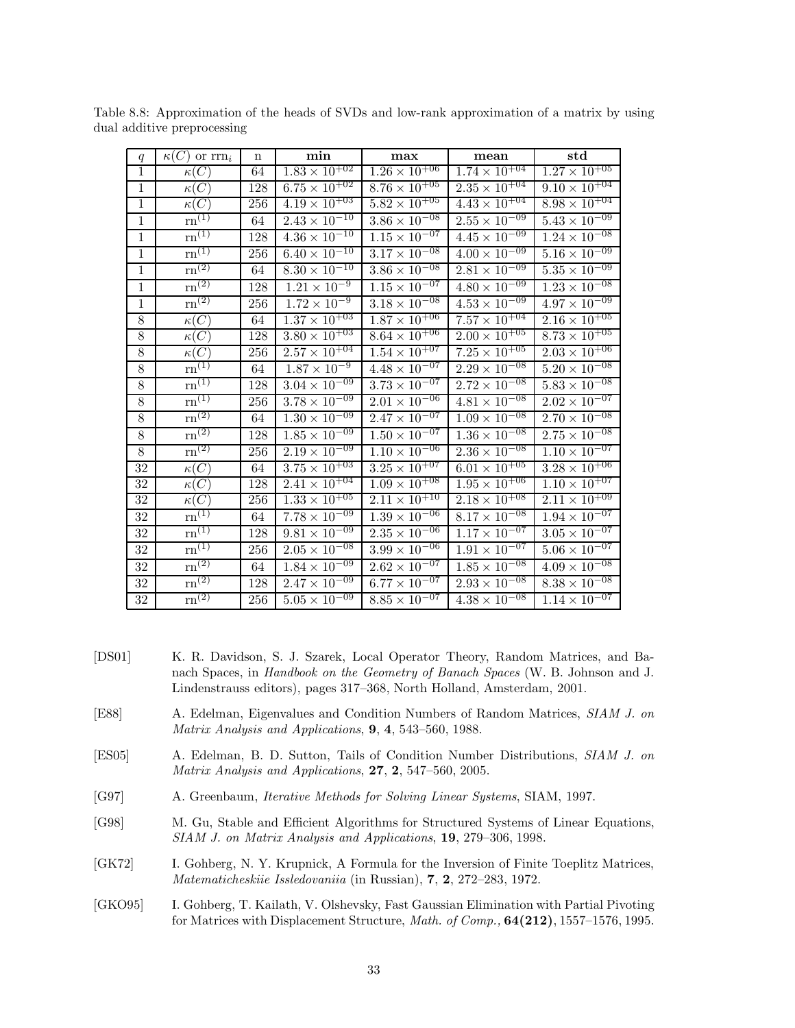Table 8.8: Approximation of the heads of SVDs and low-rank approximation of a matrix by using dual additive preprocessing

| $q$ | $\kappa(C)$ or $\mathrm{rrn}_i$ | n | **min** | **max** | **mean** | **std** |
|---|---|---|---|---|---|---|
| 1 | $\kappa(C)$ | 64 | $1.83 \times 10^{+02}$ | $1.26 \times 10^{+06}$ | $1.74 \times 10^{+04}$ | $1.27 \times 10^{+05}$ |
| 1 | $\kappa(C)$ | 128 | $6.75 \times 10^{+02}$ | $8.76 \times 10^{+05}$ | $2.35 \times 10^{+04}$ | $9.10 \times 10^{+04}$ |
| 1 | $\kappa(C)$ | 256 | $4.19 \times 10^{+03}$ | $5.82 \times 10^{+05}$ | $4.43 \times 10^{+04}$ | $8.98 \times 10^{+04}$ |
| 1 | $\mathrm{rn}^{(1)}$ | 64 | $2.43 \times 10^{-10}$ | $3.86 \times 10^{-08}$ | $2.55 \times 10^{-09}$ | $5.43 \times 10^{-09}$ |
| 1 | $\mathrm{rn}^{(1)}$ | 128 | $4.36 \times 10^{-10}$ | $1.15 \times 10^{-07}$ | $4.45 \times 10^{-09}$ | $1.24 \times 10^{-08}$ |
| 1 | $\mathrm{rn}^{(1)}$ | 256 | $6.40 \times 10^{-10}$ | $3.17 \times 10^{-08}$ | $4.00 \times 10^{-09}$ | $5.16 \times 10^{-09}$ |
| 1 | $\mathrm{rn}^{(2)}$ | 64 | $8.30 \times 10^{-10}$ | $3.86 \times 10^{-08}$ | $2.81 \times 10^{-09}$ | $5.35 \times 10^{-09}$ |
| 1 | $\mathrm{rn}^{(2)}$ | 128 | $1.21 \times 10^{-9}$ | $1.15 \times 10^{-07}$ | $4.80 \times 10^{-09}$ | $1.23 \times 10^{-08}$ |
| 1 | $\mathrm{rn}^{(2)}$ | 256 | $1.72 \times 10^{-9}$ | $3.18 \times 10^{-08}$ | $4.53 \times 10^{-09}$ | $4.97 \times 10^{-09}$ |
| 8 | $\kappa(C)$ | 64 | $1.37 \times 10^{+03}$ | $1.87 \times 10^{+06}$ | $7.57 \times 10^{+04}$ | $2.16 \times 10^{+05}$ |
| 8 | $\kappa(C)$ | 128 | $3.80 \times 10^{+03}$ | $8.64 \times 10^{+06}$ | $2.00 \times 10^{+05}$ | $8.73 \times 10^{+05}$ |
| 8 | $\kappa(C)$ | 256 | $2.57 \times 10^{+04}$ | $1.54 \times 10^{+07}$ | $7.25 \times 10^{+05}$ | $2.03 \times 10^{+06}$ |
| 8 | $\mathrm{rn}^{(1)}$ | 64 | $1.87 \times 10^{-9}$ | $4.48 \times 10^{-07}$ | $2.29 \times 10^{-08}$ | $5.20 \times 10^{-08}$ |
| 8 | $\mathrm{rn}^{(1)}$ | 128 | $3.04 \times 10^{-09}$ | $3.73 \times 10^{-07}$ | $2.72 \times 10^{-08}$ | $5.83 \times 10^{-08}$ |
| 8 | $\mathrm{rn}^{(1)}$ | 256 | $3.78 \times 10^{-09}$ | $2.01 \times 10^{-06}$ | $4.81 \times 10^{-08}$ | $2.02 \times 10^{-07}$ |
| 8 | $\mathrm{rn}^{(2)}$ | 64 | $1.30 \times 10^{-09}$ | $2.47 \times 10^{-07}$ | $1.09 \times 10^{-08}$ | $2.70 \times 10^{-08}$ |
| 8 | $\mathrm{rn}^{(2)}$ | 128 | $1.85 \times 10^{-09}$ | $1.50 \times 10^{-07}$ | $1.36 \times 10^{-08}$ | $2.75 \times 10^{-08}$ |
| 8 | $\mathrm{rn}^{(2)}$ | 256 | $2.19 \times 10^{-09}$ | $1.10 \times 10^{-06}$ | $2.36 \times 10^{-08}$ | $1.10 \times 10^{-07}$ |
| 32 | $\kappa(C)$ | 64 | $3.75 \times 10^{+03}$ | $3.25 \times 10^{+07}$ | $6.01 \times 10^{+05}$ | $3.28 \times 10^{+06}$ |
| 32 | $\kappa(C)$ | 128 | $2.41 \times 10^{+04}$ | $1.09 \times 10^{+08}$ | $1.95 \times 10^{+06}$ | $1.10 \times 10^{+07}$ |
| 32 | $\kappa(C)$ | 256 | $1.33 \times 10^{+05}$ | $2.11 \times 10^{+10}$ | $2.18 \times 10^{+08}$ | $2.11 \times 10^{+09}$ |
| 32 | $\mathrm{rn}^{(1)}$ | 64 | $7.78 \times 10^{-09}$ | $1.39 \times 10^{-06}$ | $8.17 \times 10^{-08}$ | $1.94 \times 10^{-07}$ |
| 32 | $\mathrm{rn}^{(1)}$ | 128 | $9.81 \times 10^{-09}$ | $2.35 \times 10^{-06}$ | $1.17 \times 10^{-07}$ | $3.05 \times 10^{-07}$ |
| 32 | $\mathrm{rn}^{(1)}$ | 256 | $2.05 \times 10^{-08}$ | $3.99 \times 10^{-06}$ | $1.91 \times 10^{-07}$ | $5.06 \times 10^{-07}$ |
| 32 | $\mathrm{rn}^{(2)}$ | 64 | $1.84 \times 10^{-09}$ | $2.62 \times 10^{-07}$ | $1.85 \times 10^{-08}$ | $4.09 \times 10^{-08}$ |
| 32 | $\mathrm{rn}^{(2)}$ | 128 | $2.47 \times 10^{-09}$ | $6.77 \times 10^{-07}$ | $2.93 \times 10^{-08}$ | $8.38 \times 10^{-08}$ |
| 32 | $\mathrm{rn}^{(2)}$ | 256 | $5.05 \times 10^{-09}$ | $8.85 \times 10^{-07}$ | $4.38 \times 10^{-08}$ | $1.14 \times 10^{-07}$ |

[DS01] K. R. Davidson, S. J. Szarek, Local Operator Theory, Random Matrices, and Banach Spaces, in *Handbook on the Geometry of Banach Spaces* (W. B. Johnson and J. Lindenstrauss editors), pages 317–368, North Holland, Amsterdam, 2001.

[E88] A. Edelman, Eigenvalues and Condition Numbers of Random Matrices, *SIAM J. on Matrix Analysis and Applications*, **9**, **4**, 543–560, 1988.

[ES05] A. Edelman, B. D. Sutton, Tails of Condition Number Distributions, *SIAM J. on Matrix Analysis and Applications*, **27**, **2**, 547–560, 2005.

[G97] A. Greenbaum, *Iterative Methods for Solving Linear Systems*, SIAM, 1997.

[G98] M. Gu, Stable and Efficient Algorithms for Structured Systems of Linear Equations, *SIAM J. on Matrix Analysis and Applications*, **19**, 279–306, 1998.

[GK72] I. Gohberg, N. Y. Krupnick, A Formula for the Inversion of Finite Toeplitz Matrices, *Matematicheskiie Issledovaniia* (in Russian), **7**, **2**, 272–283, 1972.

[GKO95] I. Gohberg, T. Kailath, V. Olshevsky, Fast Gaussian Elimination with Partial Pivoting for Matrices with Displacement Structure, *Math. of Comp.,* **64(212)**, 1557–1576, 1995.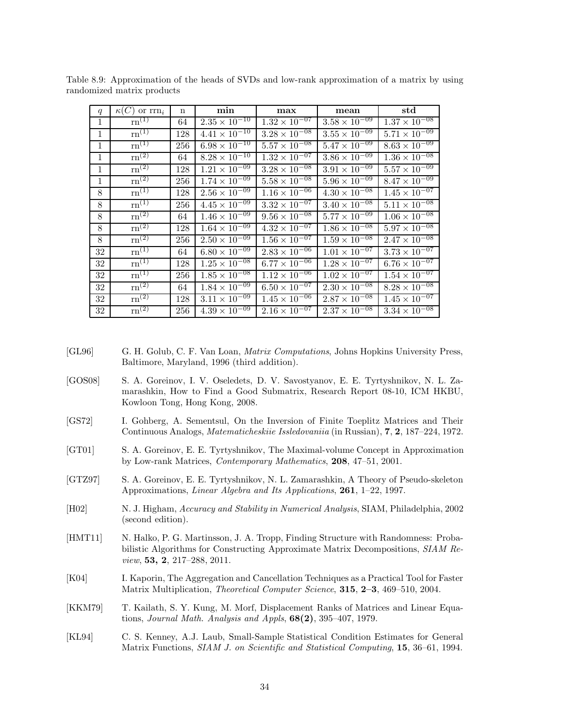Table 8.9: Approximation of the heads of SVDs and low-rank approximation of a matrix by using randomized matrix products

| $q$ | $\kappa(C)$ or $\mathrm{rrn}_i$ | n | **min** | **max** | **mean** | **std** |
|---|---|---|---|---|---|---|
| 1 | $\mathrm{rn}^{(1)}$ | 64 | $2.35 \times 10^{-10}$ | $1.32 \times 10^{-07}$ | $3.58 \times 10^{-09}$ | $1.37 \times 10^{-08}$ |
| 1 | $\mathrm{rn}^{(1)}$ | 128 | $4.41 \times 10^{-10}$ | $3.28 \times 10^{-08}$ | $3.55 \times 10^{-09}$ | $5.71 \times 10^{-09}$ |
| 1 | $\mathrm{rn}^{(1)}$ | 256 | $6.98 \times 10^{-10}$ | $5.57 \times 10^{-08}$ | $5.47 \times 10^{-09}$ | $8.63 \times 10^{-09}$ |
| 1 | $\mathrm{rn}^{(2)}$ | 64 | $8.28 \times 10^{-10}$ | $1.32 \times 10^{-07}$ | $3.86 \times 10^{-09}$ | $1.36 \times 10^{-08}$ |
| 1 | $\mathrm{rn}^{(2)}$ | 128 | $1.21 \times 10^{-09}$ | $3.28 \times 10^{-08}$ | $3.91 \times 10^{-09}$ | $5.57 \times 10^{-09}$ |
| 1 | $\mathrm{rn}^{(2)}$ | 256 | $1.74 \times 10^{-09}$ | $5.58 \times 10^{-08}$ | $5.96 \times 10^{-09}$ | $8.47 \times 10^{-09}$ |
| 8 | $\mathrm{rn}^{(1)}$ | 128 | $2.56 \times 10^{-09}$ | $1.16 \times 10^{-06}$ | $4.30 \times 10^{-08}$ | $1.45 \times 10^{-07}$ |
| 8 | $\mathrm{rn}^{(1)}$ | 256 | $4.45 \times 10^{-09}$ | $3.32 \times 10^{-07}$ | $3.40 \times 10^{-08}$ | $5.11 \times 10^{-08}$ |
| 8 | $\mathrm{rn}^{(2)}$ | 64 | $1.46 \times 10^{-09}$ | $9.56 \times 10^{-08}$ | $5.77 \times 10^{-09}$ | $1.06 \times 10^{-08}$ |
| 8 | $\mathrm{rn}^{(2)}$ | 128 | $1.64 \times 10^{-09}$ | $4.32 \times 10^{-07}$ | $1.86 \times 10^{-08}$ | $5.97 \times 10^{-08}$ |
| 8 | $\mathrm{rn}^{(2)}$ | 256 | $2.50 \times 10^{-09}$ | $1.56 \times 10^{-07}$ | $1.59 \times 10^{-08}$ | $2.47 \times 10^{-08}$ |
| 32 | $\mathrm{rn}^{(1)}$ | 64 | $6.80 \times 10^{-09}$ | $2.83 \times 10^{-06}$ | $1.01 \times 10^{-07}$ | $3.73 \times 10^{-07}$ |
| 32 | $\mathrm{rn}^{(1)}$ | 128 | $1.25 \times 10^{-08}$ | $6.77 \times 10^{-06}$ | $1.28 \times 10^{-07}$ | $6.76 \times 10^{-07}$ |
| 32 | $\mathrm{rn}^{(1)}$ | 256 | $1.85 \times 10^{-08}$ | $1.12 \times 10^{-06}$ | $1.02 \times 10^{-07}$ | $1.54 \times 10^{-07}$ |
| 32 | $\mathrm{rn}^{(2)}$ | 64 | $1.84 \times 10^{-09}$ | $6.50 \times 10^{-07}$ | $2.30 \times 10^{-08}$ | $8.28 \times 10^{-08}$ |
| 32 | $\mathrm{rn}^{(2)}$ | 128 | $3.11 \times 10^{-09}$ | $1.45 \times 10^{-06}$ | $2.87 \times 10^{-08}$ | $1.45 \times 10^{-07}$ |
| 32 | $\mathrm{rn}^{(2)}$ | 256 | $4.39 \times 10^{-09}$ | $2.16 \times 10^{-07}$ | $2.37 \times 10^{-08}$ | $3.34 \times 10^{-08}$ |

[GL96] G. H. Golub, C. F. Van Loan, *Matrix Computations*, Johns Hopkins University Press, Baltimore, Maryland, 1996 (third addition).

[GOS08] S. A. Goreinov, I. V. Oseledets, D. V. Savostyanov, E. E. Tyrtyshnikov, N. L. Zamarashkin, How to Find a Good Submatrix, Research Report 08-10, ICM HKBU, Kowloon Tong, Hong Kong, 2008.

[GS72] I. Gohberg, A. Sementsul, On the Inversion of Finite Toeplitz Matrices and Their Continuous Analogs, *Matematicheskiie Issledovaniia* (in Russian), **7**, **2**, 187–224, 1972.

[GT01] S. A. Goreinov, E. E. Tyrtyshnikov, The Maximal-volume Concept in Approximation by Low-rank Matrices, *Contemporary Mathematics*, **208**, 47–51, 2001.

[GTZ97] S. A. Goreinov, E. E. Tyrtyshnikov, N. L. Zamarashkin, A Theory of Pseudo-skeleton Approximations, *Linear Algebra and Its Applications*, **261**, 1–22, 1997.

[H02] N. J. Higham, *Accuracy and Stability in Numerical Analysis*, SIAM, Philadelphia, 2002 (second edition).

[HMT11] N. Halko, P. G. Martinsson, J. A. Tropp, Finding Structure with Randomness: Probabilistic Algorithms for Constructing Approximate Matrix Decompositions, *SIAM Review*, **53, 2**, 217–288, 2011.

[K04] I. Kaporin, The Aggregation and Cancellation Techniques as a Practical Tool for Faster Matrix Multiplication, *Theoretical Computer Science*, **315**, **2–3**, 469–510, 2004.

[KKM79] T. Kailath, S. Y. Kung, M. Morf, Displacement Ranks of Matrices and Linear Equations, *Journal Math. Analysis and Appls*, **68(2)**, 395–407, 1979.

[KL94] C. S. Kenney, A.J. Laub, Small-Sample Statistical Condition Estimates for General Matrix Functions, *SIAM J. on Scientific and Statistical Computing*, **15**, 36–61, 1994.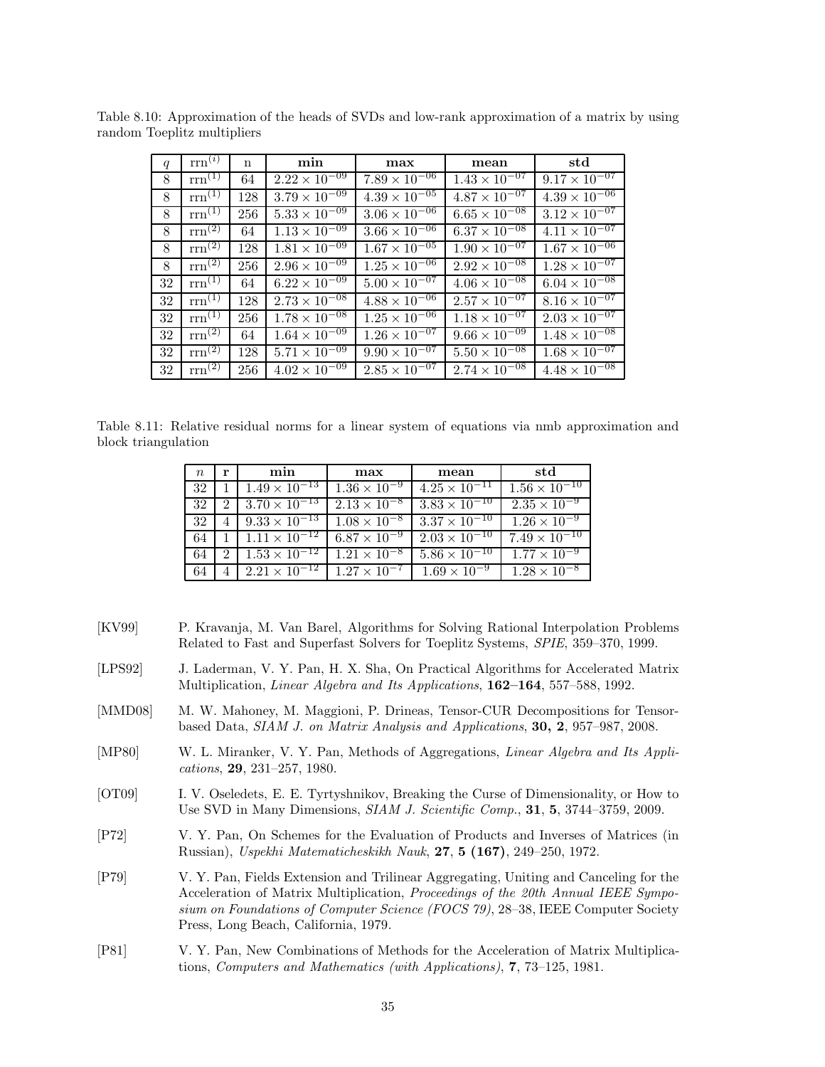Table 8.10: Approximation of the heads of SVDs and low-rank approximation of a matrix by using random Toeplitz multipliers

| $q$ | $\mathrm{rrn}^{(i)}$ | n | **min** | **max** | **mean** | **std** |
|---|---|---|---|---|---|---|
| 8 | $\mathrm{rrn}^{(1)}$ | 64 | $2.22 \times 10^{-09}$ | $7.89 \times 10^{-06}$ | $1.43 \times 10^{-07}$ | $9.17 \times 10^{-07}$ |
| 8 | $\mathrm{rrn}^{(1)}$ | 128 | $3.79 \times 10^{-09}$ | $4.39 \times 10^{-05}$ | $4.87 \times 10^{-07}$ | $4.39 \times 10^{-06}$ |
| 8 | $\mathrm{rrn}^{(1)}$ | 256 | $5.33 \times 10^{-09}$ | $3.06 \times 10^{-06}$ | $6.65 \times 10^{-08}$ | $3.12 \times 10^{-07}$ |
| 8 | $\mathrm{rrn}^{(2)}$ | 64 | $1.13 \times 10^{-09}$ | $3.66 \times 10^{-06}$ | $6.37 \times 10^{-08}$ | $4.11 \times 10^{-07}$ |
| 8 | $\mathrm{rrn}^{(2)}$ | 128 | $1.81 \times 10^{-09}$ | $1.67 \times 10^{-05}$ | $1.90 \times 10^{-07}$ | $1.67 \times 10^{-06}$ |
| 8 | $\mathrm{rrn}^{(2)}$ | 256 | $2.96 \times 10^{-09}$ | $1.25 \times 10^{-06}$ | $2.92 \times 10^{-08}$ | $1.28 \times 10^{-07}$ |
| 32 | $\mathrm{rrn}^{(1)}$ | 64 | $6.22 \times 10^{-09}$ | $5.00 \times 10^{-07}$ | $4.06 \times 10^{-08}$ | $6.04 \times 10^{-08}$ |
| 32 | $\mathrm{rrn}^{(1)}$ | 128 | $2.73 \times 10^{-08}$ | $4.88 \times 10^{-06}$ | $2.57 \times 10^{-07}$ | $8.16 \times 10^{-07}$ |
| 32 | $\mathrm{rrn}^{(1)}$ | 256 | $1.78 \times 10^{-08}$ | $1.25 \times 10^{-06}$ | $1.18 \times 10^{-07}$ | $2.03 \times 10^{-07}$ |
| 32 | $\mathrm{rrn}^{(2)}$ | 64 | $1.64 \times 10^{-09}$ | $1.26 \times 10^{-07}$ | $9.66 \times 10^{-09}$ | $1.48 \times 10^{-08}$ |
| 32 | $\mathrm{rrn}^{(2)}$ | 128 | $5.71 \times 10^{-09}$ | $9.90 \times 10^{-07}$ | $5.50 \times 10^{-08}$ | $1.68 \times 10^{-07}$ |
| 32 | $\mathrm{rrn}^{(2)}$ | 256 | $4.02 \times 10^{-09}$ | $2.85 \times 10^{-07}$ | $2.74 \times 10^{-08}$ | $4.48 \times 10^{-08}$ |

Table 8.11: Relative residual norms for a linear system of equations via nmb approximation and block triangulation

| $n$ | **r** | **min** | **max** | **mean** | **std** |
|---|---|---|---|---|---|
| 32 | 1 | $1.49 \times 10^{-13}$ | $1.36 \times 10^{-9}$ | $4.25 \times 10^{-11}$ | $1.56 \times 10^{-10}$ |
| 32 | 2 | $3.70 \times 10^{-13}$ | $2.13 \times 10^{-8}$ | $3.83 \times 10^{-10}$ | $2.35 \times 10^{-9}$ |
| 32 | 4 | $9.33 \times 10^{-13}$ | $1.08 \times 10^{-8}$ | $3.37 \times 10^{-10}$ | $1.26 \times 10^{-9}$ |
| 64 | 1 | $1.11 \times 10^{-12}$ | $6.87 \times 10^{-9}$ | $2.03 \times 10^{-10}$ | $7.49 \times 10^{-10}$ |
| 64 | 2 | $1.53 \times 10^{-12}$ | $1.21 \times 10^{-8}$ | $5.86 \times 10^{-10}$ | $1.77 \times 10^{-9}$ |
| 64 | 4 | $2.21 \times 10^{-12}$ | $1.27 \times 10^{-7}$ | $1.69 \times 10^{-9}$ | $1.28 \times 10^{-8}$ |

[KV99] P. Kravanja, M. Van Barel, Algorithms for Solving Rational Interpolation Problems Related to Fast and Superfast Solvers for Toeplitz Systems, *SPIE*, 359–370, 1999.

[LPS92] J. Laderman, V. Y. Pan, H. X. Sha, On Practical Algorithms for Accelerated Matrix Multiplication, *Linear Algebra and Its Applications*, **162–164**, 557–588, 1992.

[MMD08] M. W. Mahoney, M. Maggioni, P. Drineas, Tensor-CUR Decompositions for Tensor-based Data, *SIAM J. on Matrix Analysis and Applications*, **30, 2**, 957–987, 2008.

[MP80] W. L. Miranker, V. Y. Pan, Methods of Aggregations, *Linear Algebra and Its Applications*, **29**, 231–257, 1980.

[OT09] I. V. Oseledets, E. E. Tyrtyshnikov, Breaking the Curse of Dimensionality, or How to Use SVD in Many Dimensions, *SIAM J. Scientific Comp.*, **31**, **5**, 3744–3759, 2009.

[P72] V. Y. Pan, On Schemes for the Evaluation of Products and Inverses of Matrices (in Russian), *Uspekhi Matematicheskikh Nauk*, **27**, **5 (167)**, 249–250, 1972.

[P79] V. Y. Pan, Fields Extension and Trilinear Aggregating, Uniting and Canceling for the Acceleration of Matrix Multiplication, *Proceedings of the 20th Annual IEEE Symposium on Foundations of Computer Science (FOCS 79)*, 28–38, IEEE Computer Society Press, Long Beach, California, 1979.

[P81] V. Y. Pan, New Combinations of Methods for the Acceleration of Matrix Multiplications, *Computers and Mathematics (with Applications)*, **7**, 73–125, 1981.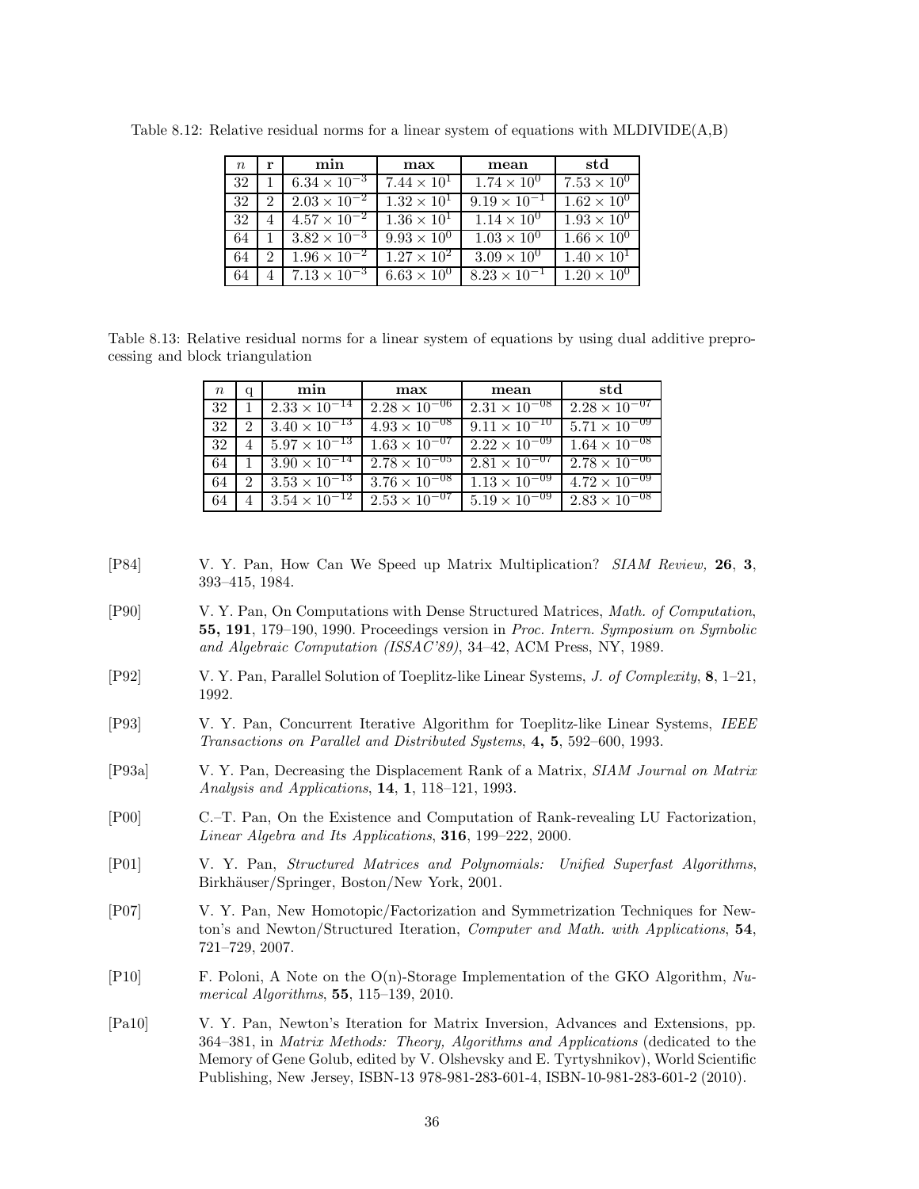Table 8.12: Relative residual norms for a linear system of equations with MLDIVIDE(A,B)

| $n$ | **r** | **min** | **max** | **mean** | **std** |
|---|---|---|---|---|---|
| 32 | 1 | $6.34 \times 10^{-3}$ | $7.44 \times 10^{1}$ | $1.74 \times 10^{0}$ | $7.53 \times 10^{0}$ |
| 32 | 2 | $2.03 \times 10^{-2}$ | $1.32 \times 10^{1}$ | $9.19 \times 10^{-1}$ | $1.62 \times 10^{0}$ |
| 32 | 4 | $4.57 \times 10^{-2}$ | $1.36 \times 10^{1}$ | $1.14 \times 10^{0}$ | $1.93 \times 10^{0}$ |
| 64 | 1 | $3.82 \times 10^{-3}$ | $9.93 \times 10^{0}$ | $1.03 \times 10^{0}$ | $1.66 \times 10^{0}$ |
| 64 | 2 | $1.96 \times 10^{-2}$ | $1.27 \times 10^{2}$ | $3.09 \times 10^{0}$ | $1.40 \times 10^{1}$ |
| 64 | 4 | $7.13 \times 10^{-3}$ | $6.63 \times 10^{0}$ | $8.23 \times 10^{-1}$ | $1.20 \times 10^{0}$ |

Table 8.13: Relative residual norms for a linear system of equations by using dual additive preprocessing and block triangulation

| $n$ | q | **min** | **max** | **mean** | **std** |
|---|---|---|---|---|---|
| 32 | 1 | $2.33 \times 10^{-14}$ | $2.28 \times 10^{-06}$ | $2.31 \times 10^{-08}$ | $2.28 \times 10^{-07}$ |
| 32 | 2 | $3.40 \times 10^{-13}$ | $4.93 \times 10^{-08}$ | $9.11 \times 10^{-10}$ | $5.71 \times 10^{-09}$ |
| 32 | 4 | $5.97 \times 10^{-13}$ | $1.63 \times 10^{-07}$ | $2.22 \times 10^{-09}$ | $1.64 \times 10^{-08}$ |
| 64 | 1 | $3.90 \times 10^{-14}$ | $2.78 \times 10^{-05}$ | $2.81 \times 10^{-07}$ | $2.78 \times 10^{-06}$ |
| 64 | 2 | $3.53 \times 10^{-13}$ | $3.76 \times 10^{-08}$ | $1.13 \times 10^{-09}$ | $4.72 \times 10^{-09}$ |
| 64 | 4 | $3.54 \times 10^{-12}$ | $2.53 \times 10^{-07}$ | $5.19 \times 10^{-09}$ | $2.83 \times 10^{-08}$ |

[P84] V. Y. Pan, How Can We Speed up Matrix Multiplication? *SIAM Review,* **26**, **3**, 393–415, 1984.

[P90] V. Y. Pan, On Computations with Dense Structured Matrices, *Math. of Computation*, **55, 191**, 179–190, 1990. Proceedings version in *Proc. Intern. Symposium on Symbolic and Algebraic Computation (ISSAC'89)*, 34–42, ACM Press, NY, 1989.

[P92] V. Y. Pan, Parallel Solution of Toeplitz-like Linear Systems, *J. of Complexity*, **8**, 1–21, 1992.

[P93] V. Y. Pan, Concurrent Iterative Algorithm for Toeplitz-like Linear Systems, *IEEE Transactions on Parallel and Distributed Systems*, **4, 5**, 592–600, 1993.

[P93a] V. Y. Pan, Decreasing the Displacement Rank of a Matrix, *SIAM Journal on Matrix Analysis and Applications*, **14**, **1**, 118–121, 1993.

[P00] C.–T. Pan, On the Existence and Computation of Rank-revealing LU Factorization, *Linear Algebra and Its Applications*, **316**, 199–222, 2000.

[P01] V. Y. Pan, *Structured Matrices and Polynomials: Unified Superfast Algorithms*, Birkhäuser/Springer, Boston/New York, 2001.

[P07] V. Y. Pan, New Homotopic/Factorization and Symmetrization Techniques for Newton's and Newton/Structured Iteration, *Computer and Math. with Applications*, **54**, 721–729, 2007.

[P10] F. Poloni, A Note on the O(n)-Storage Implementation of the GKO Algorithm, *Numerical Algorithms*, **55**, 115–139, 2010.

[Pa10] V. Y. Pan, Newton's Iteration for Matrix Inversion, Advances and Extensions, pp. 364–381, in *Matrix Methods: Theory, Algorithms and Applications* (dedicated to the Memory of Gene Golub, edited by V. Olshevsky and E. Tyrtyshnikov), World Scientific Publishing, New Jersey, ISBN-13 978-981-283-601-4, ISBN-10-981-283-601-2 (2010).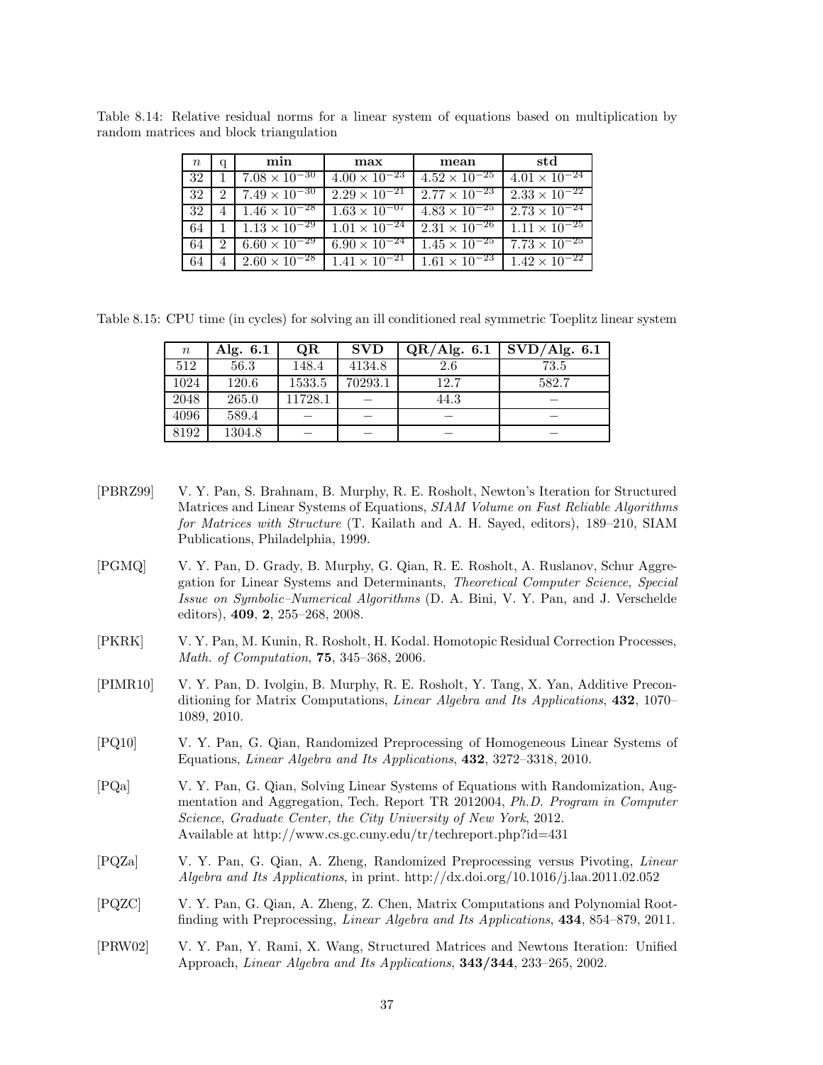Table 8.14: Relative residual norms for a linear system of equations based on multiplication by random matrices and block triangulation

| $n$ | q | min | max | mean | std |
|---|---|---|---|---|---|
| 32 | 1 | $7.08 \times 10^{-30}$ | $4.00 \times 10^{-23}$ | $4.52 \times 10^{-25}$ | $4.01 \times 10^{-24}$ |
| 32 | 2 | $7.49 \times 10^{-30}$ | $2.29 \times 10^{-21}$ | $2.77 \times 10^{-23}$ | $2.33 \times 10^{-22}$ |
| 32 | 4 | $1.46 \times 10^{-28}$ | $1.63 \times 10^{-07}$ | $4.83 \times 10^{-25}$ | $2.73 \times 10^{-24}$ |
| 64 | 1 | $1.13 \times 10^{-29}$ | $1.01 \times 10^{-24}$ | $2.31 \times 10^{-26}$ | $1.11 \times 10^{-25}$ |
| 64 | 2 | $6.60 \times 10^{-29}$ | $6.90 \times 10^{-24}$ | $1.45 \times 10^{-25}$ | $7.73 \times 10^{-25}$ |
| 64 | 4 | $2.60 \times 10^{-28}$ | $1.41 \times 10^{-21}$ | $1.61 \times 10^{-23}$ | $1.42 \times 10^{-22}$ |

Table 8.15: CPU time (in cycles) for solving an ill conditioned real symmetric Toeplitz linear system

| $n$ | Alg. 6.1 | QR | SVD | QR/Alg. 6.1 | SVD/Alg. 6.1 |
|---|---|---|---|---|---|
| 512 | 56.3 | 148.4 | 4134.8 | 2.6 | 73.5 |
| 1024 | 120.6 | 1533.5 | 70293.1 | 12.7 | 582.7 |
| 2048 | 265.0 | 11728.1 | – | 44.3 | – |
| 4096 | 589.4 | – | – | – | – |
| 8192 | 1304.8 | – | – | – | – |

[PBRZ99] V. Y. Pan, S. Brahnam, B. Murphy, R. E. Rosholt, Newton's Iteration for Structured Matrices and Linear Systems of Equations, *SIAM Volume on Fast Reliable Algorithms for Matrices with Structure* (T. Kailath and A. H. Sayed, editors), 189–210, SIAM Publications, Philadelphia, 1999.

[PGMQ] V. Y. Pan, D. Grady, B. Murphy, G. Qian, R. E. Rosholt, A. Ruslanov, Schur Aggregation for Linear Systems and Determinants, *Theoretical Computer Science, Special Issue on Symbolic–Numerical Algorithms* (D. A. Bini, V. Y. Pan, and J. Verschelde editors), **409**, **2**, 255–268, 2008.

[PKRK] V. Y. Pan, M. Kunin, R. Rosholt, H. Kodal. Homotopic Residual Correction Processes, *Math. of Computation*, **75**, 345–368, 2006.

[PIMR10] V. Y. Pan, D. Ivolgin, B. Murphy, R. E. Rosholt, Y. Tang, X. Yan, Additive Preconditioning for Matrix Computations, *Linear Algebra and Its Applications*, **432**, 1070–1089, 2010.

[PQ10] V. Y. Pan, G. Qian, Randomized Preprocessing of Homogeneous Linear Systems of Equations, *Linear Algebra and Its Applications*, **432**, 3272–3318, 2010.

[PQa] V. Y. Pan, G. Qian, Solving Linear Systems of Equations with Randomization, Augmentation and Aggregation, Tech. Report TR 2012004, *Ph.D. Program in Computer Science, Graduate Center, the City University of New York*, 2012. Available at http://www.cs.gc.cuny.edu/tr/techreport.php?id=431

[PQZa] V. Y. Pan, G. Qian, A. Zheng, Randomized Preprocessing versus Pivoting, *Linear Algebra and Its Applications*, in print. http://dx.doi.org/10.1016/j.laa.2011.02.052

[PQZC] V. Y. Pan, G. Qian, A. Zheng, Z. Chen, Matrix Computations and Polynomial Rootfinding with Preprocessing, *Linear Algebra and Its Applications*, **434**, 854–879, 2011.

[PRW02] V. Y. Pan, Y. Rami, X. Wang, Structured Matrices and Newtons Iteration: Unified Approach, *Linear Algebra and Its Applications*, **343/344**, 233–265, 2002.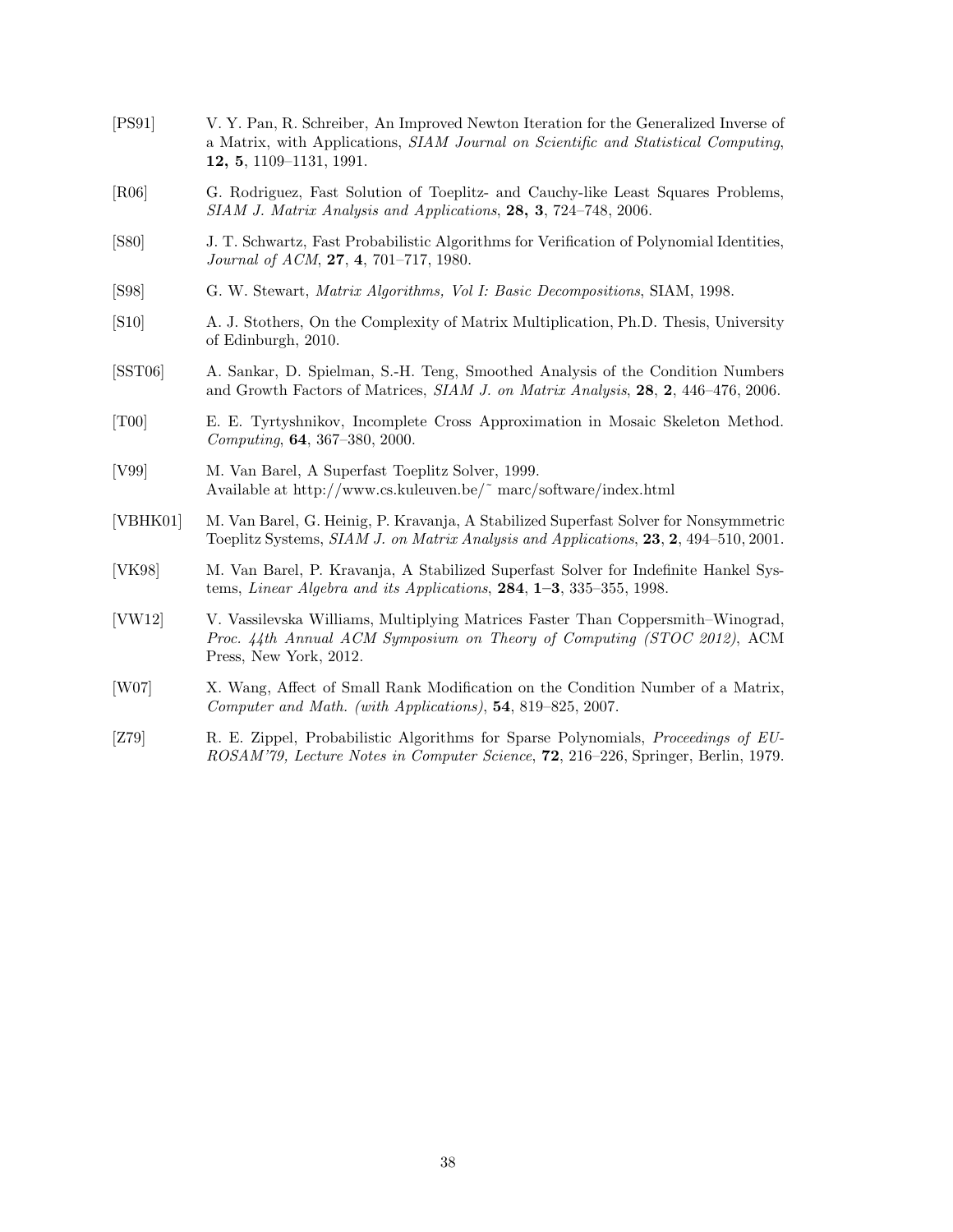[PS91] V. Y. Pan, R. Schreiber, An Improved Newton Iteration for the Generalized Inverse of a Matrix, with Applications, *SIAM Journal on Scientific and Statistical Computing*, **12, 5**, 1109–1131, 1991.

[R06] G. Rodriguez, Fast Solution of Toeplitz- and Cauchy-like Least Squares Problems, *SIAM J. Matrix Analysis and Applications*, **28, 3**, 724–748, 2006.

[S80] J. T. Schwartz, Fast Probabilistic Algorithms for Verification of Polynomial Identities, *Journal of ACM*, **27**, **4**, 701–717, 1980.

[S98] G. W. Stewart, *Matrix Algorithms, Vol I: Basic Decompositions*, SIAM, 1998.

[S10] A. J. Stothers, On the Complexity of Matrix Multiplication, Ph.D. Thesis, University of Edinburgh, 2010.

[SST06] A. Sankar, D. Spielman, S.-H. Teng, Smoothed Analysis of the Condition Numbers and Growth Factors of Matrices, *SIAM J. on Matrix Analysis*, **28**, **2**, 446–476, 2006.

[T00] E. E. Tyrtyshnikov, Incomplete Cross Approximation in Mosaic Skeleton Method. *Computing*, **64**, 367–380, 2000.

[V99] M. Van Barel, A Superfast Toeplitz Solver, 1999. Available at http://www.cs.kuleuven.be/˜ marc/software/index.html

[VBHK01] M. Van Barel, G. Heinig, P. Kravanja, A Stabilized Superfast Solver for Nonsymmetric Toeplitz Systems, *SIAM J. on Matrix Analysis and Applications*, **23**, **2**, 494–510, 2001.

[VK98] M. Van Barel, P. Kravanja, A Stabilized Superfast Solver for Indefinite Hankel Systems, *Linear Algebra and its Applications*, **284**, **1–3**, 335–355, 1998.

[VW12] V. Vassilevska Williams, Multiplying Matrices Faster Than Coppersmith–Winograd, *Proc. 44th Annual ACM Symposium on Theory of Computing (STOC 2012)*, ACM Press, New York, 2012.

[W07] X. Wang, Affect of Small Rank Modification on the Condition Number of a Matrix, *Computer and Math. (with Applications)*, **54**, 819–825, 2007.

[Z79] R. E. Zippel, Probabilistic Algorithms for Sparse Polynomials, *Proceedings of EUROSAM'79, Lecture Notes in Computer Science*, **72**, 216–226, Springer, Berlin, 1979.